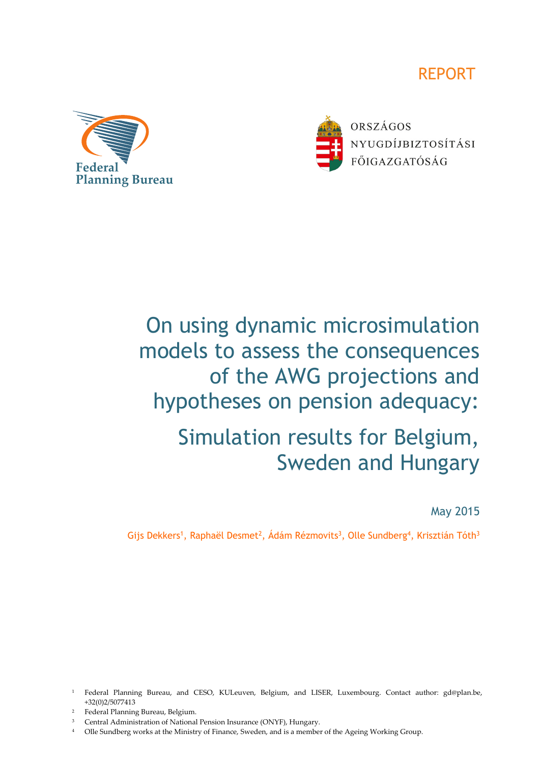REPORT

Federal Planning Bureau

ORSZÁGOS NYUGDÍJBIZTOSÍTÁSI FŐIGAZGATÓSÁG

# On using dynamic microsimulation models to assess the consequences of the AWG projections and hypotheses on pension adequacy:

## Simulation results for Belgium, Sweden and Hungary

May 2015

Gijs Dekkers[1], Raphaël Desmet[2], Ádám Rézmovits[3], Olle Sundberg[4], Krisztián Tóth[3]

[1] Federal Planning Bureau, and CESO, KULeuven, Belgium, and LISER, Luxembourg. Contact author: gd@plan.be, +32(0)2/5077413

[2] Federal Planning Bureau, Belgium.

[3] Central Administration of National Pension Insurance (ONYF), Hungary.

[4] Olle Sundberg works at the Ministry of Finance, Sweden, and is a member of the Ageing Working Group.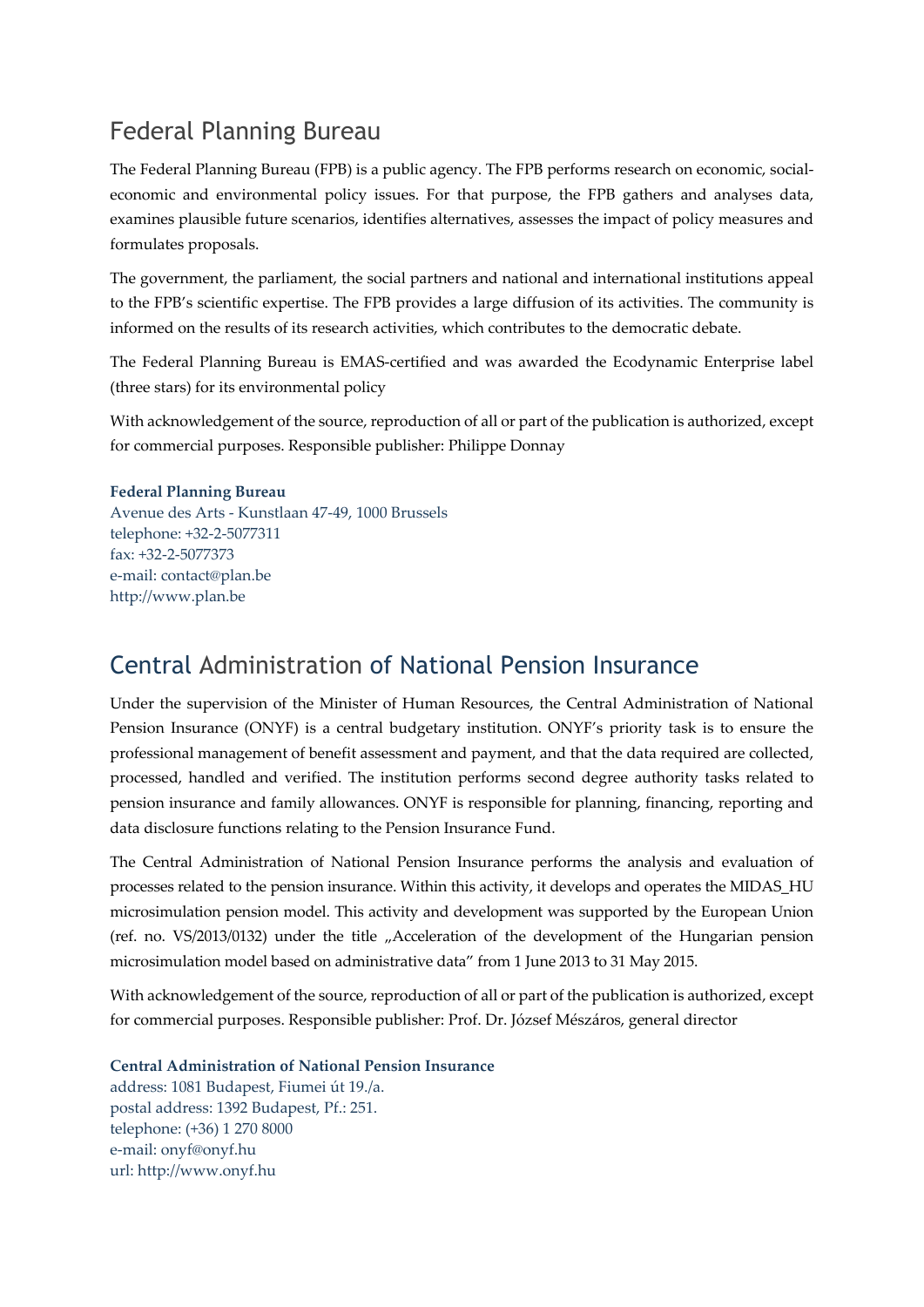## Federal Planning Bureau

The Federal Planning Bureau (FPB) is a public agency. The FPB performs research on economic, social-economic and environmental policy issues. For that purpose, the FPB gathers and analyses data, examines plausible future scenarios, identifies alternatives, assesses the impact of policy measures and formulates proposals.

The government, the parliament, the social partners and national and international institutions appeal to the FPB's scientific expertise. The FPB provides a large diffusion of its activities. The community is informed on the results of its research activities, which contributes to the democratic debate.

The Federal Planning Bureau is EMAS-certified and was awarded the Ecodynamic Enterprise label (three stars) for its environmental policy

With acknowledgement of the source, reproduction of all or part of the publication is authorized, except for commercial purposes. Responsible publisher: Philippe Donnay

**Federal Planning Bureau**
Avenue des Arts - Kunstlaan 47-49, 1000 Brussels
telephone: +32-2-5077311
fax: +32-2-5077373
e-mail: contact@plan.be
http://www.plan.be

## Central Administration of National Pension Insurance

Under the supervision of the Minister of Human Resources, the Central Administration of National Pension Insurance (ONYF) is a central budgetary institution. ONYF's priority task is to ensure the professional management of benefit assessment and payment, and that the data required are collected, processed, handled and verified. The institution performs second degree authority tasks related to pension insurance and family allowances. ONYF is responsible for planning, financing, reporting and data disclosure functions relating to the Pension Insurance Fund.

The Central Administration of National Pension Insurance performs the analysis and evaluation of processes related to the pension insurance. Within this activity, it develops and operates the MIDAS_HU microsimulation pension model. This activity and development was supported by the European Union (ref. no. VS/2013/0132) under the title „Acceleration of the development of the Hungarian pension microsimulation model based on administrative data" from 1 June 2013 to 31 May 2015.

With acknowledgement of the source, reproduction of all or part of the publication is authorized, except for commercial purposes. Responsible publisher: Prof. Dr. József Mészáros, general director

**Central Administration of National Pension Insurance**
address: 1081 Budapest, Fiumei út 19./a.
postal address: 1392 Budapest, Pf.: 251.
telephone: (+36) 1 270 8000
e-mail: onyf@onyf.hu
url: http://www.onyf.hu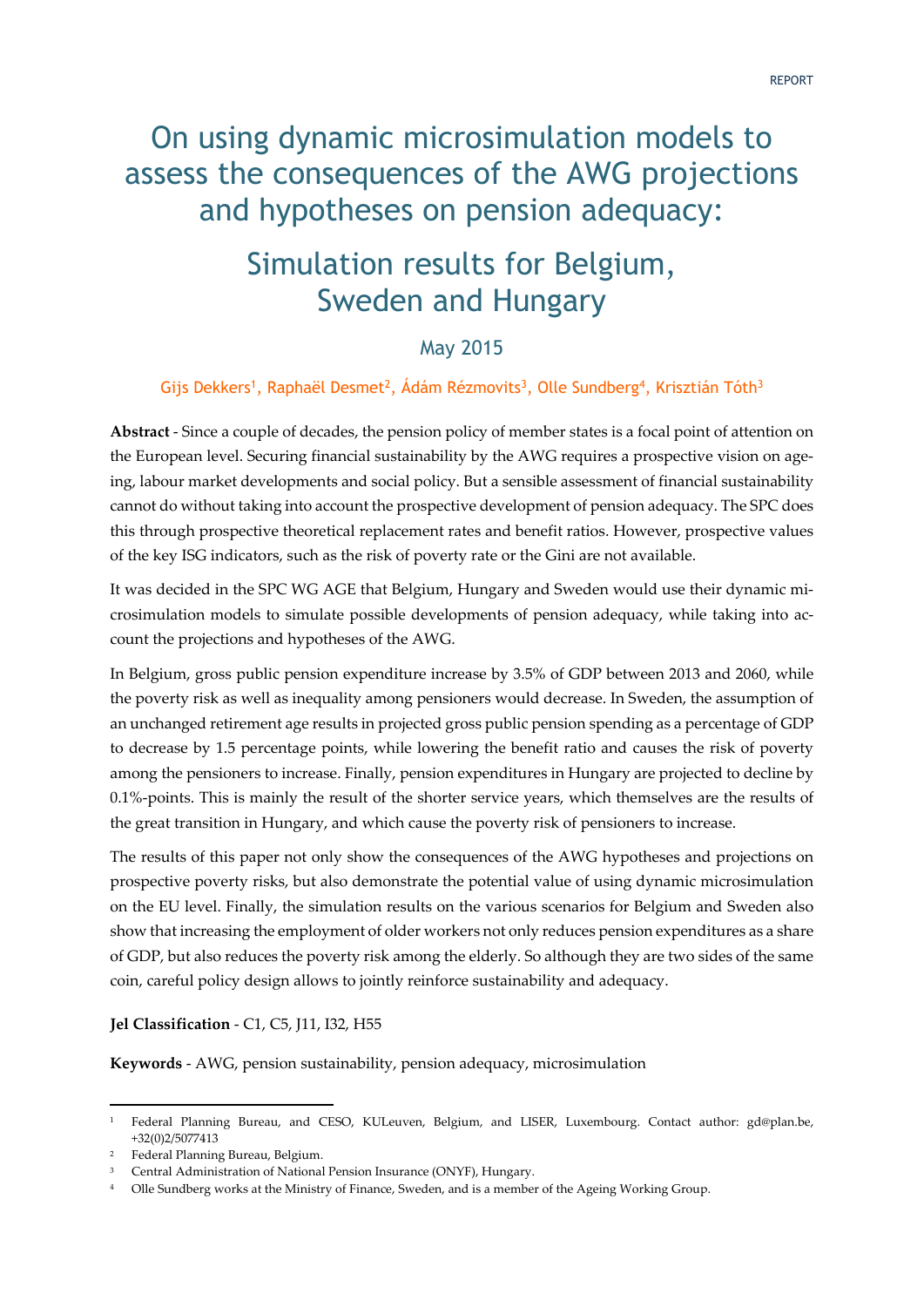# On using dynamic microsimulation models to assess the consequences of the AWG projections and hypotheses on pension adequacy:

## Simulation results for Belgium, Sweden and Hungary

May 2015

Gijs Dekkers[1], Raphaël Desmet[2], Ádám Rézmovits[3], Olle Sundberg[4], Krisztián Tóth[3]

**Abstract** - Since a couple of decades, the pension policy of member states is a focal point of attention on the European level. Securing financial sustainability by the AWG requires a prospective vision on ageing, labour market developments and social policy. But a sensible assessment of financial sustainability cannot do without taking into account the prospective development of pension adequacy. The SPC does this through prospective theoretical replacement rates and benefit ratios. However, prospective values of the key ISG indicators, such as the risk of poverty rate or the Gini are not available.

It was decided in the SPC WG AGE that Belgium, Hungary and Sweden would use their dynamic microsimulation models to simulate possible developments of pension adequacy, while taking into account the projections and hypotheses of the AWG.

In Belgium, gross public pension expenditure increase by 3.5% of GDP between 2013 and 2060, while the poverty risk as well as inequality among pensioners would decrease. In Sweden, the assumption of an unchanged retirement age results in projected gross public pension spending as a percentage of GDP to decrease by 1.5 percentage points, while lowering the benefit ratio and causes the risk of poverty among the pensioners to increase. Finally, pension expenditures in Hungary are projected to decline by 0.1%-points. This is mainly the result of the shorter service years, which themselves are the results of the great transition in Hungary, and which cause the poverty risk of pensioners to increase.

The results of this paper not only show the consequences of the AWG hypotheses and projections on prospective poverty risks, but also demonstrate the potential value of using dynamic microsimulation on the EU level. Finally, the simulation results on the various scenarios for Belgium and Sweden also show that increasing the employment of older workers not only reduces pension expenditures as a share of GDP, but also reduces the poverty risk among the elderly. So although they are two sides of the same coin, careful policy design allows to jointly reinforce sustainability and adequacy.

**Jel Classification** - C1, C5, J11, I32, H55

**Keywords** - AWG, pension sustainability, pension adequacy, microsimulation

---

[1] Federal Planning Bureau, and CESO, KULeuven, Belgium, and LISER, Luxembourg. Contact author: gd@plan.be, +32(0)2/5077413

[2] Federal Planning Bureau, Belgium.

[3] Central Administration of National Pension Insurance (ONYF), Hungary.

[4] Olle Sundberg works at the Ministry of Finance, Sweden, and is a member of the Ageing Working Group.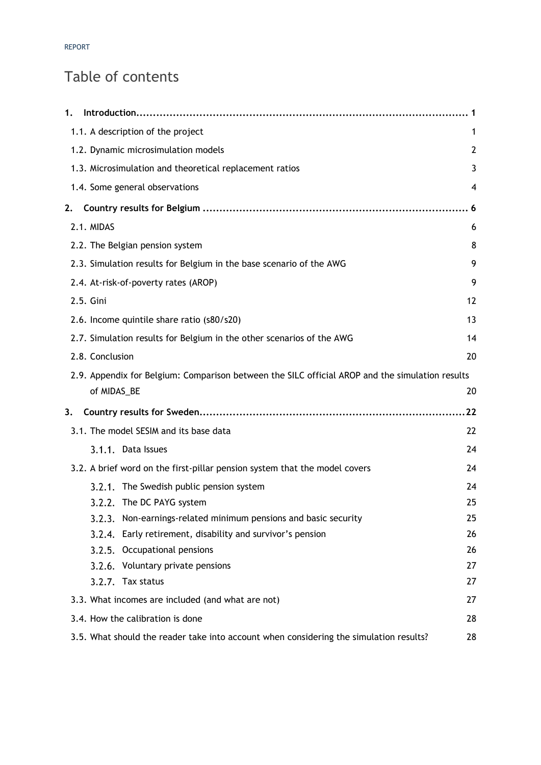# Table of contents

| | |
|---|---|
| **1. Introduction** | **1** |
| 1.1. A description of the project | 1 |
| 1.2. Dynamic microsimulation models | 2 |
| 1.3. Microsimulation and theoretical replacement ratios | 3 |
| 1.4. Some general observations | 4 |
| **2. Country results for Belgium** | **6** |
| 2.1. MIDAS | 6 |
| 2.2. The Belgian pension system | 8 |
| 2.3. Simulation results for Belgium in the base scenario of the AWG | 9 |
| 2.4. At-risk-of-poverty rates (AROP) | 9 |
| 2.5. Gini | 12 |
| 2.6. Income quintile share ratio (s80/s20) | 13 |
| 2.7. Simulation results for Belgium in the other scenarios of the AWG | 14 |
| 2.8. Conclusion | 20 |
| 2.9. Appendix for Belgium: Comparison between the SILC official AROP and the simulation results of MIDAS_BE | 20 |
| **3. Country results for Sweden** | **22** |
| 3.1. The model SESIM and its base data | 22 |
| 3.1.1. Data Issues | 24 |
| 3.2. A brief word on the first-pillar pension system that the model covers | 24 |
| 3.2.1. The Swedish public pension system | 24 |
| 3.2.2. The DC PAYG system | 25 |
| 3.2.3. Non-earnings-related minimum pensions and basic security | 25 |
| 3.2.4. Early retirement, disability and survivor's pension | 26 |
| 3.2.5. Occupational pensions | 26 |
| 3.2.6. Voluntary private pensions | 27 |
| 3.2.7. Tax status | 27 |
| 3.3. What incomes are included (and what are not) | 27 |
| 3.4. How the calibration is done | 28 |
| 3.5. What should the reader take into account when considering the simulation results? | 28 |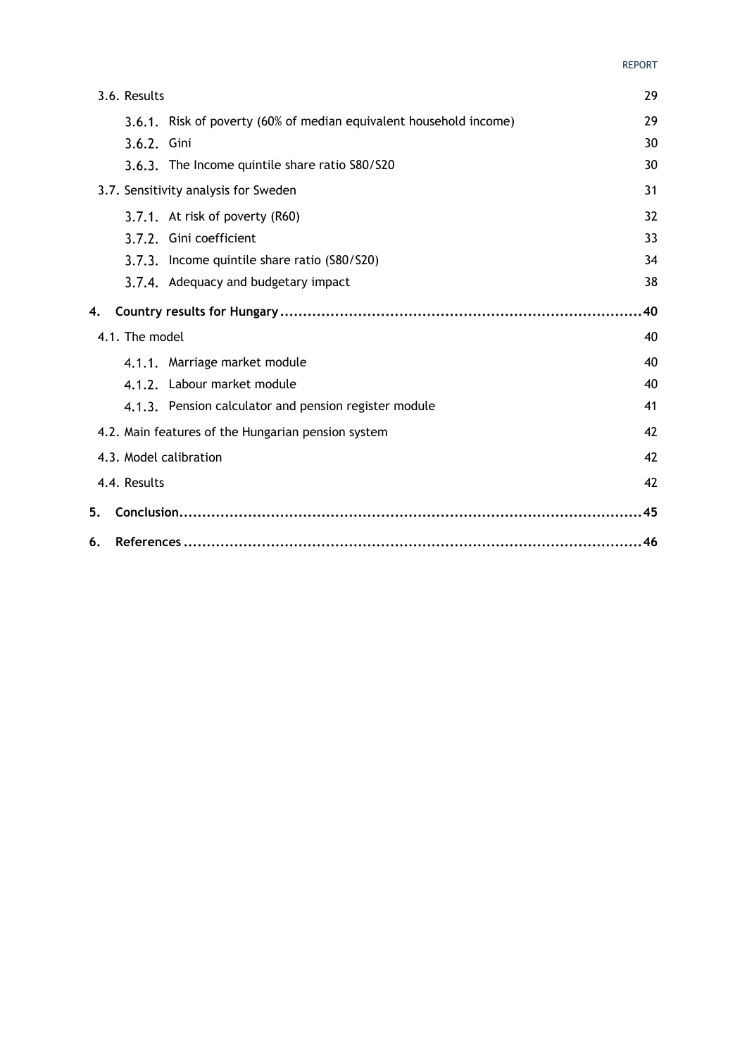3.6. Results 29

3.6.1. Risk of poverty (60% of median equivalent household income) 29

3.6.2. Gini 30

3.6.3. The Income quintile share ratio S80/S20 30

3.7. Sensitivity analysis for Sweden 31

3.7.1. At risk of poverty (R60) 32

3.7.2. Gini coefficient 33

3.7.3. Income quintile share ratio (S80/S20) 34

3.7.4. Adequacy and budgetary impact 38

**4. Country results for Hungary ........................................................................... 40**

4.1. The model 40

4.1.1. Marriage market module 40

4.1.2. Labour market module 40

4.1.3. Pension calculator and pension register module 41

4.2. Main features of the Hungarian pension system 42

4.3. Model calibration 42

4.4. Results 42

**5. Conclusion................................................................................................. 45**

**6. References ................................................................................................ 46**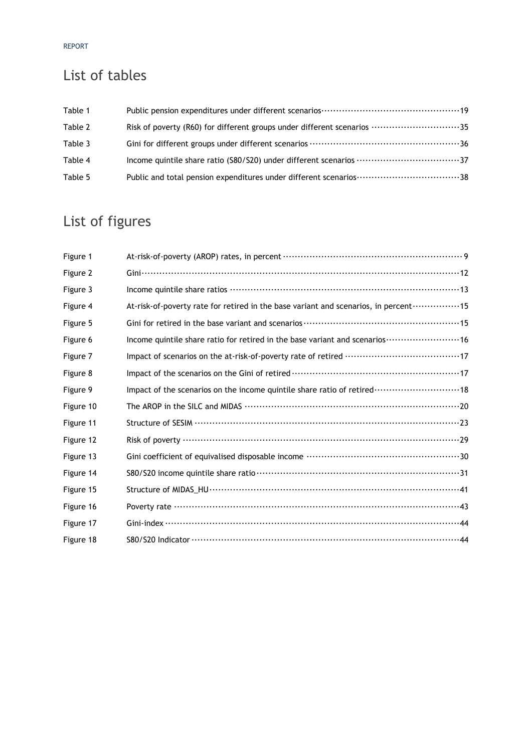## List of tables

| | | |
|---|---|---|
| Table 1 | Public pension expenditures under different scenarios | 19 |
| Table 2 | Risk of poverty (R60) for different groups under different scenarios | 35 |
| Table 3 | Gini for different groups under different scenarios | 36 |
| Table 4 | Income quintile share ratio (S80/S20) under different scenarios | 37 |
| Table 5 | Public and total pension expenditures under different scenarios | 38 |

## List of figures

| | | |
|---|---|---|
| Figure 1 | At-risk-of-poverty (AROP) rates, in percent | 9 |
| Figure 2 | Gini | 12 |
| Figure 3 | Income quintile share ratios | 13 |
| Figure 4 | At-risk-of-poverty rate for retired in the base variant and scenarios, in percent | 15 |
| Figure 5 | Gini for retired in the base variant and scenarios | 15 |
| Figure 6 | Income quintile share ratio for retired in the base variant and scenarios | 16 |
| Figure 7 | Impact of scenarios on the at-risk-of-poverty rate of retired | 17 |
| Figure 8 | Impact of the scenarios on the Gini of retired | 17 |
| Figure 9 | Impact of the scenarios on the income quintile share ratio of retired | 18 |
| Figure 10 | The AROP in the SILC and MIDAS | 20 |
| Figure 11 | Structure of SESIM | 23 |
| Figure 12 | Risk of poverty | 29 |
| Figure 13 | Gini coefficient of equivalised disposable income | 30 |
| Figure 14 | S80/S20 income quintile share ratio | 31 |
| Figure 15 | Structure of MIDAS_HU | 41 |
| Figure 16 | Poverty rate | 43 |
| Figure 17 | Gini-index | 44 |
| Figure 18 | S80/S20 Indicator | 44 |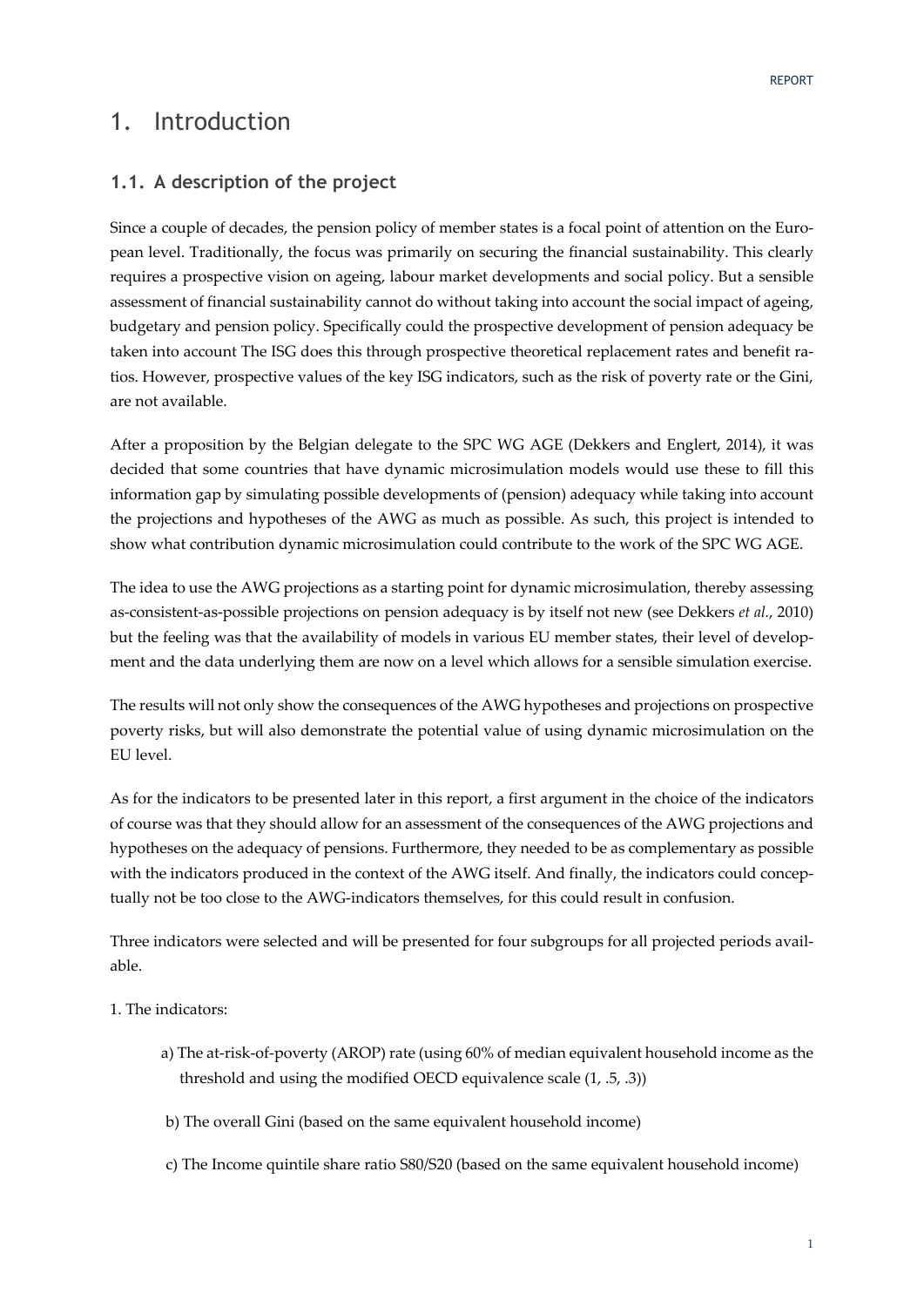# 1. Introduction

## 1.1. A description of the project

Since a couple of decades, the pension policy of member states is a focal point of attention on the European level. Traditionally, the focus was primarily on securing the financial sustainability. This clearly requires a prospective vision on ageing, labour market developments and social policy. But a sensible assessment of financial sustainability cannot do without taking into account the social impact of ageing, budgetary and pension policy. Specifically could the prospective development of pension adequacy be taken into account The ISG does this through prospective theoretical replacement rates and benefit ratios. However, prospective values of the key ISG indicators, such as the risk of poverty rate or the Gini, are not available.

After a proposition by the Belgian delegate to the SPC WG AGE (Dekkers and Englert, 2014), it was decided that some countries that have dynamic microsimulation models would use these to fill this information gap by simulating possible developments of (pension) adequacy while taking into account the projections and hypotheses of the AWG as much as possible. As such, this project is intended to show what contribution dynamic microsimulation could contribute to the work of the SPC WG AGE.

The idea to use the AWG projections as a starting point for dynamic microsimulation, thereby assessing as-consistent-as-possible projections on pension adequacy is by itself not new (see Dekkers *et al.*, 2010) but the feeling was that the availability of models in various EU member states, their level of development and the data underlying them are now on a level which allows for a sensible simulation exercise.

The results will not only show the consequences of the AWG hypotheses and projections on prospective poverty risks, but will also demonstrate the potential value of using dynamic microsimulation on the EU level.

As for the indicators to be presented later in this report, a first argument in the choice of the indicators of course was that they should allow for an assessment of the consequences of the AWG projections and hypotheses on the adequacy of pensions. Furthermore, they needed to be as complementary as possible with the indicators produced in the context of the AWG itself. And finally, the indicators could conceptually not be too close to the AWG-indicators themselves, for this could result in confusion.

Three indicators were selected and will be presented for four subgroups for all projected periods available.

1. The indicators:

   a) The at-risk-of-poverty (AROP) rate (using 60% of median equivalent household income as the threshold and using the modified OECD equivalence scale (1, .5, .3))

   b) The overall Gini (based on the same equivalent household income)

   c) The Income quintile share ratio S80/S20 (based on the same equivalent household income)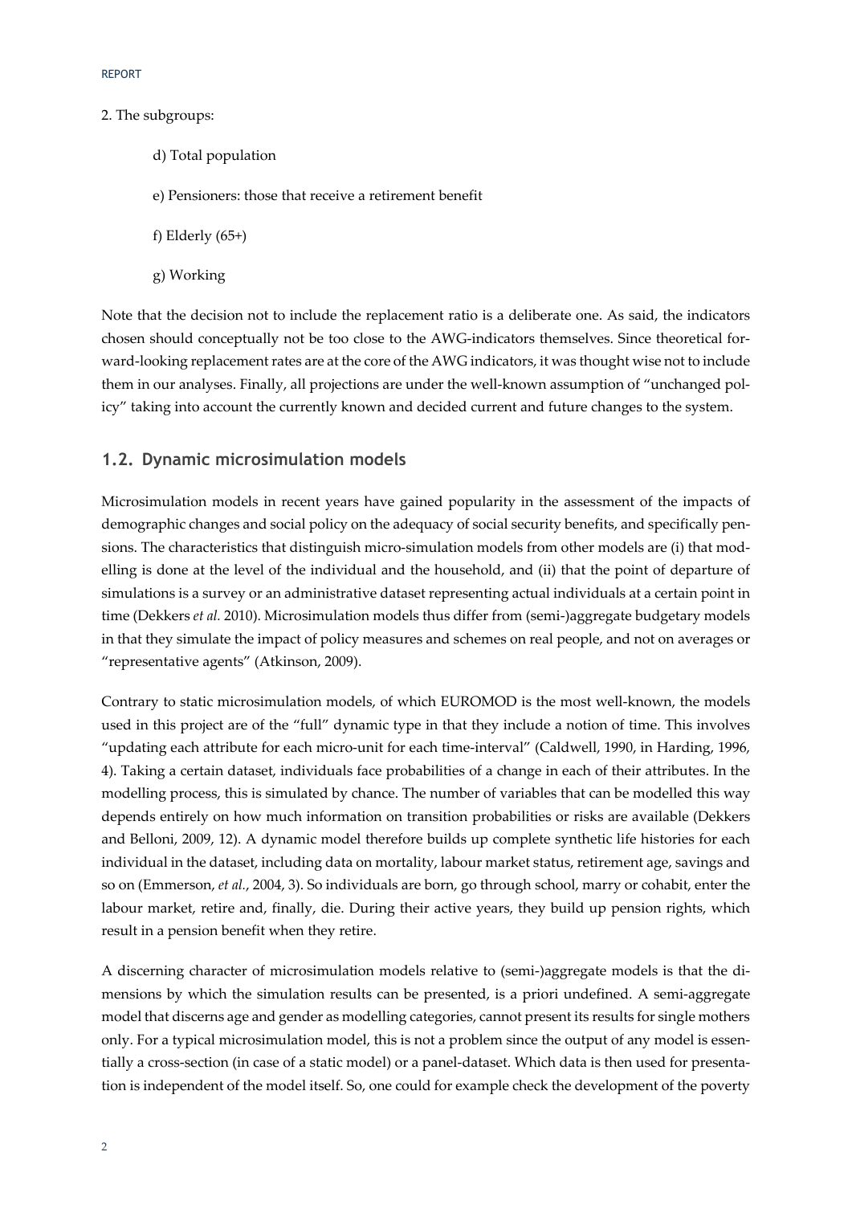2. The subgroups:

d) Total population

e) Pensioners: those that receive a retirement benefit

f) Elderly (65+)

g) Working

Note that the decision not to include the replacement ratio is a deliberate one. As said, the indicators chosen should conceptually not be too close to the AWG-indicators themselves. Since theoretical forward-looking replacement rates are at the core of the AWG indicators, it was thought wise not to include them in our analyses. Finally, all projections are under the well-known assumption of "unchanged policy" taking into account the currently known and decided current and future changes to the system.

## 1.2. Dynamic microsimulation models

Microsimulation models in recent years have gained popularity in the assessment of the impacts of demographic changes and social policy on the adequacy of social security benefits, and specifically pensions. The characteristics that distinguish micro-simulation models from other models are (i) that modelling is done at the level of the individual and the household, and (ii) that the point of departure of simulations is a survey or an administrative dataset representing actual individuals at a certain point in time (Dekkers *et al.* 2010). Microsimulation models thus differ from (semi-)aggregate budgetary models in that they simulate the impact of policy measures and schemes on real people, and not on averages or "representative agents" (Atkinson, 2009).

Contrary to static microsimulation models, of which EUROMOD is the most well-known, the models used in this project are of the "full" dynamic type in that they include a notion of time. This involves "updating each attribute for each micro-unit for each time-interval" (Caldwell, 1990, in Harding, 1996, 4). Taking a certain dataset, individuals face probabilities of a change in each of their attributes. In the modelling process, this is simulated by chance. The number of variables that can be modelled this way depends entirely on how much information on transition probabilities or risks are available (Dekkers and Belloni, 2009, 12). A dynamic model therefore builds up complete synthetic life histories for each individual in the dataset, including data on mortality, labour market status, retirement age, savings and so on (Emmerson, *et al.*, 2004, 3). So individuals are born, go through school, marry or cohabit, enter the labour market, retire and, finally, die. During their active years, they build up pension rights, which result in a pension benefit when they retire.

A discerning character of microsimulation models relative to (semi-)aggregate models is that the dimensions by which the simulation results can be presented, is a priori undefined. A semi-aggregate model that discerns age and gender as modelling categories, cannot present its results for single mothers only. For a typical microsimulation model, this is not a problem since the output of any model is essentially a cross-section (in case of a static model) or a panel-dataset. Which data is then used for presentation is independent of the model itself. So, one could for example check the development of the poverty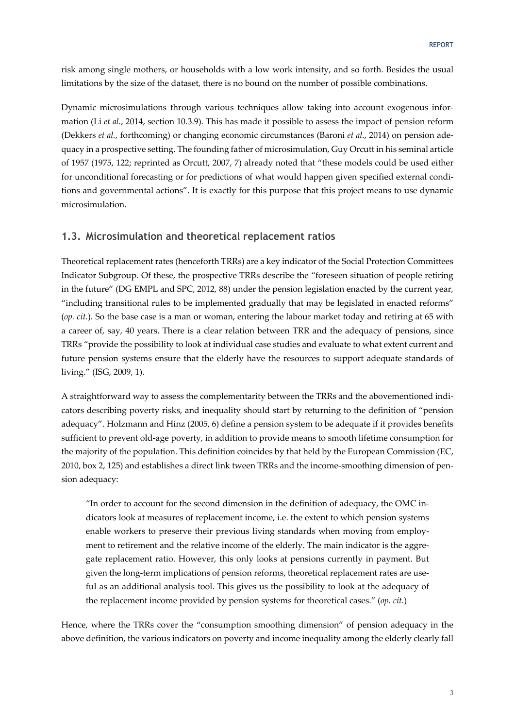risk among single mothers, or households with a low work intensity, and so forth. Besides the usual limitations by the size of the dataset, there is no bound on the number of possible combinations.

Dynamic microsimulations through various techniques allow taking into account exogenous information (Li *et al.*, 2014, section 10.3.9). This has made it possible to assess the impact of pension reform (Dekkers *et al.*, forthcoming) or changing economic circumstances (Baroni *et al.*, 2014) on pension adequacy in a prospective setting. The founding father of microsimulation, Guy Orcutt in his seminal article of 1957 (1975, 122; reprinted as Orcutt, 2007, 7) already noted that "these models could be used either for unconditional forecasting or for predictions of what would happen given specified external conditions and governmental actions". It is exactly for this purpose that this project means to use dynamic microsimulation.

## 1.3. Microsimulation and theoretical replacement ratios

Theoretical replacement rates (henceforth TRRs) are a key indicator of the Social Protection Committees Indicator Subgroup. Of these, the prospective TRRs describe the "foreseen situation of people retiring in the future" (DG EMPL and SPC, 2012, 88) under the pension legislation enacted by the current year, "including transitional rules to be implemented gradually that may be legislated in enacted reforms" (*op. cit.*). So the base case is a man or woman, entering the labour market today and retiring at 65 with a career of, say, 40 years. There is a clear relation between TRR and the adequacy of pensions, since TRRs "provide the possibility to look at individual case studies and evaluate to what extent current and future pension systems ensure that the elderly have the resources to support adequate standards of living." (ISG, 2009, 1).

A straightforward way to assess the complementarity between the TRRs and the abovementioned indicators describing poverty risks, and inequality should start by returning to the definition of "pension adequacy". Holzmann and Hinz (2005, 6) define a pension system to be adequate if it provides benefits sufficient to prevent old-age poverty, in addition to provide means to smooth lifetime consumption for the majority of the population. This definition coincides by that held by the European Commission (EC, 2010, box 2, 125) and establishes a direct link tween TRRs and the income-smoothing dimension of pension adequacy:

> "In order to account for the second dimension in the definition of adequacy, the OMC indicators look at measures of replacement income, i.e. the extent to which pension systems enable workers to preserve their previous living standards when moving from employment to retirement and the relative income of the elderly. The main indicator is the aggregate replacement ratio. However, this only looks at pensions currently in payment. But given the long-term implications of pension reforms, theoretical replacement rates are useful as an additional analysis tool. This gives us the possibility to look at the adequacy of the replacement income provided by pension systems for theoretical cases." (*op. cit.*)

Hence, where the TRRs cover the "consumption smoothing dimension" of pension adequacy in the above definition, the various indicators on poverty and income inequality among the elderly clearly fall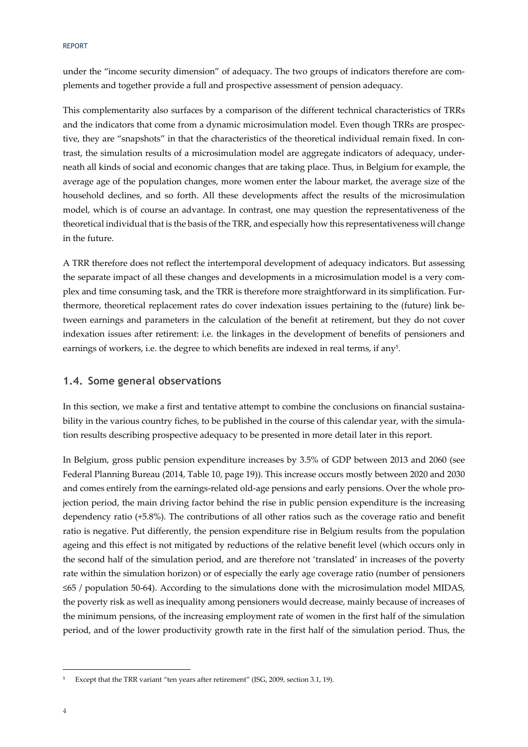under the "income security dimension" of adequacy. The two groups of indicators therefore are complements and together provide a full and prospective assessment of pension adequacy.

This complementarity also surfaces by a comparison of the different technical characteristics of TRRs and the indicators that come from a dynamic microsimulation model. Even though TRRs are prospective, they are "snapshots" in that the characteristics of the theoretical individual remain fixed. In contrast, the simulation results of a microsimulation model are aggregate indicators of adequacy, underneath all kinds of social and economic changes that are taking place. Thus, in Belgium for example, the average age of the population changes, more women enter the labour market, the average size of the household declines, and so forth. All these developments affect the results of the microsimulation model, which is of course an advantage. In contrast, one may question the representativeness of the theoretical individual that is the basis of the TRR, and especially how this representativeness will change in the future.

A TRR therefore does not reflect the intertemporal development of adequacy indicators. But assessing the separate impact of all these changes and developments in a microsimulation model is a very complex and time consuming task, and the TRR is therefore more straightforward in its simplification. Furthermore, theoretical replacement rates do cover indexation issues pertaining to the (future) link between earnings and parameters in the calculation of the benefit at retirement, but they do not cover indexation issues after retirement: i.e. the linkages in the development of benefits of pensioners and earnings of workers, i.e. the degree to which benefits are indexed in real terms, if any[5].

## 1.4. Some general observations

In this section, we make a first and tentative attempt to combine the conclusions on financial sustainability in the various country fiches, to be published in the course of this calendar year, with the simulation results describing prospective adequacy to be presented in more detail later in this report.

In Belgium, gross public pension expenditure increases by 3.5% of GDP between 2013 and 2060 (see Federal Planning Bureau (2014, Table 10, page 19)). This increase occurs mostly between 2020 and 2030 and comes entirely from the earnings-related old-age pensions and early pensions. Over the whole projection period, the main driving factor behind the rise in public pension expenditure is the increasing dependency ratio (+5.8%). The contributions of all other ratios such as the coverage ratio and benefit ratio is negative. Put differently, the pension expenditure rise in Belgium results from the population ageing and this effect is not mitigated by reductions of the relative benefit level (which occurs only in the second half of the simulation period, and are therefore not 'translated' in increases of the poverty rate within the simulation horizon) or of especially the early age coverage ratio (number of pensioners ≤65 / population 50-64). According to the simulations done with the microsimulation model MIDAS, the poverty risk as well as inequality among pensioners would decrease, mainly because of increases of the minimum pensions, of the increasing employment rate of women in the first half of the simulation period, and of the lower productivity growth rate in the first half of the simulation period. Thus, the

[5] Except that the TRR variant "ten years after retirement" (ISG, 2009, section 3.1, 19).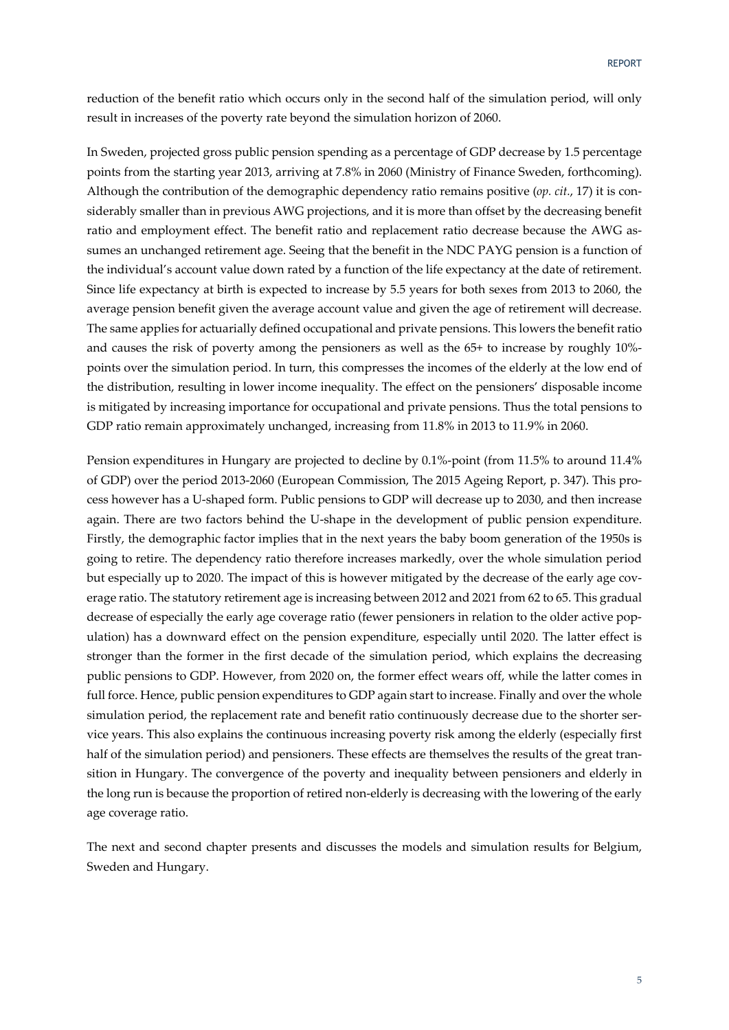reduction of the benefit ratio which occurs only in the second half of the simulation period, will only result in increases of the poverty rate beyond the simulation horizon of 2060.

In Sweden, projected gross public pension spending as a percentage of GDP decrease by 1.5 percentage points from the starting year 2013, arriving at 7.8% in 2060 (Ministry of Finance Sweden, forthcoming). Although the contribution of the demographic dependency ratio remains positive (*op. cit.*, 17) it is considerably smaller than in previous AWG projections, and it is more than offset by the decreasing benefit ratio and employment effect. The benefit ratio and replacement ratio decrease because the AWG assumes an unchanged retirement age. Seeing that the benefit in the NDC PAYG pension is a function of the individual's account value down rated by a function of the life expectancy at the date of retirement. Since life expectancy at birth is expected to increase by 5.5 years for both sexes from 2013 to 2060, the average pension benefit given the average account value and given the age of retirement will decrease. The same applies for actuarially defined occupational and private pensions. This lowers the benefit ratio and causes the risk of poverty among the pensioners as well as the 65+ to increase by roughly 10%-points over the simulation period. In turn, this compresses the incomes of the elderly at the low end of the distribution, resulting in lower income inequality. The effect on the pensioners' disposable income is mitigated by increasing importance for occupational and private pensions. Thus the total pensions to GDP ratio remain approximately unchanged, increasing from 11.8% in 2013 to 11.9% in 2060.

Pension expenditures in Hungary are projected to decline by 0.1%-point (from 11.5% to around 11.4% of GDP) over the period 2013-2060 (European Commission, The 2015 Ageing Report, p. 347). This process however has a U-shaped form. Public pensions to GDP will decrease up to 2030, and then increase again. There are two factors behind the U-shape in the development of public pension expenditure. Firstly, the demographic factor implies that in the next years the baby boom generation of the 1950s is going to retire. The dependency ratio therefore increases markedly, over the whole simulation period but especially up to 2020. The impact of this is however mitigated by the decrease of the early age coverage ratio. The statutory retirement age is increasing between 2012 and 2021 from 62 to 65. This gradual decrease of especially the early age coverage ratio (fewer pensioners in relation to the older active population) has a downward effect on the pension expenditure, especially until 2020. The latter effect is stronger than the former in the first decade of the simulation period, which explains the decreasing public pensions to GDP. However, from 2020 on, the former effect wears off, while the latter comes in full force. Hence, public pension expenditures to GDP again start to increase. Finally and over the whole simulation period, the replacement rate and benefit ratio continuously decrease due to the shorter service years. This also explains the continuous increasing poverty risk among the elderly (especially first half of the simulation period) and pensioners. These effects are themselves the results of the great transition in Hungary. The convergence of the poverty and inequality between pensioners and elderly in the long run is because the proportion of retired non-elderly is decreasing with the lowering of the early age coverage ratio.

The next and second chapter presents and discusses the models and simulation results for Belgium, Sweden and Hungary.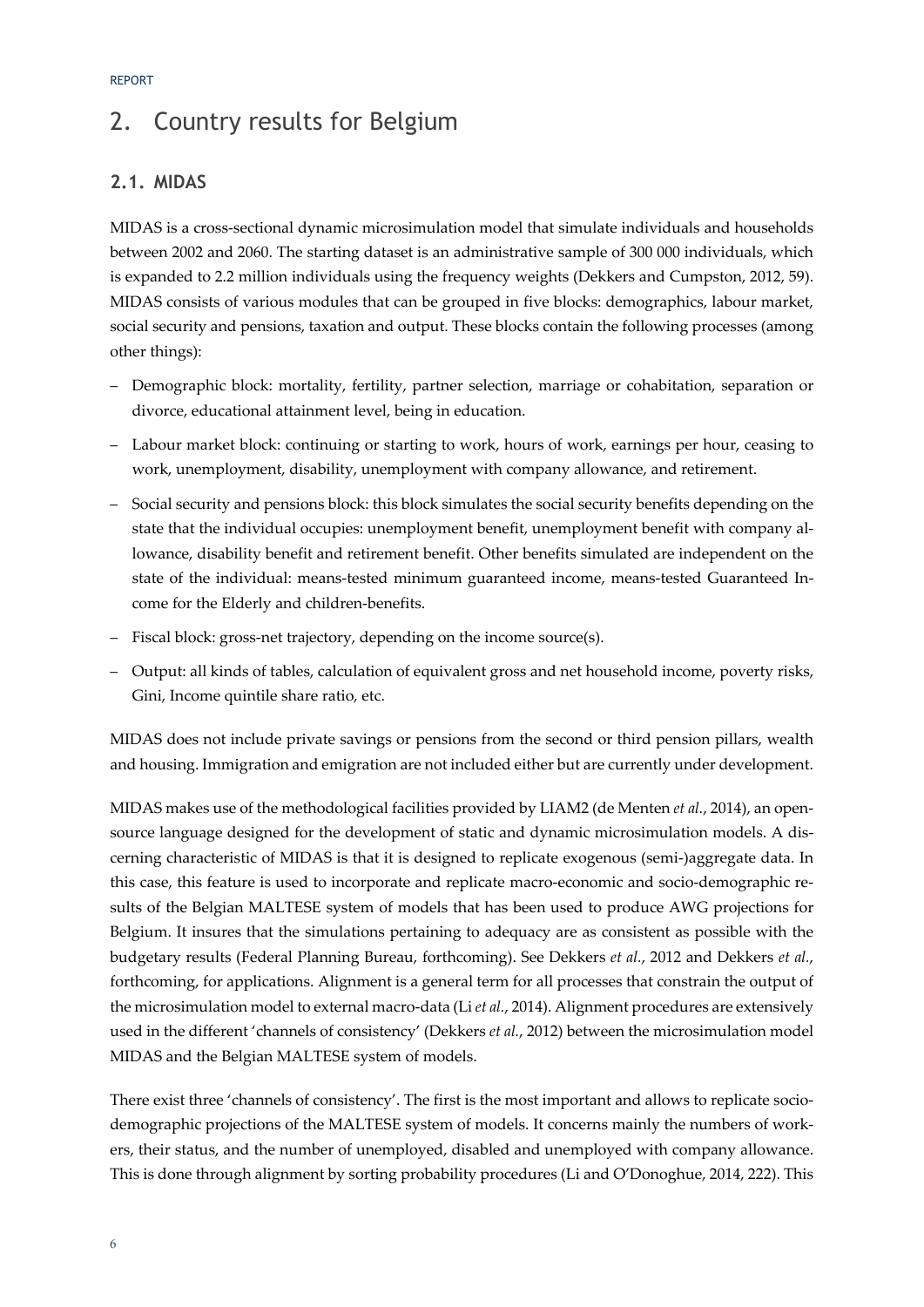# 2. Country results for Belgium

## 2.1. MIDAS

MIDAS is a cross-sectional dynamic microsimulation model that simulate individuals and households between 2002 and 2060. The starting dataset is an administrative sample of 300 000 individuals, which is expanded to 2.2 million individuals using the frequency weights (Dekkers and Cumpston, 2012, 59). MIDAS consists of various modules that can be grouped in five blocks: demographics, labour market, social security and pensions, taxation and output. These blocks contain the following processes (among other things):

- Demographic block: mortality, fertility, partner selection, marriage or cohabitation, separation or divorce, educational attainment level, being in education.
- Labour market block: continuing or starting to work, hours of work, earnings per hour, ceasing to work, unemployment, disability, unemployment with company allowance, and retirement.
- Social security and pensions block: this block simulates the social security benefits depending on the state that the individual occupies: unemployment benefit, unemployment benefit with company allowance, disability benefit and retirement benefit. Other benefits simulated are independent on the state of the individual: means-tested minimum guaranteed income, means-tested Guaranteed Income for the Elderly and children-benefits.
- Fiscal block: gross-net trajectory, depending on the income source(s).
- Output: all kinds of tables, calculation of equivalent gross and net household income, poverty risks, Gini, Income quintile share ratio, etc.

MIDAS does not include private savings or pensions from the second or third pension pillars, wealth and housing. Immigration and emigration are not included either but are currently under development.

MIDAS makes use of the methodological facilities provided by LIAM2 (de Menten *et al.*, 2014), an open-source language designed for the development of static and dynamic microsimulation models. A discerning characteristic of MIDAS is that it is designed to replicate exogenous (semi-)aggregate data. In this case, this feature is used to incorporate and replicate macro-economic and socio-demographic results of the Belgian MALTESE system of models that has been used to produce AWG projections for Belgium. It insures that the simulations pertaining to adequacy are as consistent as possible with the budgetary results (Federal Planning Bureau, forthcoming). See Dekkers *et al.*, 2012 and Dekkers *et al.*, forthcoming, for applications. Alignment is a general term for all processes that constrain the output of the microsimulation model to external macro-data (Li *et al.*, 2014). Alignment procedures are extensively used in the different 'channels of consistency' (Dekkers *et al.*, 2012) between the microsimulation model MIDAS and the Belgian MALTESE system of models.

There exist three 'channels of consistency'. The first is the most important and allows to replicate socio-demographic projections of the MALTESE system of models. It concerns mainly the numbers of workers, their status, and the number of unemployed, disabled and unemployed with company allowance. This is done through alignment by sorting probability procedures (Li and O'Donoghue, 2014, 222). This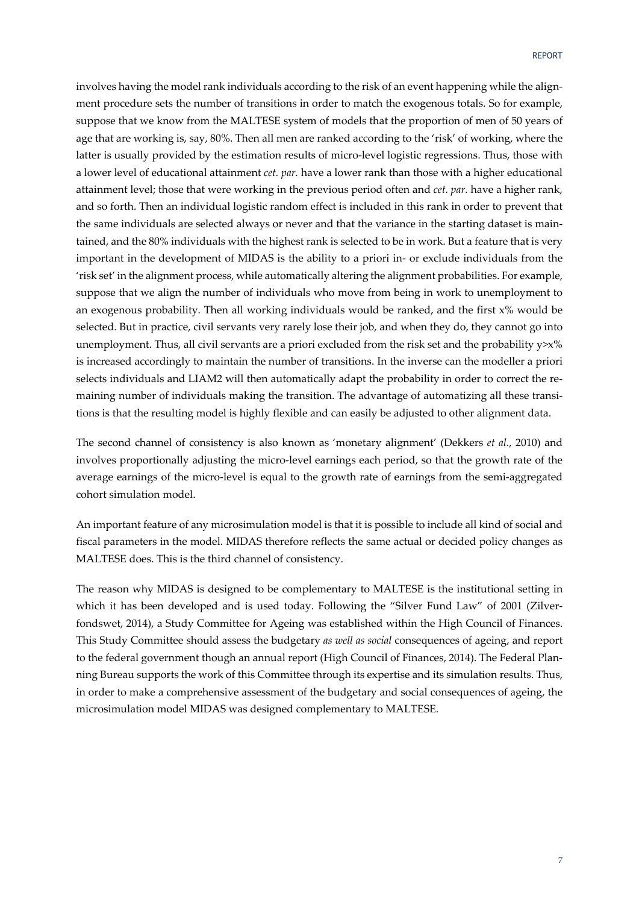involves having the model rank individuals according to the risk of an event happening while the alignment procedure sets the number of transitions in order to match the exogenous totals. So for example, suppose that we know from the MALTESE system of models that the proportion of men of 50 years of age that are working is, say, 80%. Then all men are ranked according to the 'risk' of working, where the latter is usually provided by the estimation results of micro-level logistic regressions. Thus, those with a lower level of educational attainment *cet. par.* have a lower rank than those with a higher educational attainment level; those that were working in the previous period often and *cet. par.* have a higher rank, and so forth. Then an individual logistic random effect is included in this rank in order to prevent that the same individuals are selected always or never and that the variance in the starting dataset is maintained, and the 80% individuals with the highest rank is selected to be in work. But a feature that is very important in the development of MIDAS is the ability to a priori in- or exclude individuals from the 'risk set' in the alignment process, while automatically altering the alignment probabilities. For example, suppose that we align the number of individuals who move from being in work to unemployment to an exogenous probability. Then all working individuals would be ranked, and the first x% would be selected. But in practice, civil servants very rarely lose their job, and when they do, they cannot go into unemployment. Thus, all civil servants are a priori excluded from the risk set and the probability y>x% is increased accordingly to maintain the number of transitions. In the inverse can the modeller a priori selects individuals and LIAM2 will then automatically adapt the probability in order to correct the remaining number of individuals making the transition. The advantage of automatizing all these transitions is that the resulting model is highly flexible and can easily be adjusted to other alignment data.

The second channel of consistency is also known as 'monetary alignment' (Dekkers *et al.*, 2010) and involves proportionally adjusting the micro-level earnings each period, so that the growth rate of the average earnings of the micro-level is equal to the growth rate of earnings from the semi-aggregated cohort simulation model.

An important feature of any microsimulation model is that it is possible to include all kind of social and fiscal parameters in the model. MIDAS therefore reflects the same actual or decided policy changes as MALTESE does. This is the third channel of consistency.

The reason why MIDAS is designed to be complementary to MALTESE is the institutional setting in which it has been developed and is used today. Following the "Silver Fund Law" of 2001 (Zilverfondswet, 2014), a Study Committee for Ageing was established within the High Council of Finances. This Study Committee should assess the budgetary *as well as social* consequences of ageing, and report to the federal government though an annual report (High Council of Finances, 2014). The Federal Planning Bureau supports the work of this Committee through its expertise and its simulation results. Thus, in order to make a comprehensive assessment of the budgetary and social consequences of ageing, the microsimulation model MIDAS was designed complementary to MALTESE.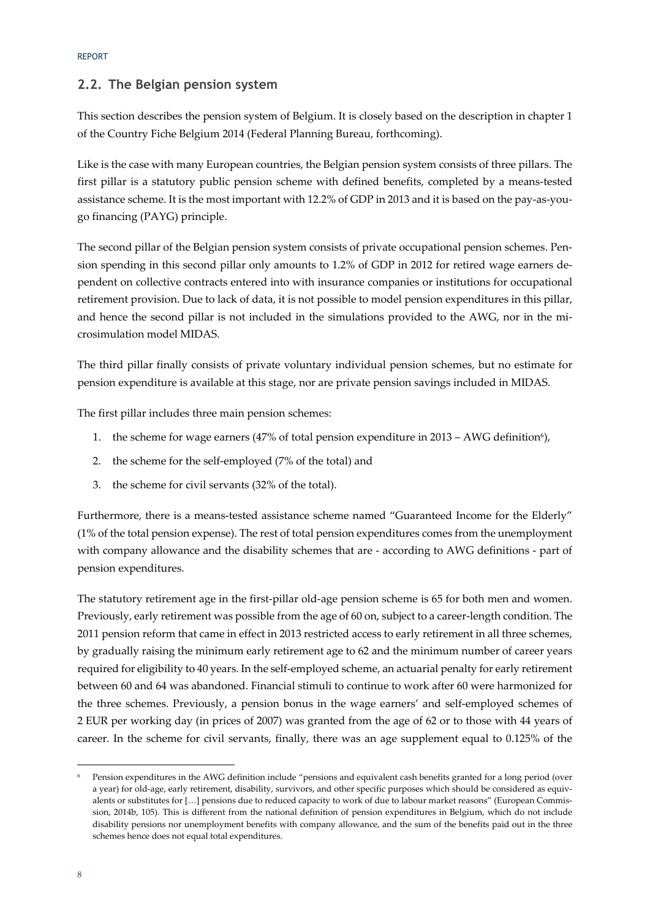## 2.2. The Belgian pension system

This section describes the pension system of Belgium. It is closely based on the description in chapter 1 of the Country Fiche Belgium 2014 (Federal Planning Bureau, forthcoming).

Like is the case with many European countries, the Belgian pension system consists of three pillars. The first pillar is a statutory public pension scheme with defined benefits, completed by a means-tested assistance scheme. It is the most important with 12.2% of GDP in 2013 and it is based on the pay-as-you-go financing (PAYG) principle.

The second pillar of the Belgian pension system consists of private occupational pension schemes. Pension spending in this second pillar only amounts to 1.2% of GDP in 2012 for retired wage earners dependent on collective contracts entered into with insurance companies or institutions for occupational retirement provision. Due to lack of data, it is not possible to model pension expenditures in this pillar, and hence the second pillar is not included in the simulations provided to the AWG, nor in the microsimulation model MIDAS.

The third pillar finally consists of private voluntary individual pension schemes, but no estimate for pension expenditure is available at this stage, nor are private pension savings included in MIDAS.

The first pillar includes three main pension schemes:

1. the scheme for wage earners (47% of total pension expenditure in 2013 – AWG definition[6]),
2. the scheme for the self-employed (7% of the total) and
3. the scheme for civil servants (32% of the total).

Furthermore, there is a means-tested assistance scheme named "Guaranteed Income for the Elderly" (1% of the total pension expense). The rest of total pension expenditures comes from the unemployment with company allowance and the disability schemes that are - according to AWG definitions - part of pension expenditures.

The statutory retirement age in the first-pillar old-age pension scheme is 65 for both men and women. Previously, early retirement was possible from the age of 60 on, subject to a career-length condition. The 2011 pension reform that came in effect in 2013 restricted access to early retirement in all three schemes, by gradually raising the minimum early retirement age to 62 and the minimum number of career years required for eligibility to 40 years. In the self-employed scheme, an actuarial penalty for early retirement between 60 and 64 was abandoned. Financial stimuli to continue to work after 60 were harmonized for the three schemes. Previously, a pension bonus in the wage earners' and self-employed schemes of 2 EUR per working day (in prices of 2007) was granted from the age of 62 or to those with 44 years of career. In the scheme for civil servants, finally, there was an age supplement equal to 0.125% of the

---

[6] Pension expenditures in the AWG definition include "pensions and equivalent cash benefits granted for a long period (over a year) for old-age, early retirement, disability, survivors, and other specific purposes which should be considered as equivalents or substitutes for […] pensions due to reduced capacity to work of due to labour market reasons" (European Commission, 2014b, 105). This is different from the national definition of pension expenditures in Belgium, which do not include disability pensions nor unemployment benefits with company allowance, and the sum of the benefits paid out in the three schemes hence does not equal total expenditures.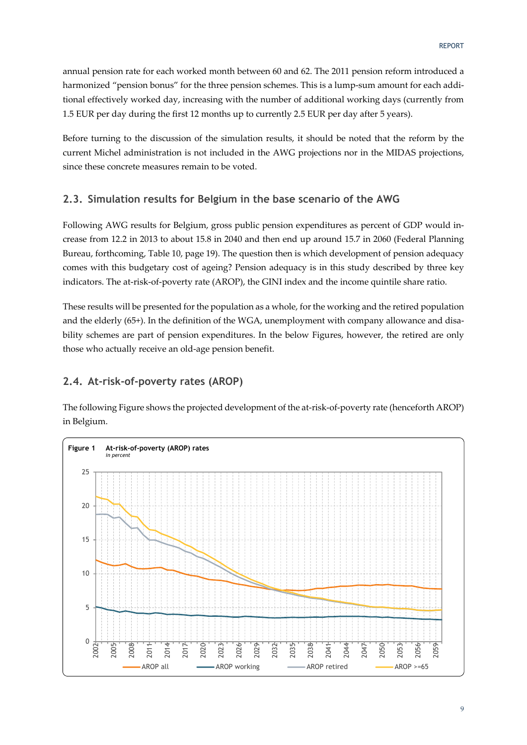annual pension rate for each worked month between 60 and 62. The 2011 pension reform introduced a harmonized "pension bonus" for the three pension schemes. This is a lump-sum amount for each additional effectively worked day, increasing with the number of additional working days (currently from 1.5 EUR per day during the first 12 months up to currently 2.5 EUR per day after 5 years).

Before turning to the discussion of the simulation results, it should be noted that the reform by the current Michel administration is not included in the AWG projections nor in the MIDAS projections, since these concrete measures remain to be voted.

## 2.3. Simulation results for Belgium in the base scenario of the AWG

Following AWG results for Belgium, gross public pension expenditures as percent of GDP would increase from 12.2 in 2013 to about 15.8 in 2040 and then end up around 15.7 in 2060 (Federal Planning Bureau, forthcoming, Table 10, page 19). The question then is which development of pension adequacy comes with this budgetary cost of ageing? Pension adequacy is in this study described by three key indicators. The at-risk-of-poverty rate (AROP), the GINI index and the income quintile share ratio.

These results will be presented for the population as a whole, for the working and the retired population and the elderly (65+). In the definition of the WGA, unemployment with company allowance and disability schemes are part of pension expenditures. In the below Figures, however, the retired are only those who actually receive an old-age pension benefit.

## 2.4. At-risk-of-poverty rates (AROP)

The following Figure shows the projected development of the at-risk-of-poverty rate (henceforth AROP) in Belgium.

**Figure 1** At-risk-of-poverty (AROP) rates
*in percent*

AROP all, AROP working, AROP retired, AROP >=65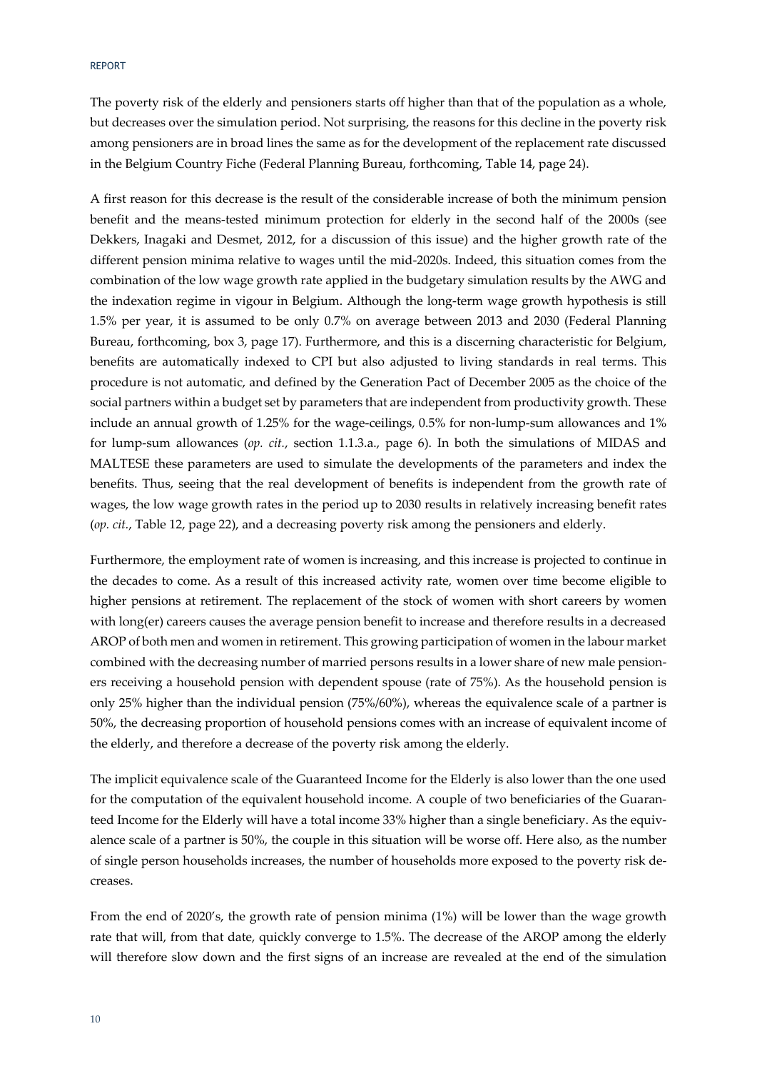The poverty risk of the elderly and pensioners starts off higher than that of the population as a whole, but decreases over the simulation period. Not surprising, the reasons for this decline in the poverty risk among pensioners are in broad lines the same as for the development of the replacement rate discussed in the Belgium Country Fiche (Federal Planning Bureau, forthcoming, Table 14, page 24).

A first reason for this decrease is the result of the considerable increase of both the minimum pension benefit and the means-tested minimum protection for elderly in the second half of the 2000s (see Dekkers, Inagaki and Desmet, 2012, for a discussion of this issue) and the higher growth rate of the different pension minima relative to wages until the mid-2020s. Indeed, this situation comes from the combination of the low wage growth rate applied in the budgetary simulation results by the AWG and the indexation regime in vigour in Belgium. Although the long-term wage growth hypothesis is still 1.5% per year, it is assumed to be only 0.7% on average between 2013 and 2030 (Federal Planning Bureau, forthcoming, box 3, page 17). Furthermore, and this is a discerning characteristic for Belgium, benefits are automatically indexed to CPI but also adjusted to living standards in real terms. This procedure is not automatic, and defined by the Generation Pact of December 2005 as the choice of the social partners within a budget set by parameters that are independent from productivity growth. These include an annual growth of 1.25% for the wage-ceilings, 0.5% for non-lump-sum allowances and 1% for lump-sum allowances (*op. cit.*, section 1.1.3.a., page 6). In both the simulations of MIDAS and MALTESE these parameters are used to simulate the developments of the parameters and index the benefits. Thus, seeing that the real development of benefits is independent from the growth rate of wages, the low wage growth rates in the period up to 2030 results in relatively increasing benefit rates (*op. cit.*, Table 12, page 22), and a decreasing poverty risk among the pensioners and elderly.

Furthermore, the employment rate of women is increasing, and this increase is projected to continue in the decades to come. As a result of this increased activity rate, women over time become eligible to higher pensions at retirement. The replacement of the stock of women with short careers by women with long(er) careers causes the average pension benefit to increase and therefore results in a decreased AROP of both men and women in retirement. This growing participation of women in the labour market combined with the decreasing number of married persons results in a lower share of new male pensioners receiving a household pension with dependent spouse (rate of 75%). As the household pension is only 25% higher than the individual pension (75%/60%), whereas the equivalence scale of a partner is 50%, the decreasing proportion of household pensions comes with an increase of equivalent income of the elderly, and therefore a decrease of the poverty risk among the elderly.

The implicit equivalence scale of the Guaranteed Income for the Elderly is also lower than the one used for the computation of the equivalent household income. A couple of two beneficiaries of the Guaranteed Income for the Elderly will have a total income 33% higher than a single beneficiary. As the equivalence scale of a partner is 50%, the couple in this situation will be worse off. Here also, as the number of single person households increases, the number of households more exposed to the poverty risk decreases.

From the end of 2020's, the growth rate of pension minima (1%) will be lower than the wage growth rate that will, from that date, quickly converge to 1.5%. The decrease of the AROP among the elderly will therefore slow down and the first signs of an increase are revealed at the end of the simulation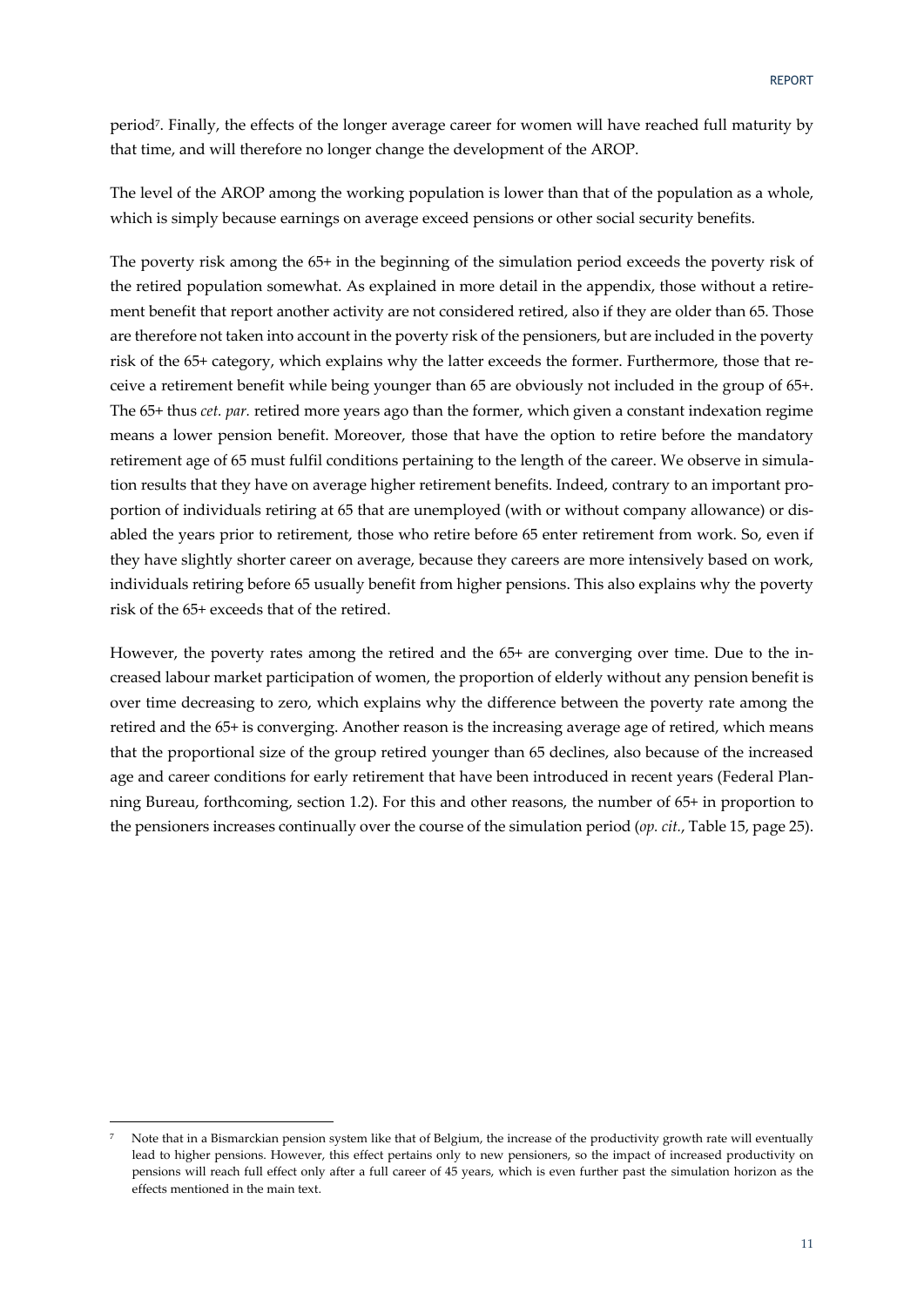period[7]. Finally, the effects of the longer average career for women will have reached full maturity by that time, and will therefore no longer change the development of the AROP.

The level of the AROP among the working population is lower than that of the population as a whole, which is simply because earnings on average exceed pensions or other social security benefits.

The poverty risk among the 65+ in the beginning of the simulation period exceeds the poverty risk of the retired population somewhat. As explained in more detail in the appendix, those without a retirement benefit that report another activity are not considered retired, also if they are older than 65. Those are therefore not taken into account in the poverty risk of the pensioners, but are included in the poverty risk of the 65+ category, which explains why the latter exceeds the former. Furthermore, those that receive a retirement benefit while being younger than 65 are obviously not included in the group of 65+. The 65+ thus *cet. par.* retired more years ago than the former, which given a constant indexation regime means a lower pension benefit. Moreover, those that have the option to retire before the mandatory retirement age of 65 must fulfil conditions pertaining to the length of the career. We observe in simulation results that they have on average higher retirement benefits. Indeed, contrary to an important proportion of individuals retiring at 65 that are unemployed (with or without company allowance) or disabled the years prior to retirement, those who retire before 65 enter retirement from work. So, even if they have slightly shorter career on average, because they careers are more intensively based on work, individuals retiring before 65 usually benefit from higher pensions. This also explains why the poverty risk of the 65+ exceeds that of the retired.

However, the poverty rates among the retired and the 65+ are converging over time. Due to the increased labour market participation of women, the proportion of elderly without any pension benefit is over time decreasing to zero, which explains why the difference between the poverty rate among the retired and the 65+ is converging. Another reason is the increasing average age of retired, which means that the proportional size of the group retired younger than 65 declines, also because of the increased age and career conditions for early retirement that have been introduced in recent years (Federal Planning Bureau, forthcoming, section 1.2). For this and other reasons, the number of 65+ in proportion to the pensioners increases continually over the course of the simulation period (*op. cit.*, Table 15, page 25).

[7] Note that in a Bismarckian pension system like that of Belgium, the increase of the productivity growth rate will eventually lead to higher pensions. However, this effect pertains only to new pensioners, so the impact of increased productivity on pensions will reach full effect only after a full career of 45 years, which is even further past the simulation horizon as the effects mentioned in the main text.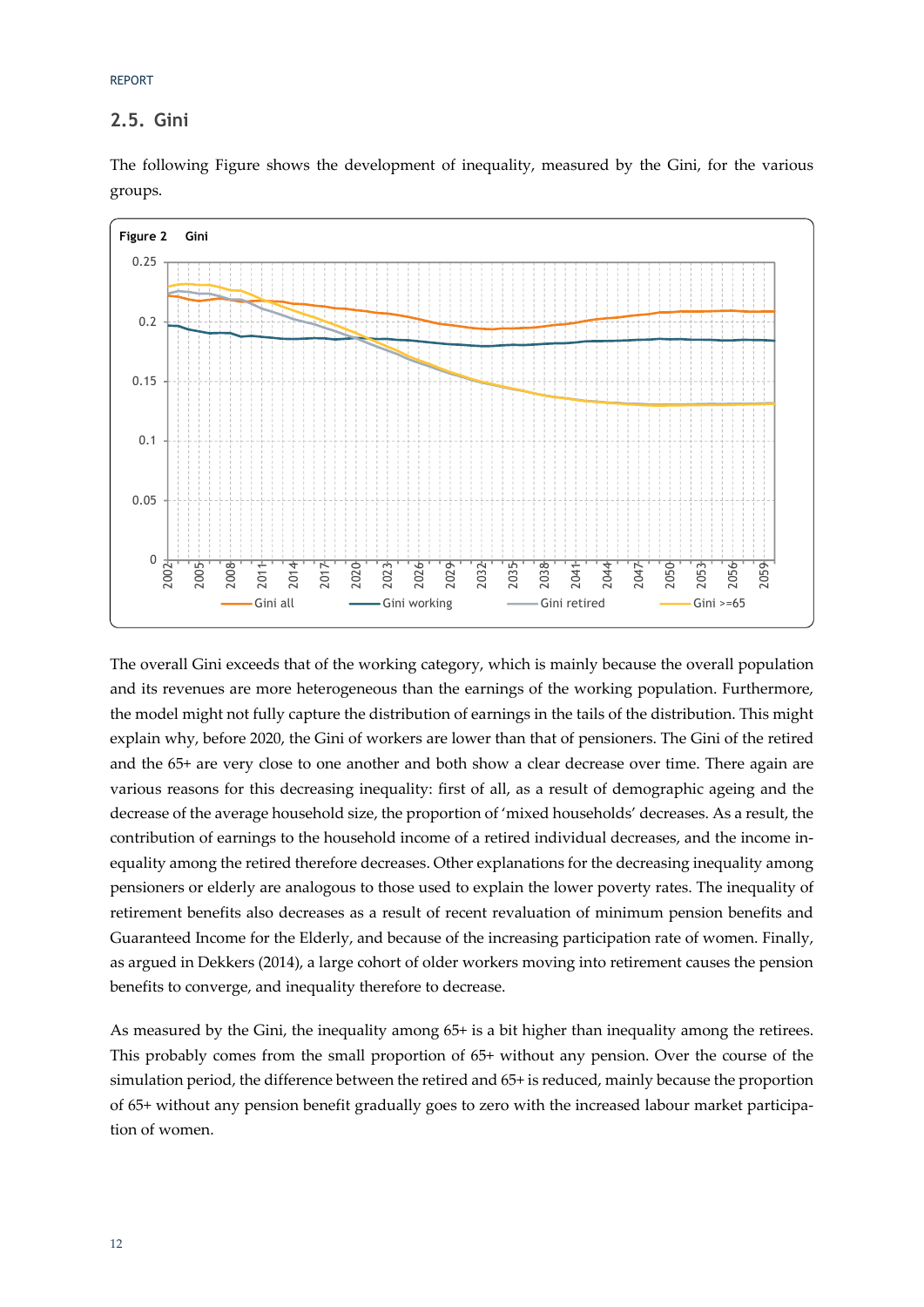## 2.5. Gini

The following Figure shows the development of inequality, measured by the Gini, for the various groups.

**Figure 2 Gini**

The overall Gini exceeds that of the working category, which is mainly because the overall population and its revenues are more heterogeneous than the earnings of the working population. Furthermore, the model might not fully capture the distribution of earnings in the tails of the distribution. This might explain why, before 2020, the Gini of workers are lower than that of pensioners. The Gini of the retired and the 65+ are very close to one another and both show a clear decrease over time. There again are various reasons for this decreasing inequality: first of all, as a result of demographic ageing and the decrease of the average household size, the proportion of 'mixed households' decreases. As a result, the contribution of earnings to the household income of a retired individual decreases, and the income inequality among the retired therefore decreases. Other explanations for the decreasing inequality among pensioners or elderly are analogous to those used to explain the lower poverty rates. The inequality of retirement benefits also decreases as a result of recent revaluation of minimum pension benefits and Guaranteed Income for the Elderly, and because of the increasing participation rate of women. Finally, as argued in Dekkers (2014), a large cohort of older workers moving into retirement causes the pension benefits to converge, and inequality therefore to decrease.

As measured by the Gini, the inequality among 65+ is a bit higher than inequality among the retirees. This probably comes from the small proportion of 65+ without any pension. Over the course of the simulation period, the difference between the retired and 65+ is reduced, mainly because the proportion of 65+ without any pension benefit gradually goes to zero with the increased labour market participation of women.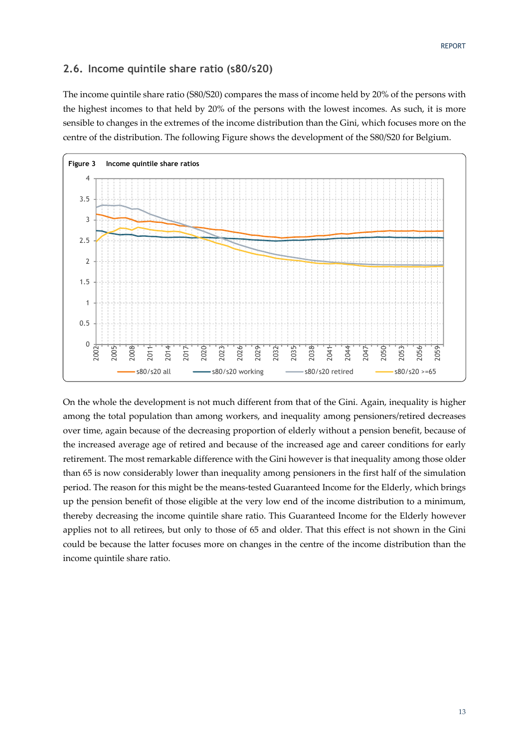## 2.6. Income quintile share ratio (s80/s20)

The income quintile share ratio (S80/S20) compares the mass of income held by 20% of the persons with the highest incomes to that held by 20% of the persons with the lowest incomes. As such, it is more sensible to changes in the extremes of the income distribution than the Gini, which focuses more on the centre of the distribution. The following Figure shows the development of the S80/S20 for Belgium.

**Figure 3** Income quintile share ratios

On the whole the development is not much different from that of the Gini. Again, inequality is higher among the total population than among workers, and inequality among pensioners/retired decreases over time, again because of the decreasing proportion of elderly without a pension benefit, because of the increased average age of retired and because of the increased age and career conditions for early retirement. The most remarkable difference with the Gini however is that inequality among those older than 65 is now considerably lower than inequality among pensioners in the first half of the simulation period. The reason for this might be the means-tested Guaranteed Income for the Elderly, which brings up the pension benefit of those eligible at the very low end of the income distribution to a minimum, thereby decreasing the income quintile share ratio. This Guaranteed Income for the Elderly however applies not to all retirees, but only to those of 65 and older. That this effect is not shown in the Gini could be because the latter focuses more on changes in the centre of the income distribution than the income quintile share ratio.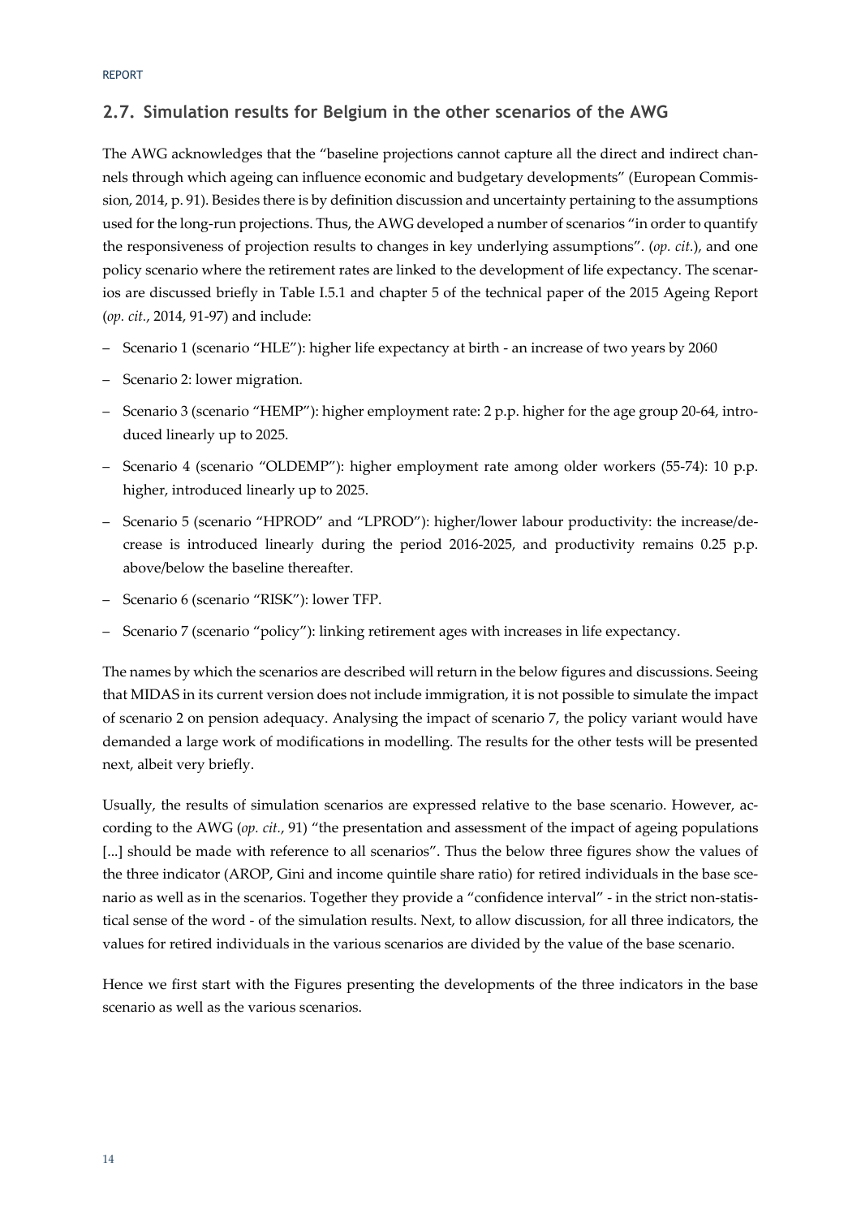## 2.7. Simulation results for Belgium in the other scenarios of the AWG

The AWG acknowledges that the "baseline projections cannot capture all the direct and indirect channels through which ageing can influence economic and budgetary developments" (European Commission, 2014, p. 91). Besides there is by definition discussion and uncertainty pertaining to the assumptions used for the long-run projections. Thus, the AWG developed a number of scenarios "in order to quantify the responsiveness of projection results to changes in key underlying assumptions". (*op. cit.*), and one policy scenario where the retirement rates are linked to the development of life expectancy. The scenarios are discussed briefly in Table I.5.1 and chapter 5 of the technical paper of the 2015 Ageing Report (*op. cit.*, 2014, 91-97) and include:

- Scenario 1 (scenario "HLE"): higher life expectancy at birth - an increase of two years by 2060
- Scenario 2: lower migration.
- Scenario 3 (scenario "HEMP"): higher employment rate: 2 p.p. higher for the age group 20-64, introduced linearly up to 2025.
- Scenario 4 (scenario "OLDEMP"): higher employment rate among older workers (55-74): 10 p.p. higher, introduced linearly up to 2025.
- Scenario 5 (scenario "HPROD" and "LPROD"): higher/lower labour productivity: the increase/decrease is introduced linearly during the period 2016-2025, and productivity remains 0.25 p.p. above/below the baseline thereafter.
- Scenario 6 (scenario "RISK"): lower TFP.
- Scenario 7 (scenario "policy"): linking retirement ages with increases in life expectancy.

The names by which the scenarios are described will return in the below figures and discussions. Seeing that MIDAS in its current version does not include immigration, it is not possible to simulate the impact of scenario 2 on pension adequacy. Analysing the impact of scenario 7, the policy variant would have demanded a large work of modifications in modelling. The results for the other tests will be presented next, albeit very briefly.

Usually, the results of simulation scenarios are expressed relative to the base scenario. However, according to the AWG (*op. cit.*, 91) "the presentation and assessment of the impact of ageing populations [...] should be made with reference to all scenarios". Thus the below three figures show the values of the three indicator (AROP, Gini and income quintile share ratio) for retired individuals in the base scenario as well as in the scenarios. Together they provide a "confidence interval" - in the strict non-statistical sense of the word - of the simulation results. Next, to allow discussion, for all three indicators, the values for retired individuals in the various scenarios are divided by the value of the base scenario.

Hence we first start with the Figures presenting the developments of the three indicators in the base scenario as well as the various scenarios.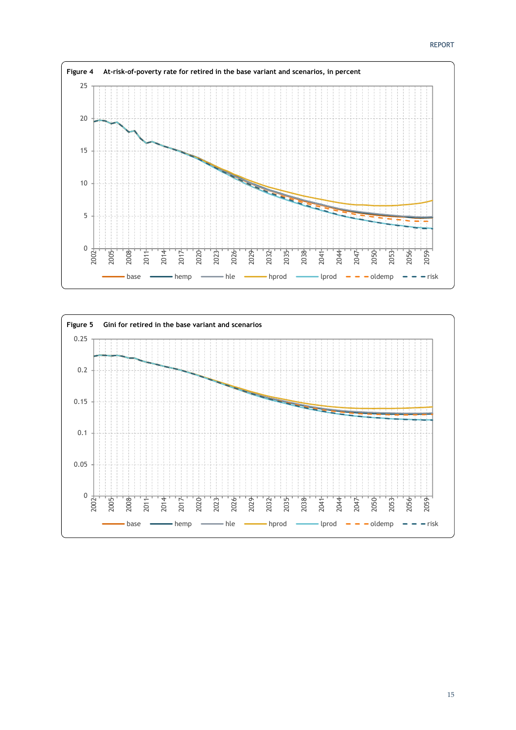**Figure 4** At-risk-of-poverty rate for retired in the base variant and scenarios, in percent

**Figure 5** Gini for retired in the base variant and scenarios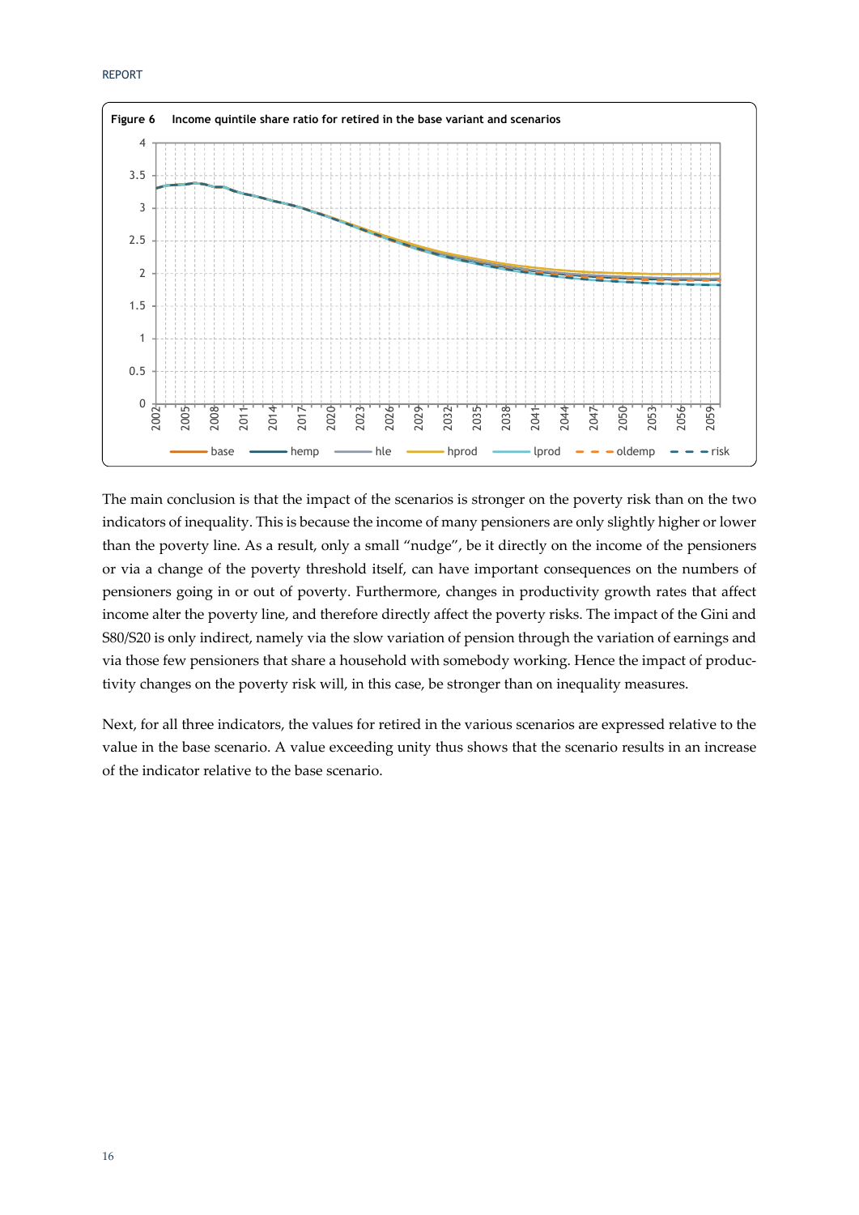**Figure 6 Income quintile share ratio for retired in the base variant and scenarios**

The main conclusion is that the impact of the scenarios is stronger on the poverty risk than on the two indicators of inequality. This is because the income of many pensioners are only slightly higher or lower than the poverty line. As a result, only a small "nudge", be it directly on the income of the pensioners or via a change of the poverty threshold itself, can have important consequences on the numbers of pensioners going in or out of poverty. Furthermore, changes in productivity growth rates that affect income alter the poverty line, and therefore directly affect the poverty risks. The impact of the Gini and S80/S20 is only indirect, namely via the slow variation of pension through the variation of earnings and via those few pensioners that share a household with somebody working. Hence the impact of productivity changes on the poverty risk will, in this case, be stronger than on inequality measures.

Next, for all three indicators, the values for retired in the various scenarios are expressed relative to the value in the base scenario. A value exceeding unity thus shows that the scenario results in an increase of the indicator relative to the base scenario.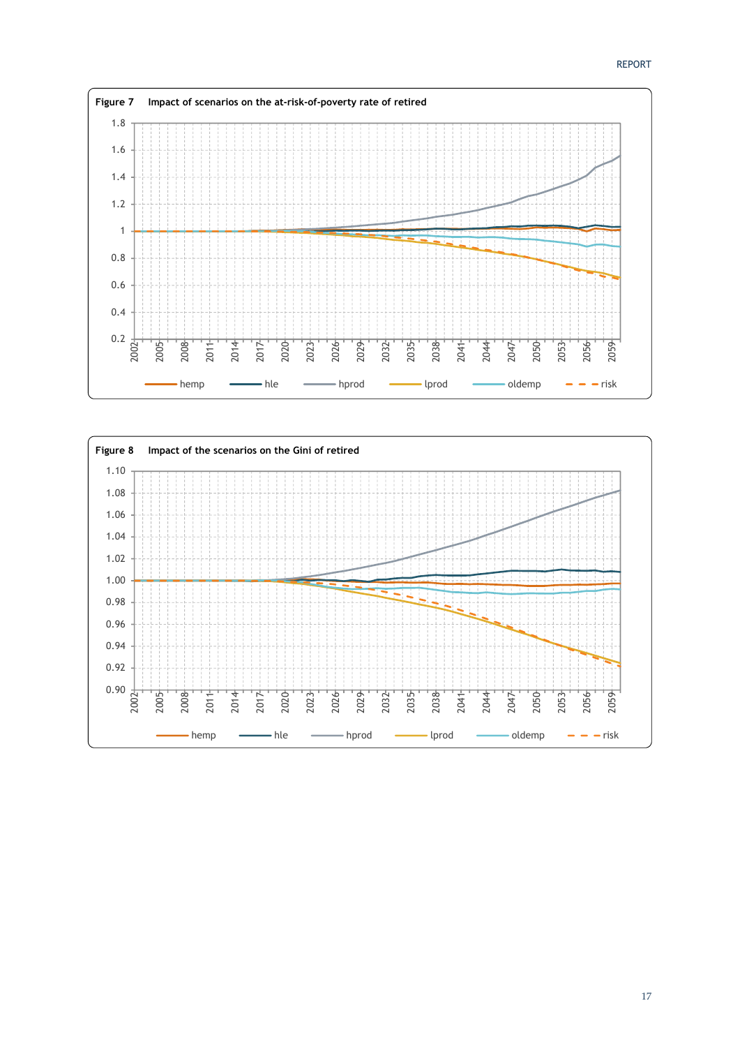Figure 7 Impact of scenarios on the at-risk-of-poverty rate of retired

Figure 8 Impact of the scenarios on the Gini of retired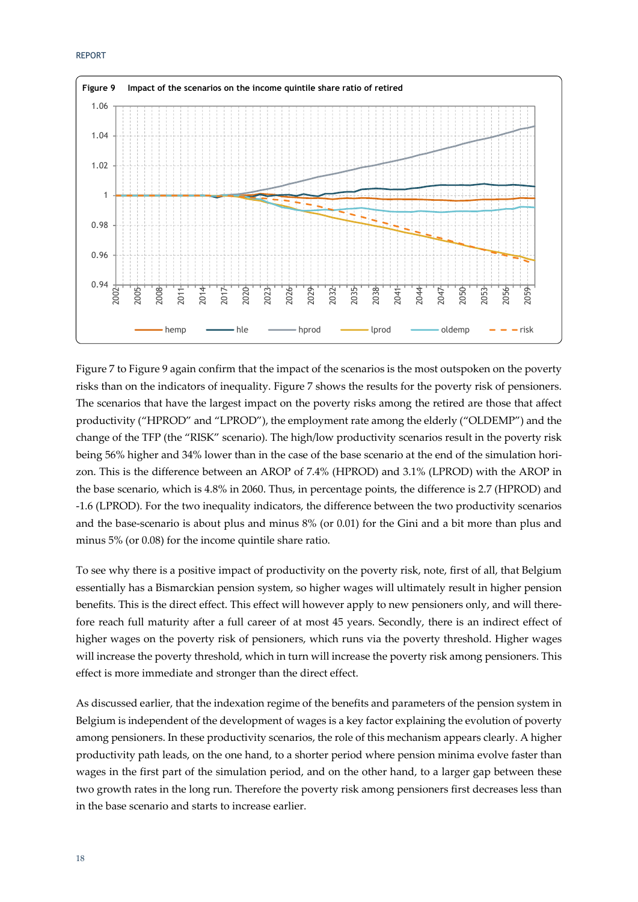**Figure 9 Impact of the scenarios on the income quintile share ratio of retired**

Figure 7 to Figure 9 again confirm that the impact of the scenarios is the most outspoken on the poverty risks than on the indicators of inequality. Figure 7 shows the results for the poverty risk of pensioners. The scenarios that have the largest impact on the poverty risks among the retired are those that affect productivity ("HPROD" and "LPROD"), the employment rate among the elderly ("OLDEMP") and the change of the TFP (the "RISK" scenario). The high/low productivity scenarios result in the poverty risk being 56% higher and 34% lower than in the case of the base scenario at the end of the simulation horizon. This is the difference between an AROP of 7.4% (HPROD) and 3.1% (LPROD) with the AROP in the base scenario, which is 4.8% in 2060. Thus, in percentage points, the difference is 2.7 (HPROD) and -1.6 (LPROD). For the two inequality indicators, the difference between the two productivity scenarios and the base-scenario is about plus and minus 8% (or 0.01) for the Gini and a bit more than plus and minus 5% (or 0.08) for the income quintile share ratio.

To see why there is a positive impact of productivity on the poverty risk, note, first of all, that Belgium essentially has a Bismarckian pension system, so higher wages will ultimately result in higher pension benefits. This is the direct effect. This effect will however apply to new pensioners only, and will therefore reach full maturity after a full career of at most 45 years. Secondly, there is an indirect effect of higher wages on the poverty risk of pensioners, which runs via the poverty threshold. Higher wages will increase the poverty threshold, which in turn will increase the poverty risk among pensioners. This effect is more immediate and stronger than the direct effect.

As discussed earlier, that the indexation regime of the benefits and parameters of the pension system in Belgium is independent of the development of wages is a key factor explaining the evolution of poverty among pensioners. In these productivity scenarios, the role of this mechanism appears clearly. A higher productivity path leads, on the one hand, to a shorter period where pension minima evolve faster than wages in the first part of the simulation period, and on the other hand, to a larger gap between these two growth rates in the long run. Therefore the poverty risk among pensioners first decreases less than in the base scenario and starts to increase earlier.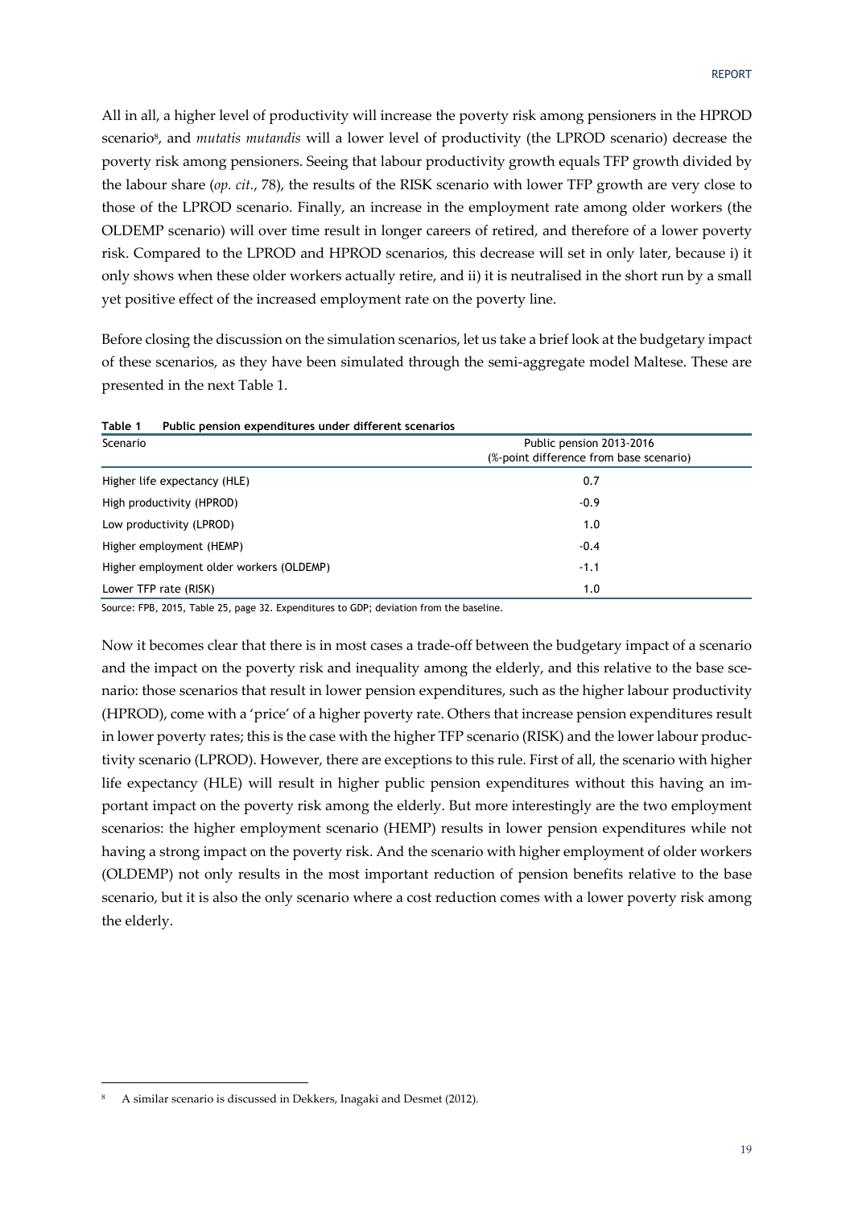All in all, a higher level of productivity will increase the poverty risk among pensioners in the HPROD scenario[8], and *mutatis mutandis* will a lower level of productivity (the LPROD scenario) decrease the poverty risk among pensioners. Seeing that labour productivity growth equals TFP growth divided by the labour share (*op. cit.*, 78), the results of the RISK scenario with lower TFP growth are very close to those of the LPROD scenario. Finally, an increase in the employment rate among older workers (the OLDEMP scenario) will over time result in longer careers of retired, and therefore of a lower poverty risk. Compared to the LPROD and HPROD scenarios, this decrease will set in only later, because i) it only shows when these older workers actually retire, and ii) it is neutralised in the short run by a small yet positive effect of the increased employment rate on the poverty line.

Before closing the discussion on the simulation scenarios, let us take a brief look at the budgetary impact of these scenarios, as they have been simulated through the semi-aggregate model Maltese. These are presented in the next Table 1.

**Table 1 Public pension expenditures under different scenarios**

| Scenario | Public pension 2013-2016 (%-point difference from base scenario) |
|---|---|
| Higher life expectancy (HLE) | 0.7 |
| High productivity (HPROD) | -0.9 |
| Low productivity (LPROD) | 1.0 |
| Higher employment (HEMP) | -0.4 |
| Higher employment older workers (OLDEMP) | -1.1 |
| Lower TFP rate (RISK) | 1.0 |

Source: FPB, 2015, Table 25, page 32. Expenditures to GDP; deviation from the baseline.

Now it becomes clear that there is in most cases a trade-off between the budgetary impact of a scenario and the impact on the poverty risk and inequality among the elderly, and this relative to the base scenario: those scenarios that result in lower pension expenditures, such as the higher labour productivity (HPROD), come with a 'price' of a higher poverty rate. Others that increase pension expenditures result in lower poverty rates; this is the case with the higher TFP scenario (RISK) and the lower labour productivity scenario (LPROD). However, there are exceptions to this rule. First of all, the scenario with higher life expectancy (HLE) will result in higher public pension expenditures without this having an important impact on the poverty risk among the elderly. But more interestingly are the two employment scenarios: the higher employment scenario (HEMP) results in lower pension expenditures while not having a strong impact on the poverty risk. And the scenario with higher employment of older workers (OLDEMP) not only results in the most important reduction of pension benefits relative to the base scenario, but it is also the only scenario where a cost reduction comes with a lower poverty risk among the elderly.

[8] A similar scenario is discussed in Dekkers, Inagaki and Desmet (2012).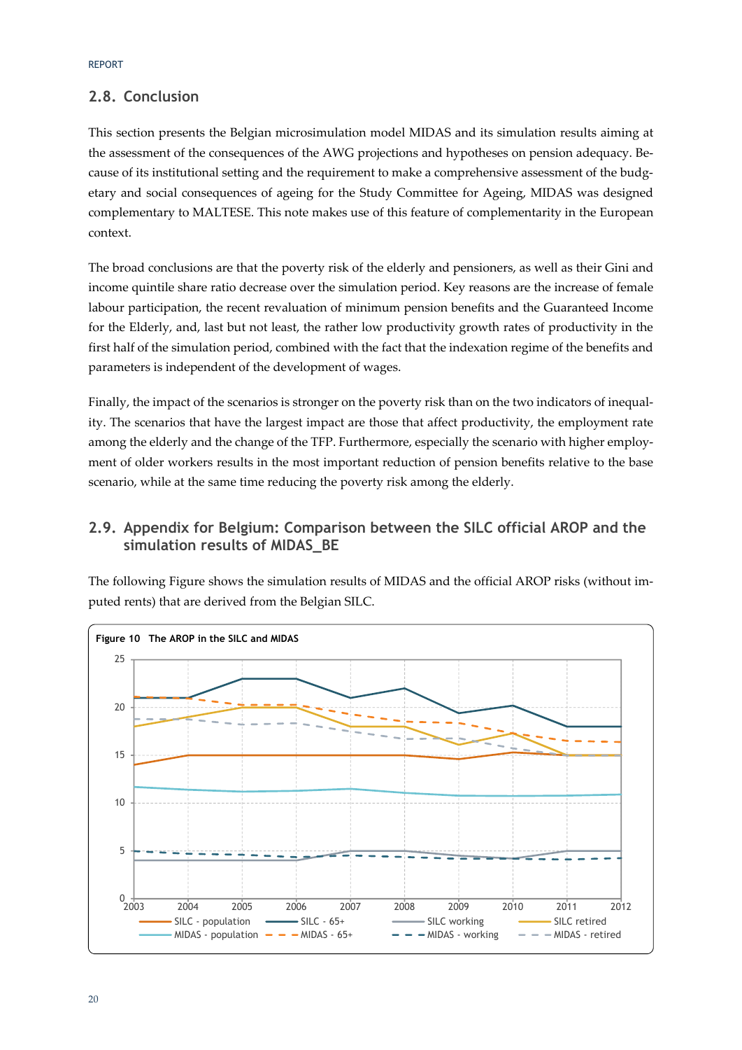## 2.8. Conclusion

This section presents the Belgian microsimulation model MIDAS and its simulation results aiming at the assessment of the consequences of the AWG projections and hypotheses on pension adequacy. Because of its institutional setting and the requirement to make a comprehensive assessment of the budgetary and social consequences of ageing for the Study Committee for Ageing, MIDAS was designed complementary to MALTESE. This note makes use of this feature of complementarity in the European context.

The broad conclusions are that the poverty risk of the elderly and pensioners, as well as their Gini and income quintile share ratio decrease over the simulation period. Key reasons are the increase of female labour participation, the recent revaluation of minimum pension benefits and the Guaranteed Income for the Elderly, and, last but not least, the rather low productivity growth rates of productivity in the first half of the simulation period, combined with the fact that the indexation regime of the benefits and parameters is independent of the development of wages.

Finally, the impact of the scenarios is stronger on the poverty risk than on the two indicators of inequality. The scenarios that have the largest impact are those that affect productivity, the employment rate among the elderly and the change of the TFP. Furthermore, especially the scenario with higher employment of older workers results in the most important reduction of pension benefits relative to the base scenario, while at the same time reducing the poverty risk among the elderly.

## 2.9. Appendix for Belgium: Comparison between the SILC official AROP and the simulation results of MIDAS_BE

The following Figure shows the simulation results of MIDAS and the official AROP risks (without imputed rents) that are derived from the Belgian SILC.

**Figure 10 The AROP in the SILC and MIDAS**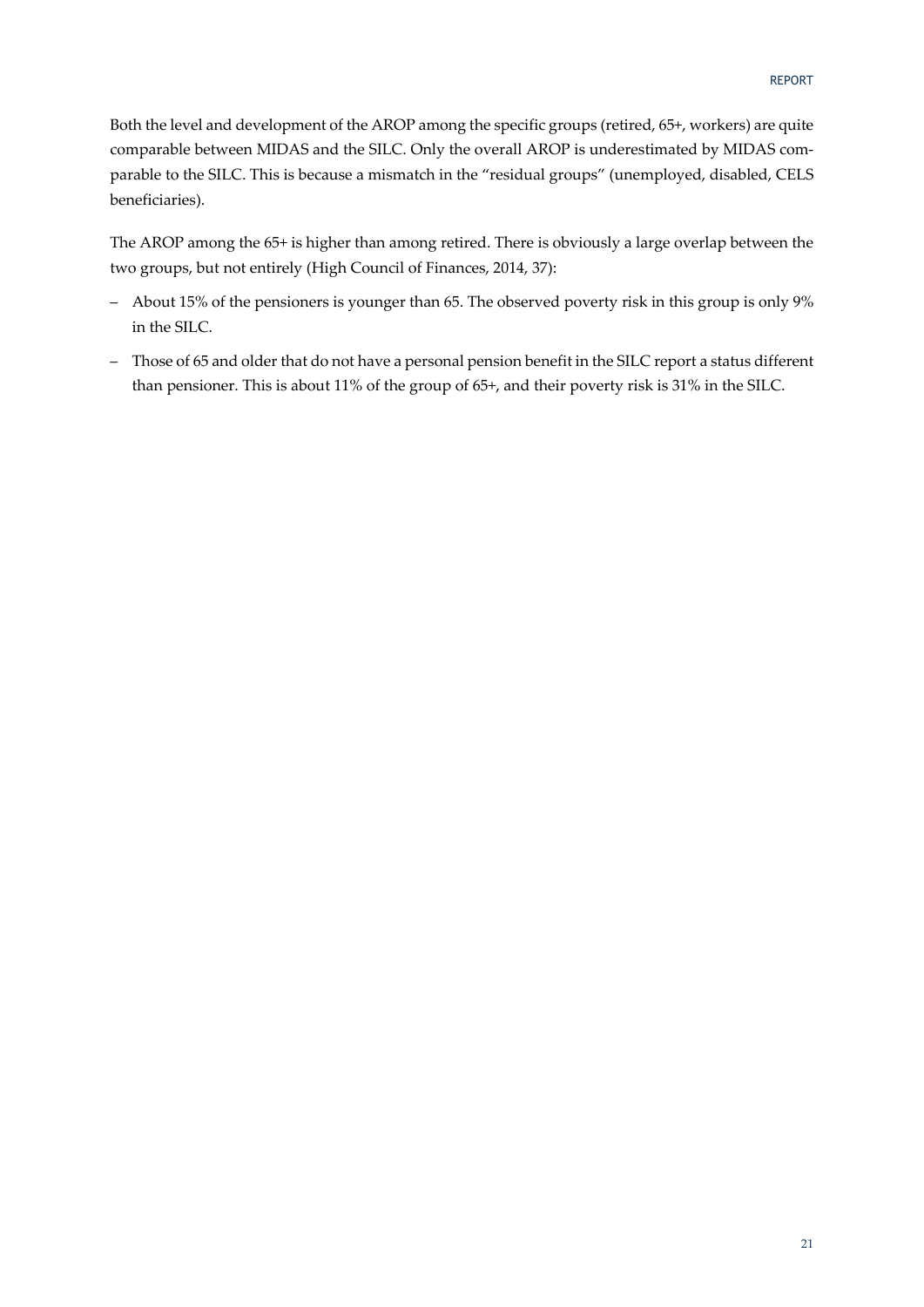Both the level and development of the AROP among the specific groups (retired, 65+, workers) are quite comparable between MIDAS and the SILC. Only the overall AROP is underestimated by MIDAS comparable to the SILC. This is because a mismatch in the "residual groups" (unemployed, disabled, CELS beneficiaries).

The AROP among the 65+ is higher than among retired. There is obviously a large overlap between the two groups, but not entirely (High Council of Finances, 2014, 37):

- About 15% of the pensioners is younger than 65. The observed poverty risk in this group is only 9% in the SILC.
- Those of 65 and older that do not have a personal pension benefit in the SILC report a status different than pensioner. This is about 11% of the group of 65+, and their poverty risk is 31% in the SILC.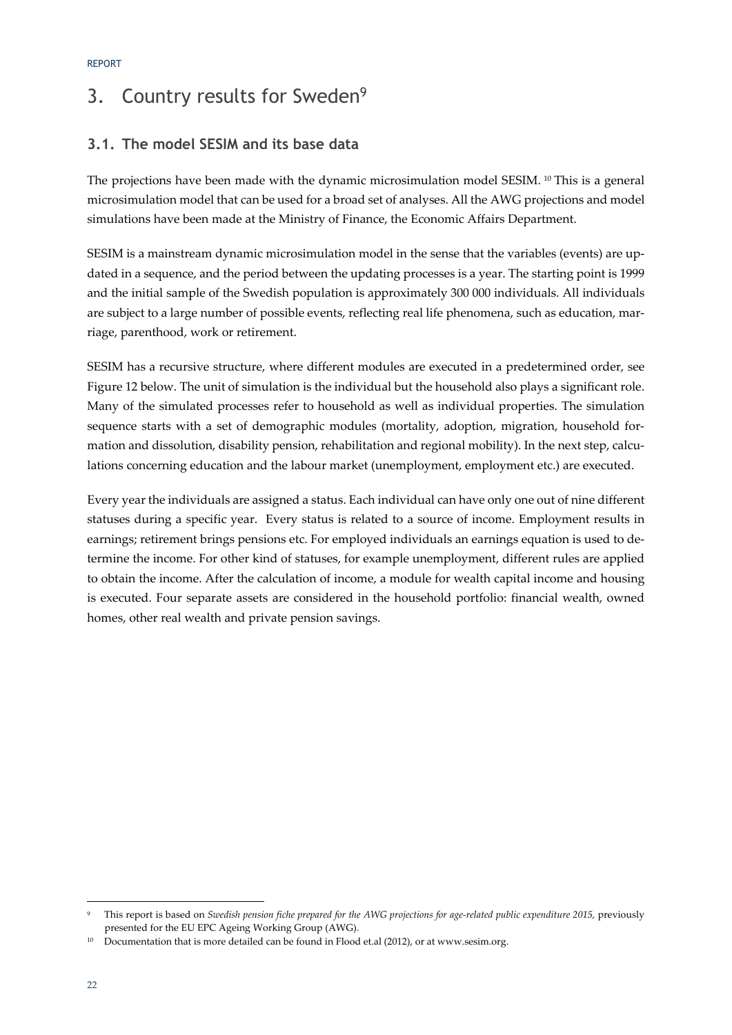# 3. Country results for Sweden[9]

## 3.1. The model SESIM and its base data

The projections have been made with the dynamic microsimulation model SESIM. [10] This is a general microsimulation model that can be used for a broad set of analyses. All the AWG projections and model simulations have been made at the Ministry of Finance, the Economic Affairs Department.

SESIM is a mainstream dynamic microsimulation model in the sense that the variables (events) are updated in a sequence, and the period between the updating processes is a year. The starting point is 1999 and the initial sample of the Swedish population is approximately 300 000 individuals. All individuals are subject to a large number of possible events, reflecting real life phenomena, such as education, marriage, parenthood, work or retirement.

SESIM has a recursive structure, where different modules are executed in a predetermined order, see Figure 12 below. The unit of simulation is the individual but the household also plays a significant role. Many of the simulated processes refer to household as well as individual properties. The simulation sequence starts with a set of demographic modules (mortality, adoption, migration, household formation and dissolution, disability pension, rehabilitation and regional mobility). In the next step, calculations concerning education and the labour market (unemployment, employment etc.) are executed.

Every year the individuals are assigned a status. Each individual can have only one out of nine different statuses during a specific year. Every status is related to a source of income. Employment results in earnings; retirement brings pensions etc. For employed individuals an earnings equation is used to determine the income. For other kind of statuses, for example unemployment, different rules are applied to obtain the income. After the calculation of income, a module for wealth capital income and housing is executed. Four separate assets are considered in the household portfolio: financial wealth, owned homes, other real wealth and private pension savings.

---

[9] This report is based on *Swedish pension fiche prepared for the AWG projections for age-related public expenditure 2015,* previously presented for the EU EPC Ageing Working Group (AWG).

[10] Documentation that is more detailed can be found in Flood et.al (2012), or at www.sesim.org.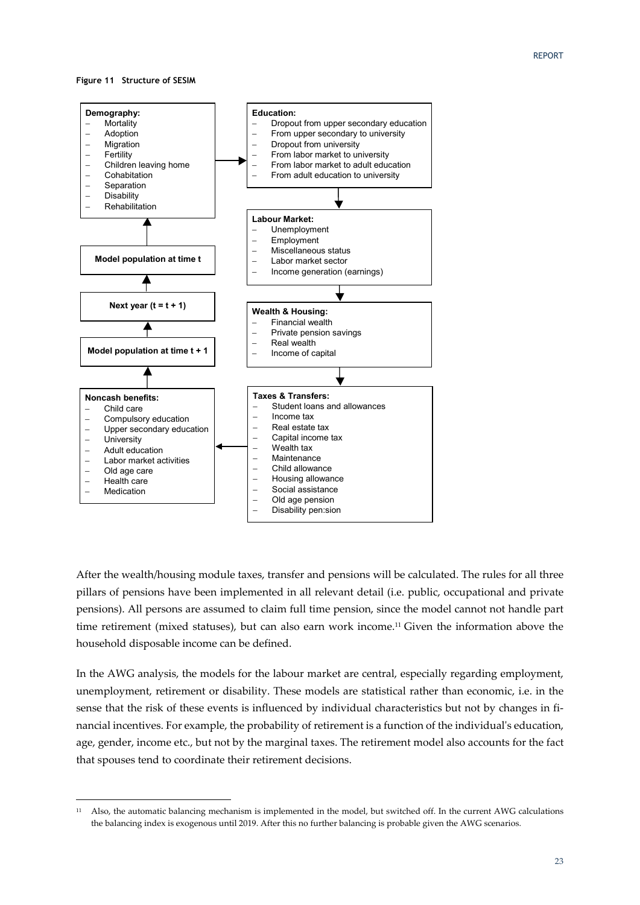**Figure 11 Structure of SESIM**

**Demography:**
- Mortality
- Adoption
- Migration
- Fertility
- Children leaving home
- Cohabitation
- Separation
- Disability
- Rehabilitation

**Education:**
- Dropout from upper secondary education
- From upper secondary to university
- Dropout from university
- From labor market to university
- From labor market to adult education
- From adult education to university

**Labour Market:**
- Unemployment
- Employment
- Miscellaneous status
- Labor market sector
- Income generation (earnings)

**Wealth & Housing:**
- Financial wealth
- Private pension savings
- Real wealth
- Income of capital

**Taxes & Transfers:**
- Student loans and allowances
- Income tax
- Real estate tax
- Capital income tax
- Wealth tax
- Maintenance
- Child allowance
- Housing allowance
- Social assistance
- Old age pension
- Disability pen:sion

**Noncash benefits:**
- Child care
- Compulsory education
- Upper secondary education
- University
- Adult education
- Labor market activities
- Old age care
- Health care
- Medication

**Model population at time t + 1**

**Next year (t = t + 1)**

**Model population at time t**

After the wealth/housing module taxes, transfer and pensions will be calculated. The rules for all three pillars of pensions have been implemented in all relevant detail (i.e. public, occupational and private pensions). All persons are assumed to claim full time pension, since the model cannot not handle part time retirement (mixed statuses), but can also earn work income.[11] Given the information above the household disposable income can be defined.

In the AWG analysis, the models for the labour market are central, especially regarding employment, unemployment, retirement or disability. These models are statistical rather than economic, i.e. in the sense that the risk of these events is influenced by individual characteristics but not by changes in financial incentives. For example, the probability of retirement is a function of the individual's education, age, gender, income etc., but not by the marginal taxes. The retirement model also accounts for the fact that spouses tend to coordinate their retirement decisions.

[11] Also, the automatic balancing mechanism is implemented in the model, but switched off. In the current AWG calculations the balancing index is exogenous until 2019. After this no further balancing is probable given the AWG scenarios.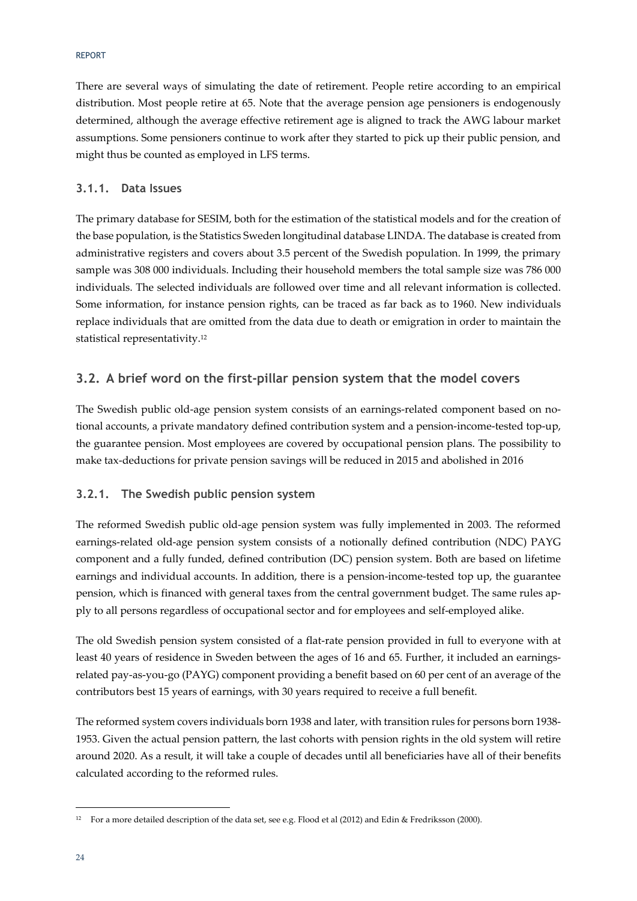There are several ways of simulating the date of retirement. People retire according to an empirical distribution. Most people retire at 65. Note that the average pension age pensioners is endogenously determined, although the average effective retirement age is aligned to track the AWG labour market assumptions. Some pensioners continue to work after they started to pick up their public pension, and might thus be counted as employed in LFS terms.

### 3.1.1. Data Issues

The primary database for SESIM, both for the estimation of the statistical models and for the creation of the base population, is the Statistics Sweden longitudinal database LINDA. The database is created from administrative registers and covers about 3.5 percent of the Swedish population. In 1999, the primary sample was 308 000 individuals. Including their household members the total sample size was 786 000 individuals. The selected individuals are followed over time and all relevant information is collected. Some information, for instance pension rights, can be traced as far back as to 1960. New individuals replace individuals that are omitted from the data due to death or emigration in order to maintain the statistical representativity.[12]

## 3.2. A brief word on the first-pillar pension system that the model covers

The Swedish public old-age pension system consists of an earnings-related component based on notional accounts, a private mandatory defined contribution system and a pension-income-tested top-up, the guarantee pension. Most employees are covered by occupational pension plans. The possibility to make tax-deductions for private pension savings will be reduced in 2015 and abolished in 2016

### 3.2.1. The Swedish public pension system

The reformed Swedish public old-age pension system was fully implemented in 2003. The reformed earnings-related old-age pension system consists of a notionally defined contribution (NDC) PAYG component and a fully funded, defined contribution (DC) pension system. Both are based on lifetime earnings and individual accounts. In addition, there is a pension-income-tested top up, the guarantee pension, which is financed with general taxes from the central government budget. The same rules apply to all persons regardless of occupational sector and for employees and self-employed alike.

The old Swedish pension system consisted of a flat-rate pension provided in full to everyone with at least 40 years of residence in Sweden between the ages of 16 and 65. Further, it included an earnings-related pay-as-you-go (PAYG) component providing a benefit based on 60 per cent of an average of the contributors best 15 years of earnings, with 30 years required to receive a full benefit.

The reformed system covers individuals born 1938 and later, with transition rules for persons born 1938-1953. Given the actual pension pattern, the last cohorts with pension rights in the old system will retire around 2020. As a result, it will take a couple of decades until all beneficiaries have all of their benefits calculated according to the reformed rules.

[12] For a more detailed description of the data set, see e.g. Flood et al (2012) and Edin & Fredriksson (2000).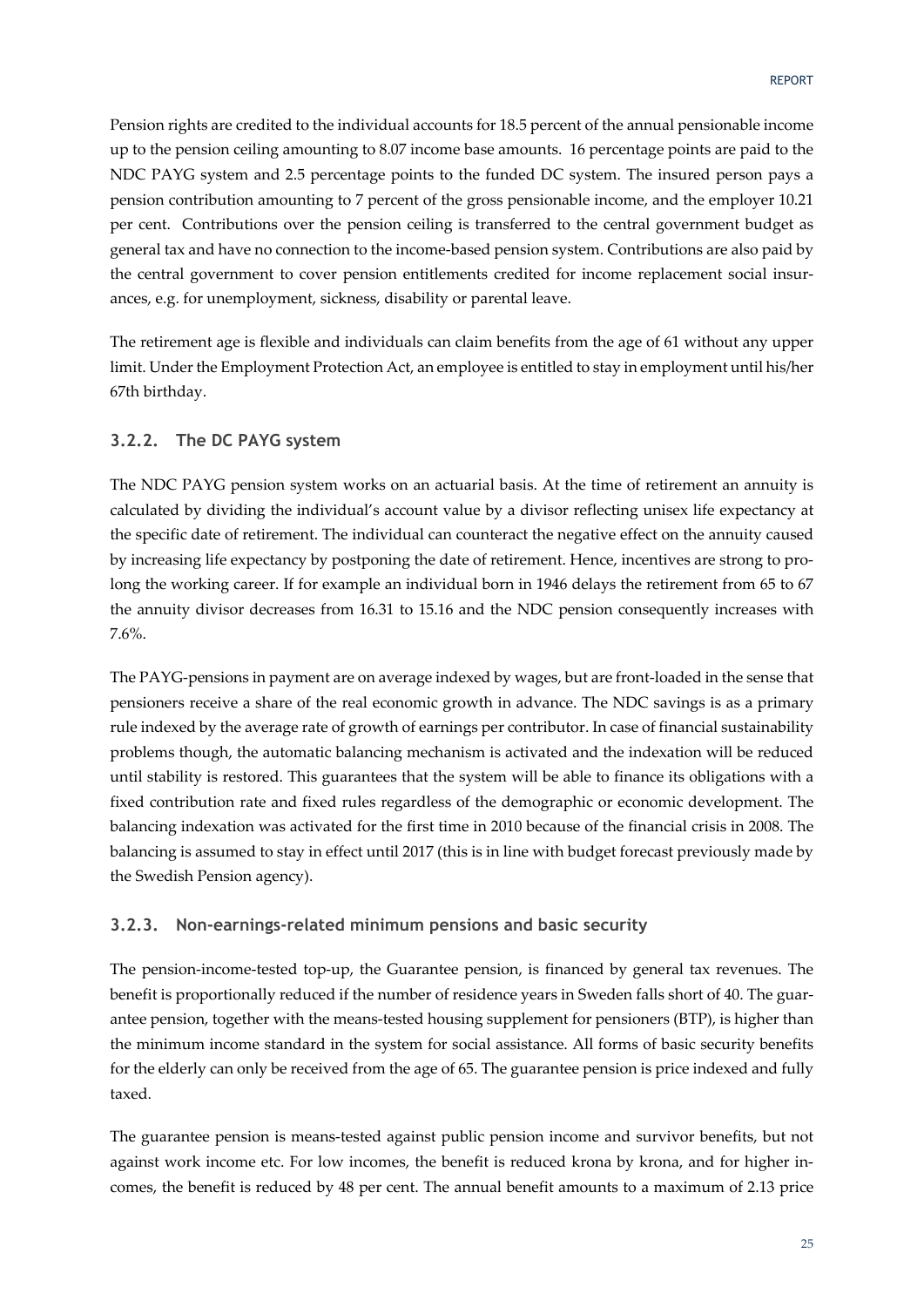Pension rights are credited to the individual accounts for 18.5 percent of the annual pensionable income up to the pension ceiling amounting to 8.07 income base amounts. 16 percentage points are paid to the NDC PAYG system and 2.5 percentage points to the funded DC system. The insured person pays a pension contribution amounting to 7 percent of the gross pensionable income, and the employer 10.21 per cent. Contributions over the pension ceiling is transferred to the central government budget as general tax and have no connection to the income-based pension system. Contributions are also paid by the central government to cover pension entitlements credited for income replacement social insurances, e.g. for unemployment, sickness, disability or parental leave.

The retirement age is flexible and individuals can claim benefits from the age of 61 without any upper limit. Under the Employment Protection Act, an employee is entitled to stay in employment until his/her 67th birthday.

### 3.2.2. The DC PAYG system

The NDC PAYG pension system works on an actuarial basis. At the time of retirement an annuity is calculated by dividing the individual's account value by a divisor reflecting unisex life expectancy at the specific date of retirement. The individual can counteract the negative effect on the annuity caused by increasing life expectancy by postponing the date of retirement. Hence, incentives are strong to prolong the working career. If for example an individual born in 1946 delays the retirement from 65 to 67 the annuity divisor decreases from 16.31 to 15.16 and the NDC pension consequently increases with 7.6%.

The PAYG-pensions in payment are on average indexed by wages, but are front-loaded in the sense that pensioners receive a share of the real economic growth in advance. The NDC savings is as a primary rule indexed by the average rate of growth of earnings per contributor. In case of financial sustainability problems though, the automatic balancing mechanism is activated and the indexation will be reduced until stability is restored. This guarantees that the system will be able to finance its obligations with a fixed contribution rate and fixed rules regardless of the demographic or economic development. The balancing indexation was activated for the first time in 2010 because of the financial crisis in 2008. The balancing is assumed to stay in effect until 2017 (this is in line with budget forecast previously made by the Swedish Pension agency).

### 3.2.3. Non-earnings-related minimum pensions and basic security

The pension-income-tested top-up, the Guarantee pension, is financed by general tax revenues. The benefit is proportionally reduced if the number of residence years in Sweden falls short of 40. The guarantee pension, together with the means-tested housing supplement for pensioners (BTP), is higher than the minimum income standard in the system for social assistance. All forms of basic security benefits for the elderly can only be received from the age of 65. The guarantee pension is price indexed and fully taxed.

The guarantee pension is means-tested against public pension income and survivor benefits, but not against work income etc. For low incomes, the benefit is reduced krona by krona, and for higher incomes, the benefit is reduced by 48 per cent. The annual benefit amounts to a maximum of 2.13 price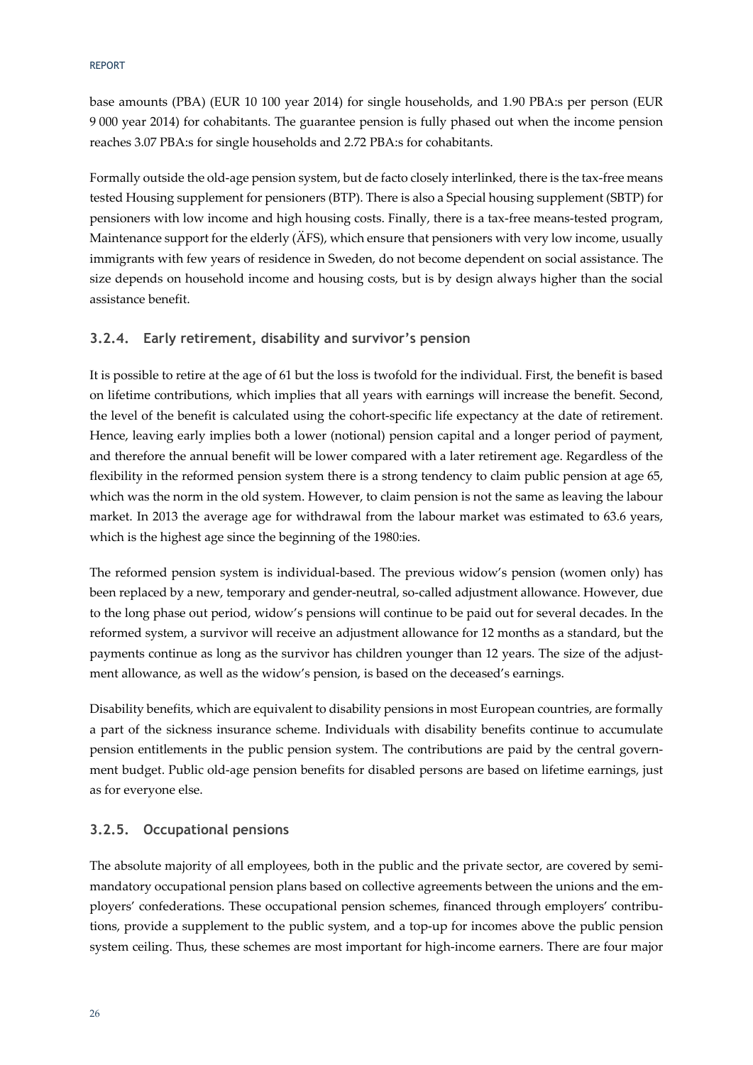base amounts (PBA) (EUR 10 100 year 2014) for single households, and 1.90 PBA:s per person (EUR 9 000 year 2014) for cohabitants. The guarantee pension is fully phased out when the income pension reaches 3.07 PBA:s for single households and 2.72 PBA:s for cohabitants.

Formally outside the old-age pension system, but de facto closely interlinked, there is the tax-free means tested Housing supplement for pensioners (BTP). There is also a Special housing supplement (SBTP) for pensioners with low income and high housing costs. Finally, there is a tax-free means-tested program, Maintenance support for the elderly (ÄFS), which ensure that pensioners with very low income, usually immigrants with few years of residence in Sweden, do not become dependent on social assistance. The size depends on household income and housing costs, but is by design always higher than the social assistance benefit.

### 3.2.4. Early retirement, disability and survivor's pension

It is possible to retire at the age of 61 but the loss is twofold for the individual. First, the benefit is based on lifetime contributions, which implies that all years with earnings will increase the benefit. Second, the level of the benefit is calculated using the cohort-specific life expectancy at the date of retirement. Hence, leaving early implies both a lower (notional) pension capital and a longer period of payment, and therefore the annual benefit will be lower compared with a later retirement age. Regardless of the flexibility in the reformed pension system there is a strong tendency to claim public pension at age 65, which was the norm in the old system. However, to claim pension is not the same as leaving the labour market. In 2013 the average age for withdrawal from the labour market was estimated to 63.6 years, which is the highest age since the beginning of the 1980:ies.

The reformed pension system is individual-based. The previous widow's pension (women only) has been replaced by a new, temporary and gender-neutral, so-called adjustment allowance. However, due to the long phase out period, widow's pensions will continue to be paid out for several decades. In the reformed system, a survivor will receive an adjustment allowance for 12 months as a standard, but the payments continue as long as the survivor has children younger than 12 years. The size of the adjustment allowance, as well as the widow's pension, is based on the deceased's earnings.

Disability benefits, which are equivalent to disability pensions in most European countries, are formally a part of the sickness insurance scheme. Individuals with disability benefits continue to accumulate pension entitlements in the public pension system. The contributions are paid by the central government budget. Public old-age pension benefits for disabled persons are based on lifetime earnings, just as for everyone else.

### 3.2.5. Occupational pensions

The absolute majority of all employees, both in the public and the private sector, are covered by semi-mandatory occupational pension plans based on collective agreements between the unions and the employers' confederations. These occupational pension schemes, financed through employers' contributions, provide a supplement to the public system, and a top-up for incomes above the public pension system ceiling. Thus, these schemes are most important for high-income earners. There are four major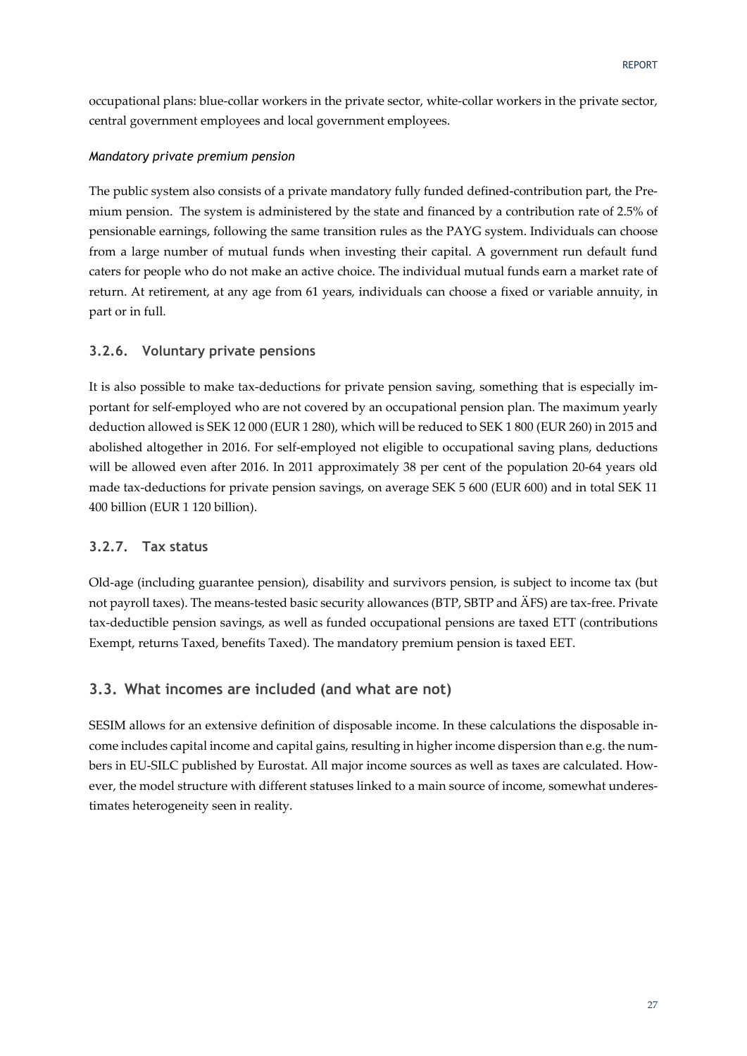occupational plans: blue-collar workers in the private sector, white-collar workers in the private sector, central government employees and local government employees.

*Mandatory private premium pension*

The public system also consists of a private mandatory fully funded defined-contribution part, the Premium pension. The system is administered by the state and financed by a contribution rate of 2.5% of pensionable earnings, following the same transition rules as the PAYG system. Individuals can choose from a large number of mutual funds when investing their capital. A government run default fund caters for people who do not make an active choice. The individual mutual funds earn a market rate of return. At retirement, at any age from 61 years, individuals can choose a fixed or variable annuity, in part or in full.

### 3.2.6. Voluntary private pensions

It is also possible to make tax-deductions for private pension saving, something that is especially important for self-employed who are not covered by an occupational pension plan. The maximum yearly deduction allowed is SEK 12 000 (EUR 1 280), which will be reduced to SEK 1 800 (EUR 260) in 2015 and abolished altogether in 2016. For self-employed not eligible to occupational saving plans, deductions will be allowed even after 2016. In 2011 approximately 38 per cent of the population 20-64 years old made tax-deductions for private pension savings, on average SEK 5 600 (EUR 600) and in total SEK 11 400 billion (EUR 1 120 billion).

### 3.2.7. Tax status

Old-age (including guarantee pension), disability and survivors pension, is subject to income tax (but not payroll taxes). The means-tested basic security allowances (BTP, SBTP and ÄFS) are tax-free. Private tax-deductible pension savings, as well as funded occupational pensions are taxed ETT (contributions Exempt, returns Taxed, benefits Taxed). The mandatory premium pension is taxed EET.

## 3.3. What incomes are included (and what are not)

SESIM allows for an extensive definition of disposable income. In these calculations the disposable income includes capital income and capital gains, resulting in higher income dispersion than e.g. the numbers in EU-SILC published by Eurostat. All major income sources as well as taxes are calculated. However, the model structure with different statuses linked to a main source of income, somewhat underestimates heterogeneity seen in reality.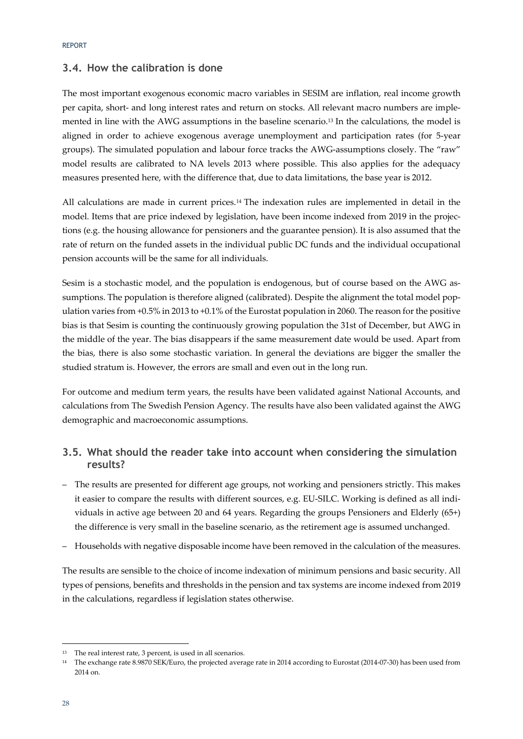## 3.4. How the calibration is done

The most important exogenous economic macro variables in SESIM are inflation, real income growth per capita, short- and long interest rates and return on stocks. All relevant macro numbers are implemented in line with the AWG assumptions in the baseline scenario.[13] In the calculations, the model is aligned in order to achieve exogenous average unemployment and participation rates (for 5-year groups). The simulated population and labour force tracks the AWG-assumptions closely. The "raw" model results are calibrated to NA levels 2013 where possible. This also applies for the adequacy measures presented here, with the difference that, due to data limitations, the base year is 2012.

All calculations are made in current prices.[14] The indexation rules are implemented in detail in the model. Items that are price indexed by legislation, have been income indexed from 2019 in the projections (e.g. the housing allowance for pensioners and the guarantee pension). It is also assumed that the rate of return on the funded assets in the individual public DC funds and the individual occupational pension accounts will be the same for all individuals.

Sesim is a stochastic model, and the population is endogenous, but of course based on the AWG assumptions. The population is therefore aligned (calibrated). Despite the alignment the total model population varies from +0.5% in 2013 to +0.1% of the Eurostat population in 2060. The reason for the positive bias is that Sesim is counting the continuously growing population the 31st of December, but AWG in the middle of the year. The bias disappears if the same measurement date would be used. Apart from the bias, there is also some stochastic variation. In general the deviations are bigger the smaller the studied stratum is. However, the errors are small and even out in the long run.

For outcome and medium term years, the results have been validated against National Accounts, and calculations from The Swedish Pension Agency. The results have also been validated against the AWG demographic and macroeconomic assumptions.

## 3.5. What should the reader take into account when considering the simulation results?

- The results are presented for different age groups, not working and pensioners strictly. This makes it easier to compare the results with different sources, e.g. EU-SILC. Working is defined as all individuals in active age between 20 and 64 years. Regarding the groups Pensioners and Elderly (65+) the difference is very small in the baseline scenario, as the retirement age is assumed unchanged.
- Households with negative disposable income have been removed in the calculation of the measures.

The results are sensible to the choice of income indexation of minimum pensions and basic security. All types of pensions, benefits and thresholds in the pension and tax systems are income indexed from 2019 in the calculations, regardless if legislation states otherwise.

---

[13] The real interest rate, 3 percent, is used in all scenarios.

[14] The exchange rate 8.9870 SEK/Euro, the projected average rate in 2014 according to Eurostat (2014-07-30) has been used from 2014 on.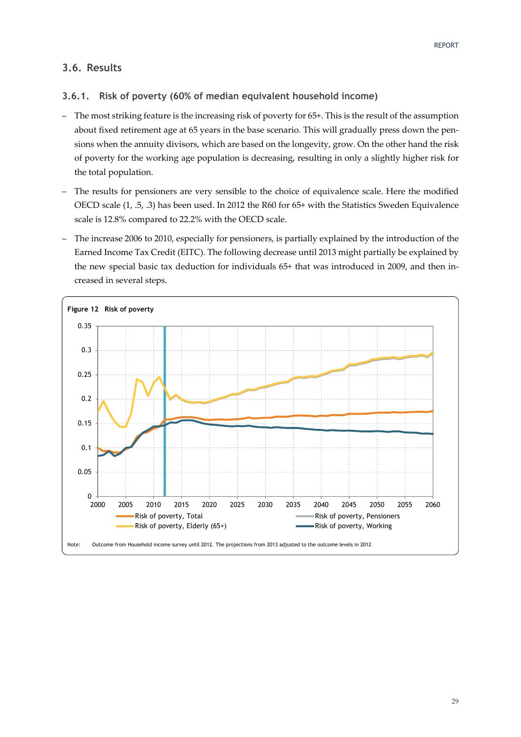## 3.6. Results

### 3.6.1. Risk of poverty (60% of median equivalent household income)

- The most striking feature is the increasing risk of poverty for 65+. This is the result of the assumption about fixed retirement age at 65 years in the base scenario. This will gradually press down the pensions when the annuity divisors, which are based on the longevity, grow. On the other hand the risk of poverty for the working age population is decreasing, resulting in only a slightly higher risk for the total population.
- The results for pensioners are very sensible to the choice of equivalence scale. Here the modified OECD scale (1, .5, .3) has been used. In 2012 the R60 for 65+ with the Statistics Sweden Equivalence scale is 12.8% compared to 22.2% with the OECD scale.
- The increase 2006 to 2010, especially for pensioners, is partially explained by the introduction of the Earned Income Tax Credit (EITC). The following decrease until 2013 might partially be explained by the new special basic tax deduction for individuals 65+ that was introduced in 2009, and then increased in several steps.

**Figure 12 Risk of poverty**

Note: Outcome from Household income survey until 2012. The projections from 2013 adjusted to the outcome levels in 2012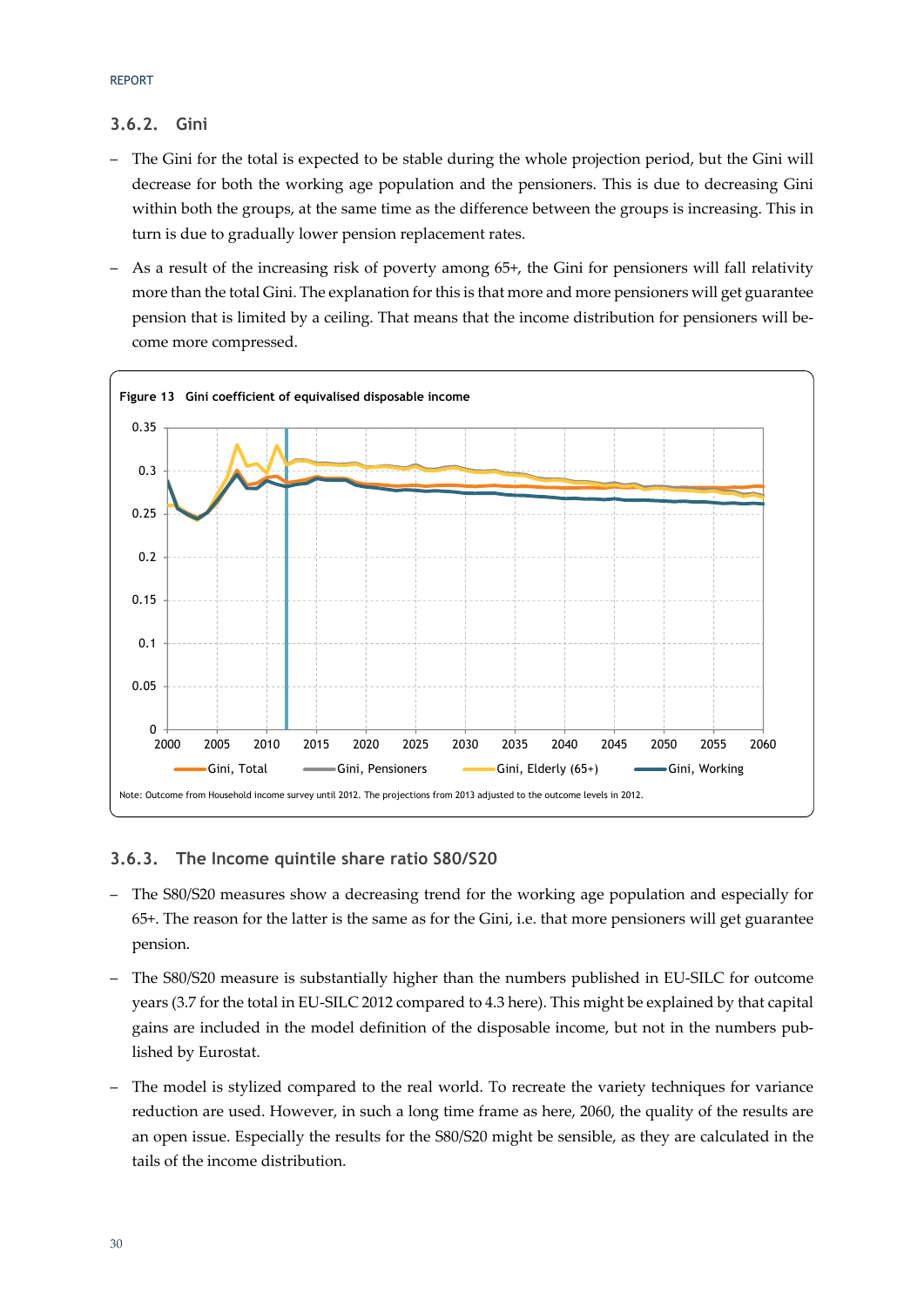### 3.6.2. Gini

- The Gini for the total is expected to be stable during the whole projection period, but the Gini will decrease for both the working age population and the pensioners. This is due to decreasing Gini within both the groups, at the same time as the difference between the groups is increasing. This in turn is due to gradually lower pension replacement rates.
- As a result of the increasing risk of poverty among 65+, the Gini for pensioners will fall relativity more than the total Gini. The explanation for this is that more and more pensioners will get guarantee pension that is limited by a ceiling. That means that the income distribution for pensioners will become more compressed.

**Figure 13 Gini coefficient of equivalised disposable income**

Note: Outcome from Household income survey until 2012. The projections from 2013 adjusted to the outcome levels in 2012.

### 3.6.3. The Income quintile share ratio S80/S20

- The S80/S20 measures show a decreasing trend for the working age population and especially for 65+. The reason for the latter is the same as for the Gini, i.e. that more pensioners will get guarantee pension.
- The S80/S20 measure is substantially higher than the numbers published in EU-SILC for outcome years (3.7 for the total in EU-SILC 2012 compared to 4.3 here). This might be explained by that capital gains are included in the model definition of the disposable income, but not in the numbers published by Eurostat.
- The model is stylized compared to the real world. To recreate the variety techniques for variance reduction are used. However, in such a long time frame as here, 2060, the quality of the results are an open issue. Especially the results for the S80/S20 might be sensible, as they are calculated in the tails of the income distribution.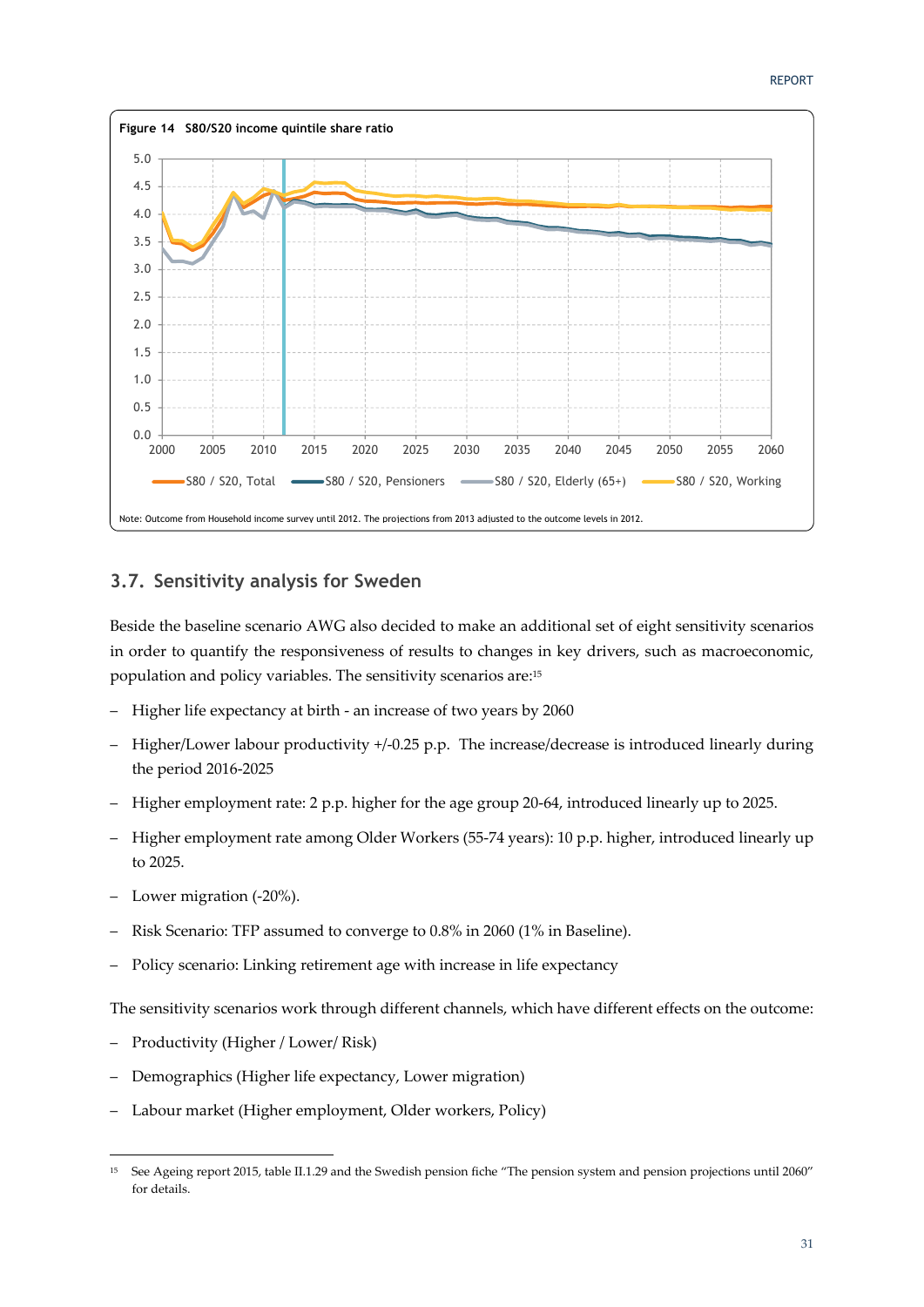**Figure 14 S80/S20 income quintile share ratio**

Note: Outcome from Household income survey until 2012. The projections from 2013 adjusted to the outcome levels in 2012.

## 3.7. Sensitivity analysis for Sweden

Beside the baseline scenario AWG also decided to make an additional set of eight sensitivity scenarios in order to quantify the responsiveness of results to changes in key drivers, such as macroeconomic, population and policy variables. The sensitivity scenarios are:[15]

- Higher life expectancy at birth - an increase of two years by 2060
- Higher/Lower labour productivity +/-0.25 p.p. The increase/decrease is introduced linearly during the period 2016-2025
- Higher employment rate: 2 p.p. higher for the age group 20-64, introduced linearly up to 2025.
- Higher employment rate among Older Workers (55-74 years): 10 p.p. higher, introduced linearly up to 2025.
- Lower migration (-20%).
- Risk Scenario: TFP assumed to converge to 0.8% in 2060 (1% in Baseline).
- Policy scenario: Linking retirement age with increase in life expectancy

The sensitivity scenarios work through different channels, which have different effects on the outcome:

- Productivity (Higher / Lower/ Risk)
- Demographics (Higher life expectancy, Lower migration)
- Labour market (Higher employment, Older workers, Policy)

[15] See Ageing report 2015, table II.1.29 and the Swedish pension fiche "The pension system and pension projections until 2060" for details.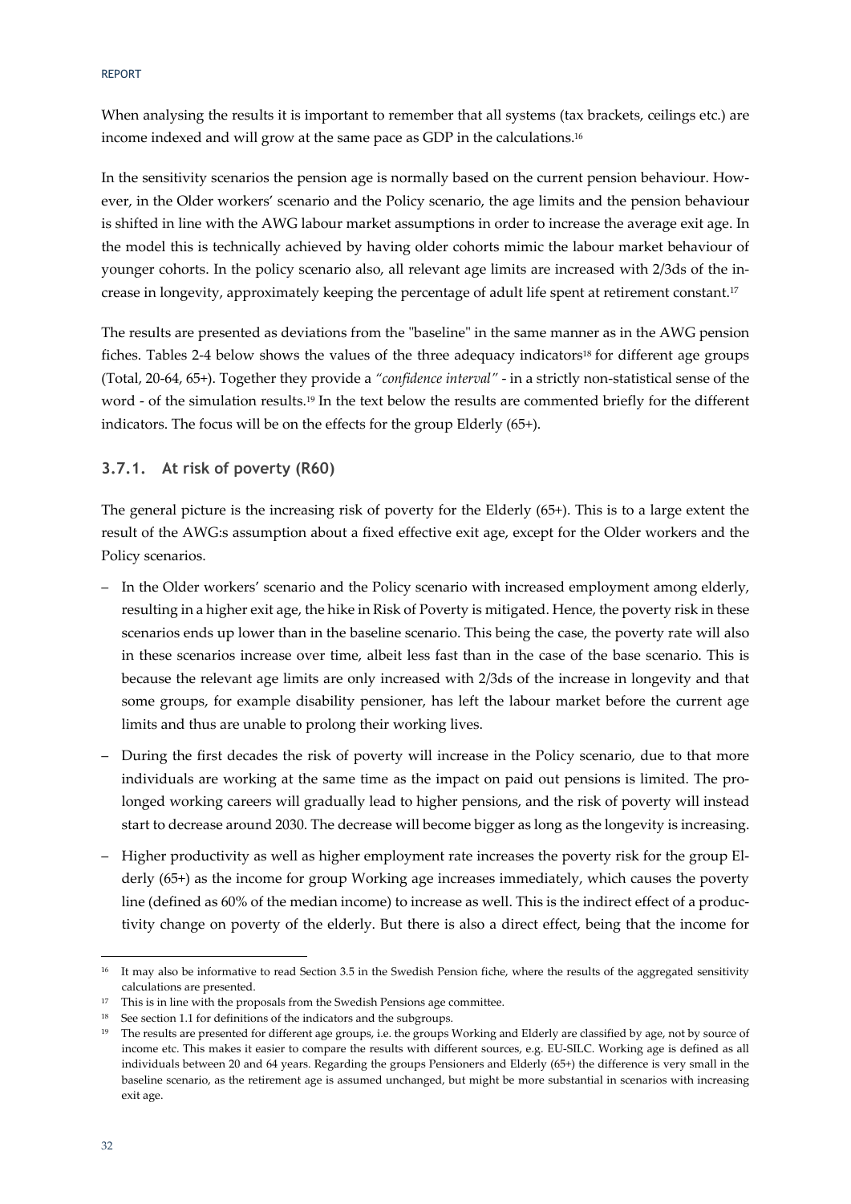When analysing the results it is important to remember that all systems (tax brackets, ceilings etc.) are income indexed and will grow at the same pace as GDP in the calculations.[16]

In the sensitivity scenarios the pension age is normally based on the current pension behaviour. However, in the Older workers' scenario and the Policy scenario, the age limits and the pension behaviour is shifted in line with the AWG labour market assumptions in order to increase the average exit age. In the model this is technically achieved by having older cohorts mimic the labour market behaviour of younger cohorts. In the policy scenario also, all relevant age limits are increased with 2/3ds of the increase in longevity, approximately keeping the percentage of adult life spent at retirement constant.[17]

The results are presented as deviations from the "baseline" in the same manner as in the AWG pension fiches. Tables 2-4 below shows the values of the three adequacy indicators[18] for different age groups (Total, 20-64, 65+). Together they provide a *"confidence interval"* - in a strictly non-statistical sense of the word - of the simulation results.[19] In the text below the results are commented briefly for the different indicators. The focus will be on the effects for the group Elderly (65+).

### 3.7.1. At risk of poverty (R60)

The general picture is the increasing risk of poverty for the Elderly (65+). This is to a large extent the result of the AWG:s assumption about a fixed effective exit age, except for the Older workers and the Policy scenarios.

- In the Older workers' scenario and the Policy scenario with increased employment among elderly, resulting in a higher exit age, the hike in Risk of Poverty is mitigated. Hence, the poverty risk in these scenarios ends up lower than in the baseline scenario. This being the case, the poverty rate will also in these scenarios increase over time, albeit less fast than in the case of the base scenario. This is because the relevant age limits are only increased with 2/3ds of the increase in longevity and that some groups, for example disability pensioner, has left the labour market before the current age limits and thus are unable to prolong their working lives.
- During the first decades the risk of poverty will increase in the Policy scenario, due to that more individuals are working at the same time as the impact on paid out pensions is limited. The prolonged working careers will gradually lead to higher pensions, and the risk of poverty will instead start to decrease around 2030. The decrease will become bigger as long as the longevity is increasing.
- Higher productivity as well as higher employment rate increases the poverty risk for the group Elderly (65+) as the income for group Working age increases immediately, which causes the poverty line (defined as 60% of the median income) to increase as well. This is the indirect effect of a productivity change on poverty of the elderly. But there is also a direct effect, being that the income for

[16] It may also be informative to read Section 3.5 in the Swedish Pension fiche, where the results of the aggregated sensitivity calculations are presented.

[17] This is in line with the proposals from the Swedish Pensions age committee.

[18] See section 1.1 for definitions of the indicators and the subgroups.

[19] The results are presented for different age groups, i.e. the groups Working and Elderly are classified by age, not by source of income etc. This makes it easier to compare the results with different sources, e.g. EU-SILC. Working age is defined as all individuals between 20 and 64 years. Regarding the groups Pensioners and Elderly (65+) the difference is very small in the baseline scenario, as the retirement age is assumed unchanged, but might be more substantial in scenarios with increasing exit age.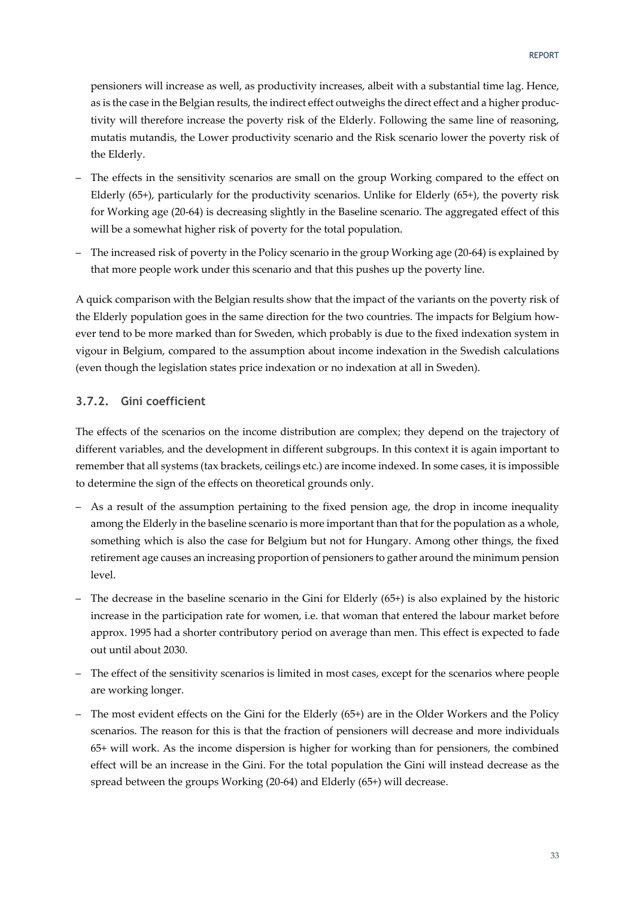pensioners will increase as well, as productivity increases, albeit with a substantial time lag. Hence, as is the case in the Belgian results, the indirect effect outweighs the direct effect and a higher productivity will therefore increase the poverty risk of the Elderly. Following the same line of reasoning, mutatis mutandis, the Lower productivity scenario and the Risk scenario lower the poverty risk of the Elderly.

- The effects in the sensitivity scenarios are small on the group Working compared to the effect on Elderly (65+), particularly for the productivity scenarios. Unlike for Elderly (65+), the poverty risk for Working age (20-64) is decreasing slightly in the Baseline scenario. The aggregated effect of this will be a somewhat higher risk of poverty for the total population.
- The increased risk of poverty in the Policy scenario in the group Working age (20-64) is explained by that more people work under this scenario and that this pushes up the poverty line.

A quick comparison with the Belgian results show that the impact of the variants on the poverty risk of the Elderly population goes in the same direction for the two countries. The impacts for Belgium however tend to be more marked than for Sweden, which probably is due to the fixed indexation system in vigour in Belgium, compared to the assumption about income indexation in the Swedish calculations (even though the legislation states price indexation or no indexation at all in Sweden).

### 3.7.2. Gini coefficient

The effects of the scenarios on the income distribution are complex; they depend on the trajectory of different variables, and the development in different subgroups. In this context it is again important to remember that all systems (tax brackets, ceilings etc.) are income indexed. In some cases, it is impossible to determine the sign of the effects on theoretical grounds only.

- As a result of the assumption pertaining to the fixed pension age, the drop in income inequality among the Elderly in the baseline scenario is more important than that for the population as a whole, something which is also the case for Belgium but not for Hungary. Among other things, the fixed retirement age causes an increasing proportion of pensioners to gather around the minimum pension level.
- The decrease in the baseline scenario in the Gini for Elderly (65+) is also explained by the historic increase in the participation rate for women, i.e. that woman that entered the labour market before approx. 1995 had a shorter contributory period on average than men. This effect is expected to fade out until about 2030.
- The effect of the sensitivity scenarios is limited in most cases, except for the scenarios where people are working longer.
- The most evident effects on the Gini for the Elderly (65+) are in the Older Workers and the Policy scenarios. The reason for this is that the fraction of pensioners will decrease and more individuals 65+ will work. As the income dispersion is higher for working than for pensioners, the combined effect will be an increase in the Gini. For the total population the Gini will instead decrease as the spread between the groups Working (20-64) and Elderly (65+) will decrease.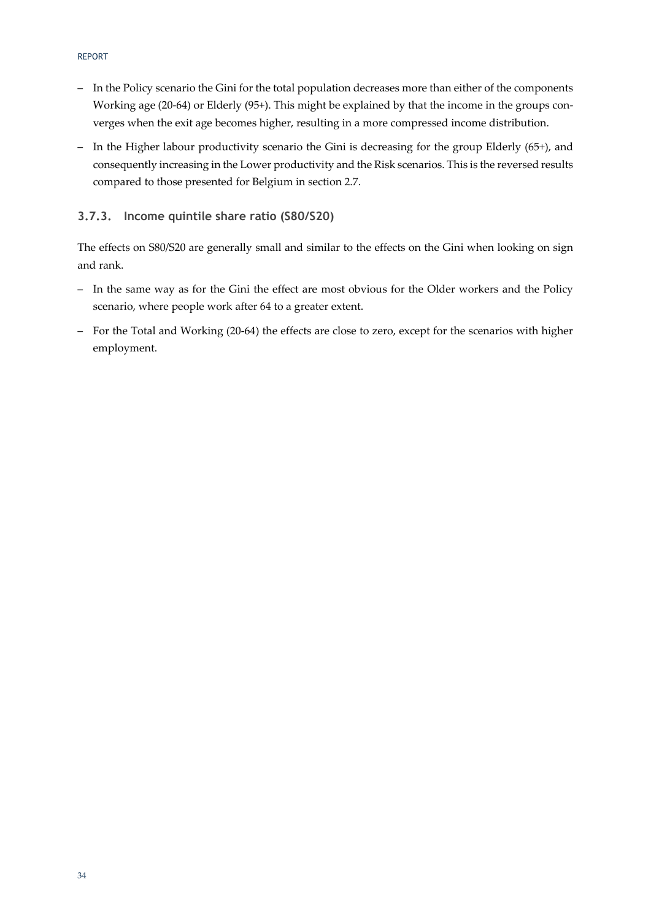- In the Policy scenario the Gini for the total population decreases more than either of the components Working age (20-64) or Elderly (95+). This might be explained by that the income in the groups converges when the exit age becomes higher, resulting in a more compressed income distribution.
- In the Higher labour productivity scenario the Gini is decreasing for the group Elderly (65+), and consequently increasing in the Lower productivity and the Risk scenarios. This is the reversed results compared to those presented for Belgium in section 2.7.

### 3.7.3. Income quintile share ratio (S80/S20)

The effects on S80/S20 are generally small and similar to the effects on the Gini when looking on sign and rank.

- In the same way as for the Gini the effect are most obvious for the Older workers and the Policy scenario, where people work after 64 to a greater extent.
- For the Total and Working (20-64) the effects are close to zero, except for the scenarios with higher employment.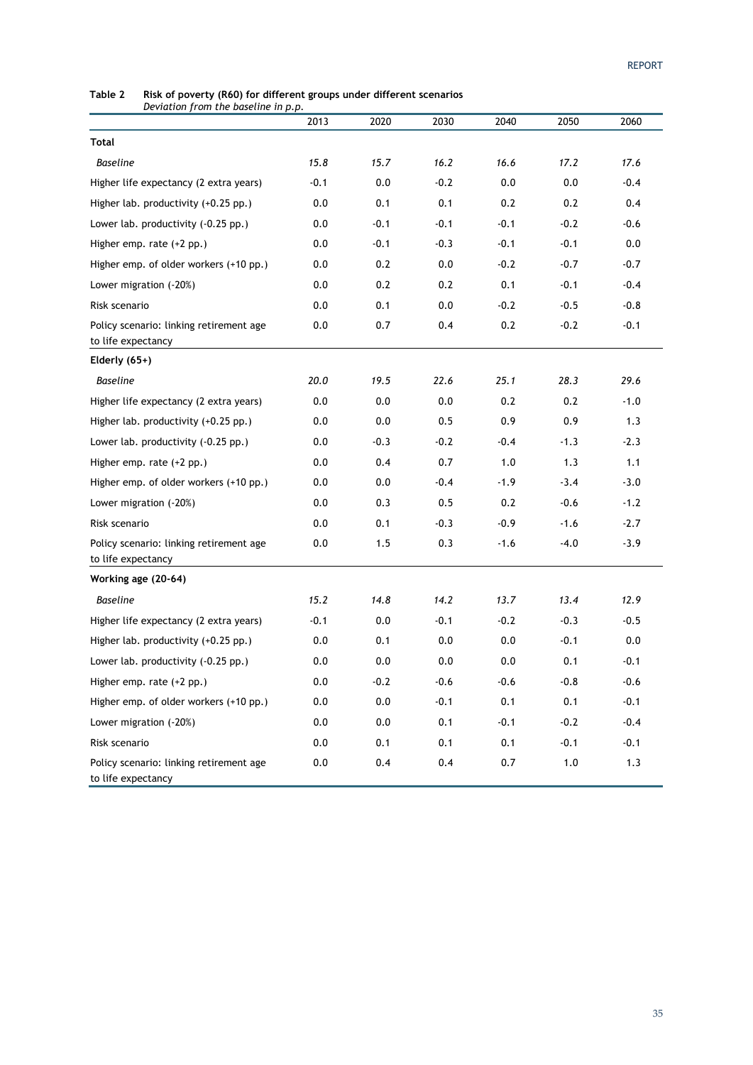**Table 2 Risk of poverty (R60) for different groups under different scenarios**
*Deviation from the baseline in p.p.*

| | 2013 | 2020 | 2030 | 2040 | 2050 | 2060 |
|---|---|---|---|---|---|---|
| **Total** | | | | | | |
| *Baseline* | *15.8* | *15.7* | *16.2* | *16.6* | *17.2* | *17.6* |
| Higher life expectancy (2 extra years) | -0.1 | 0.0 | -0.2 | 0.0 | 0.0 | -0.4 |
| Higher lab. productivity (+0.25 pp.) | 0.0 | 0.1 | 0.1 | 0.2 | 0.2 | 0.4 |
| Lower lab. productivity (-0.25 pp.) | 0.0 | -0.1 | -0.1 | -0.1 | -0.2 | -0.6 |
| Higher emp. rate (+2 pp.) | 0.0 | -0.1 | -0.3 | -0.1 | -0.1 | 0.0 |
| Higher emp. of older workers (+10 pp.) | 0.0 | 0.2 | 0.0 | -0.2 | -0.7 | -0.7 |
| Lower migration (-20%) | 0.0 | 0.2 | 0.2 | 0.1 | -0.1 | -0.4 |
| Risk scenario | 0.0 | 0.1 | 0.0 | -0.2 | -0.5 | -0.8 |
| Policy scenario: linking retirement age to life expectancy | 0.0 | 0.7 | 0.4 | 0.2 | -0.2 | -0.1 |
| **Elderly (65+)** | | | | | | |
| *Baseline* | *20.0* | *19.5* | *22.6* | *25.1* | *28.3* | *29.6* |
| Higher life expectancy (2 extra years) | 0.0 | 0.0 | 0.0 | 0.2 | 0.2 | -1.0 |
| Higher lab. productivity (+0.25 pp.) | 0.0 | 0.0 | 0.5 | 0.9 | 0.9 | 1.3 |
| Lower lab. productivity (-0.25 pp.) | 0.0 | -0.3 | -0.2 | -0.4 | -1.3 | -2.3 |
| Higher emp. rate (+2 pp.) | 0.0 | 0.4 | 0.7 | 1.0 | 1.3 | 1.1 |
| Higher emp. of older workers (+10 pp.) | 0.0 | 0.0 | -0.4 | -1.9 | -3.4 | -3.0 |
| Lower migration (-20%) | 0.0 | 0.3 | 0.5 | 0.2 | -0.6 | -1.2 |
| Risk scenario | 0.0 | 0.1 | -0.3 | -0.9 | -1.6 | -2.7 |
| Policy scenario: linking retirement age to life expectancy | 0.0 | 1.5 | 0.3 | -1.6 | -4.0 | -3.9 |
| **Working age (20-64)** | | | | | | |
| *Baseline* | *15.2* | *14.8* | *14.2* | *13.7* | *13.4* | *12.9* |
| Higher life expectancy (2 extra years) | -0.1 | 0.0 | -0.1 | -0.2 | -0.3 | -0.5 |
| Higher lab. productivity (+0.25 pp.) | 0.0 | 0.1 | 0.0 | 0.0 | -0.1 | 0.0 |
| Lower lab. productivity (-0.25 pp.) | 0.0 | 0.0 | 0.0 | 0.0 | 0.1 | -0.1 |
| Higher emp. rate (+2 pp.) | 0.0 | -0.2 | -0.6 | -0.6 | -0.8 | -0.6 |
| Higher emp. of older workers (+10 pp.) | 0.0 | 0.0 | -0.1 | 0.1 | 0.1 | -0.1 |
| Lower migration (-20%) | 0.0 | 0.0 | 0.1 | -0.1 | -0.2 | -0.4 |
| Risk scenario | 0.0 | 0.1 | 0.1 | 0.1 | -0.1 | -0.1 |
| Policy scenario: linking retirement age to life expectancy | 0.0 | 0.4 | 0.4 | 0.7 | 1.0 | 1.3 |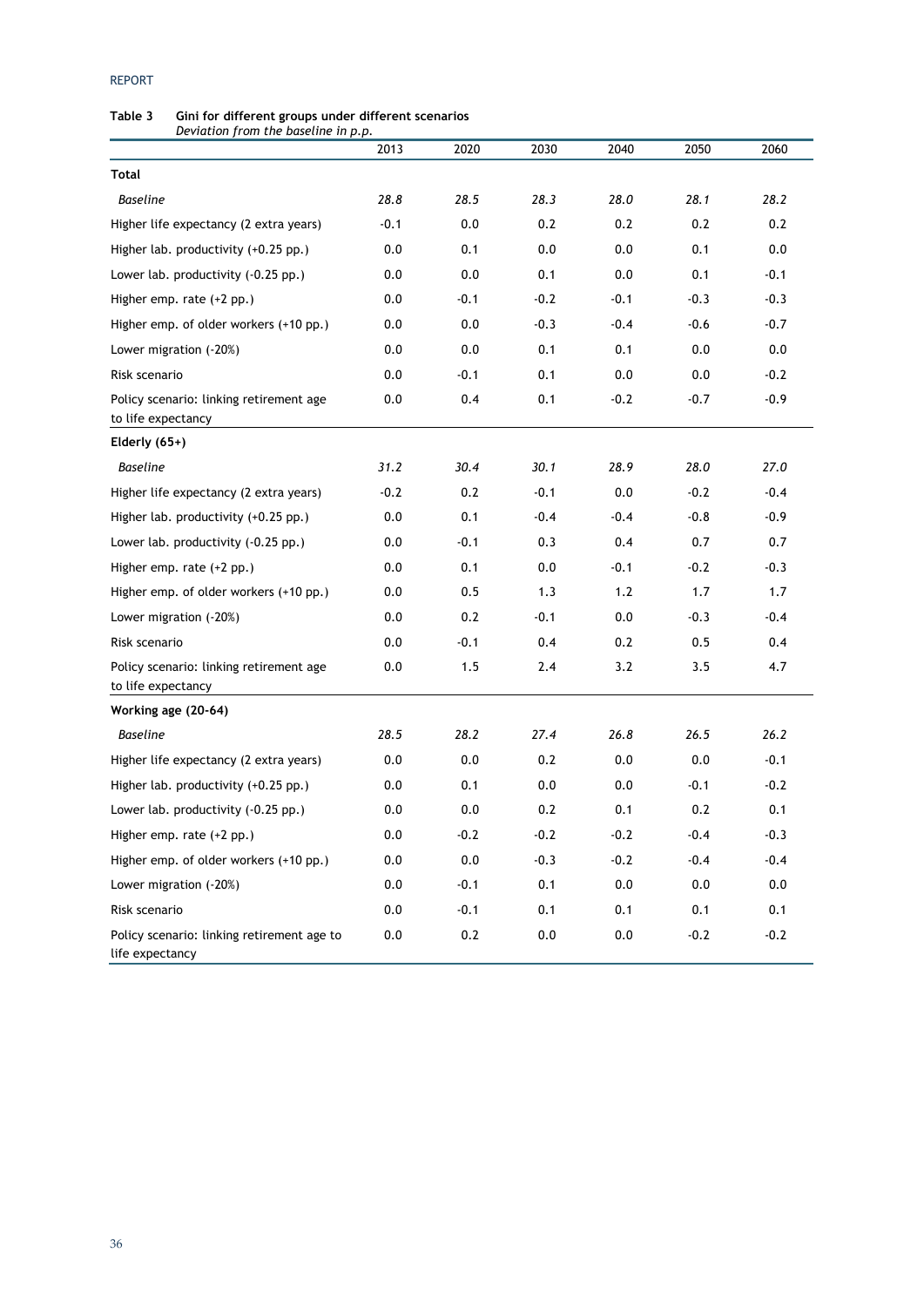**Table 3 Gini for different groups under different scenarios**
*Deviation from the baseline in p.p.*

| | 2013 | 2020 | 2030 | 2040 | 2050 | 2060 |
|---|---|---|---|---|---|---|
| **Total** | | | | | | |
| *Baseline* | *28.8* | *28.5* | *28.3* | *28.0* | *28.1* | *28.2* |
| Higher life expectancy (2 extra years) | -0.1 | 0.0 | 0.2 | 0.2 | 0.2 | 0.2 |
| Higher lab. productivity (+0.25 pp.) | 0.0 | 0.1 | 0.0 | 0.0 | 0.1 | 0.0 |
| Lower lab. productivity (-0.25 pp.) | 0.0 | 0.0 | 0.1 | 0.0 | 0.1 | -0.1 |
| Higher emp. rate (+2 pp.) | 0.0 | -0.1 | -0.2 | -0.1 | -0.3 | -0.3 |
| Higher emp. of older workers (+10 pp.) | 0.0 | 0.0 | -0.3 | -0.4 | -0.6 | -0.7 |
| Lower migration (-20%) | 0.0 | 0.0 | 0.1 | 0.1 | 0.0 | 0.0 |
| Risk scenario | 0.0 | -0.1 | 0.1 | 0.0 | 0.0 | -0.2 |
| Policy scenario: linking retirement age to life expectancy | 0.0 | 0.4 | 0.1 | -0.2 | -0.7 | -0.9 |
| **Elderly (65+)** | | | | | | |
| *Baseline* | *31.2* | *30.4* | *30.1* | *28.9* | *28.0* | *27.0* |
| Higher life expectancy (2 extra years) | -0.2 | 0.2 | -0.1 | 0.0 | -0.2 | -0.4 |
| Higher lab. productivity (+0.25 pp.) | 0.0 | 0.1 | -0.4 | -0.4 | -0.8 | -0.9 |
| Lower lab. productivity (-0.25 pp.) | 0.0 | -0.1 | 0.3 | 0.4 | 0.7 | 0.7 |
| Higher emp. rate (+2 pp.) | 0.0 | 0.1 | 0.0 | -0.1 | -0.2 | -0.3 |
| Higher emp. of older workers (+10 pp.) | 0.0 | 0.5 | 1.3 | 1.2 | 1.7 | 1.7 |
| Lower migration (-20%) | 0.0 | 0.2 | -0.1 | 0.0 | -0.3 | -0.4 |
| Risk scenario | 0.0 | -0.1 | 0.4 | 0.2 | 0.5 | 0.4 |
| Policy scenario: linking retirement age to life expectancy | 0.0 | 1.5 | 2.4 | 3.2 | 3.5 | 4.7 |
| **Working age (20-64)** | | | | | | |
| *Baseline* | *28.5* | *28.2* | *27.4* | *26.8* | *26.5* | *26.2* |
| Higher life expectancy (2 extra years) | 0.0 | 0.0 | 0.2 | 0.0 | 0.0 | -0.1 |
| Higher lab. productivity (+0.25 pp.) | 0.0 | 0.1 | 0.0 | 0.0 | -0.1 | -0.2 |
| Lower lab. productivity (-0.25 pp.) | 0.0 | 0.0 | 0.2 | 0.1 | 0.2 | 0.1 |
| Higher emp. rate (+2 pp.) | 0.0 | -0.2 | -0.2 | -0.2 | -0.4 | -0.3 |
| Higher emp. of older workers (+10 pp.) | 0.0 | 0.0 | -0.3 | -0.2 | -0.4 | -0.4 |
| Lower migration (-20%) | 0.0 | -0.1 | 0.1 | 0.0 | 0.0 | 0.0 |
| Risk scenario | 0.0 | -0.1 | 0.1 | 0.1 | 0.1 | 0.1 |
| Policy scenario: linking retirement age to life expectancy | 0.0 | 0.2 | 0.0 | 0.0 | -0.2 | -0.2 |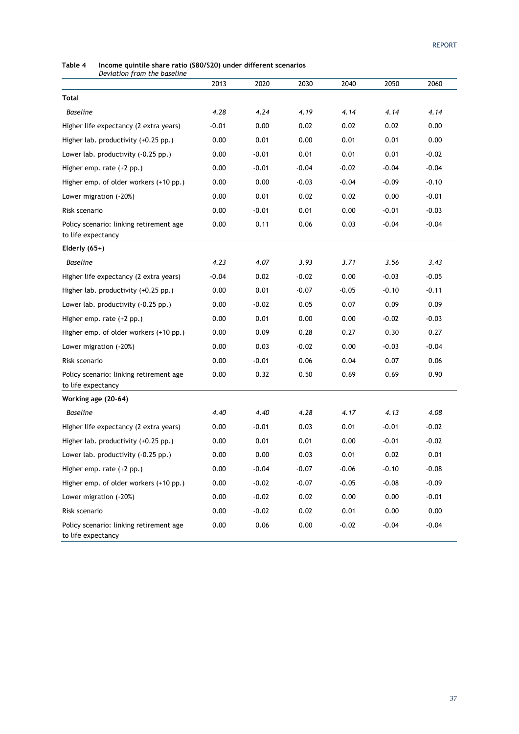**Table 4 Income quintile share ratio (S80/S20) under different scenarios**
*Deviation from the baseline*

| | 2013 | 2020 | 2030 | 2040 | 2050 | 2060 |
|---|---|---|---|---|---|---|
| **Total** | | | | | | |
| *Baseline* | *4.28* | *4.24* | *4.19* | *4.14* | *4.14* | *4.14* |
| Higher life expectancy (2 extra years) | -0.01 | 0.00 | 0.02 | 0.02 | 0.02 | 0.00 |
| Higher lab. productivity (+0.25 pp.) | 0.00 | 0.01 | 0.00 | 0.01 | 0.01 | 0.00 |
| Lower lab. productivity (-0.25 pp.) | 0.00 | -0.01 | 0.01 | 0.01 | 0.01 | -0.02 |
| Higher emp. rate (+2 pp.) | 0.00 | -0.01 | -0.04 | -0.02 | -0.04 | -0.04 |
| Higher emp. of older workers (+10 pp.) | 0.00 | 0.00 | -0.03 | -0.04 | -0.09 | -0.10 |
| Lower migration (-20%) | 0.00 | 0.01 | 0.02 | 0.02 | 0.00 | -0.01 |
| Risk scenario | 0.00 | -0.01 | 0.01 | 0.00 | -0.01 | -0.03 |
| Policy scenario: linking retirement age to life expectancy | 0.00 | 0.11 | 0.06 | 0.03 | -0.04 | -0.04 |
| **Elderly (65+)** | | | | | | |
| *Baseline* | *4.23* | *4.07* | *3.93* | *3.71* | *3.56* | *3.43* |
| Higher life expectancy (2 extra years) | -0.04 | 0.02 | -0.02 | 0.00 | -0.03 | -0.05 |
| Higher lab. productivity (+0.25 pp.) | 0.00 | 0.01 | -0.07 | -0.05 | -0.10 | -0.11 |
| Lower lab. productivity (-0.25 pp.) | 0.00 | -0.02 | 0.05 | 0.07 | 0.09 | 0.09 |
| Higher emp. rate (+2 pp.) | 0.00 | 0.01 | 0.00 | 0.00 | -0.02 | -0.03 |
| Higher emp. of older workers (+10 pp.) | 0.00 | 0.09 | 0.28 | 0.27 | 0.30 | 0.27 |
| Lower migration (-20%) | 0.00 | 0.03 | -0.02 | 0.00 | -0.03 | -0.04 |
| Risk scenario | 0.00 | -0.01 | 0.06 | 0.04 | 0.07 | 0.06 |
| Policy scenario: linking retirement age to life expectancy | 0.00 | 0.32 | 0.50 | 0.69 | 0.69 | 0.90 |
| **Working age (20-64)** | | | | | | |
| *Baseline* | *4.40* | *4.40* | *4.28* | *4.17* | *4.13* | *4.08* |
| Higher life expectancy (2 extra years) | 0.00 | -0.01 | 0.03 | 0.01 | -0.01 | -0.02 |
| Higher lab. productivity (+0.25 pp.) | 0.00 | 0.01 | 0.01 | 0.00 | -0.01 | -0.02 |
| Lower lab. productivity (-0.25 pp.) | 0.00 | 0.00 | 0.03 | 0.01 | 0.02 | 0.01 |
| Higher emp. rate (+2 pp.) | 0.00 | -0.04 | -0.07 | -0.06 | -0.10 | -0.08 |
| Higher emp. of older workers (+10 pp.) | 0.00 | -0.02 | -0.07 | -0.05 | -0.08 | -0.09 |
| Lower migration (-20%) | 0.00 | -0.02 | 0.02 | 0.00 | 0.00 | -0.01 |
| Risk scenario | 0.00 | -0.02 | 0.02 | 0.01 | 0.00 | 0.00 |
| Policy scenario: linking retirement age to life expectancy | 0.00 | 0.06 | 0.00 | -0.02 | -0.04 | -0.04 |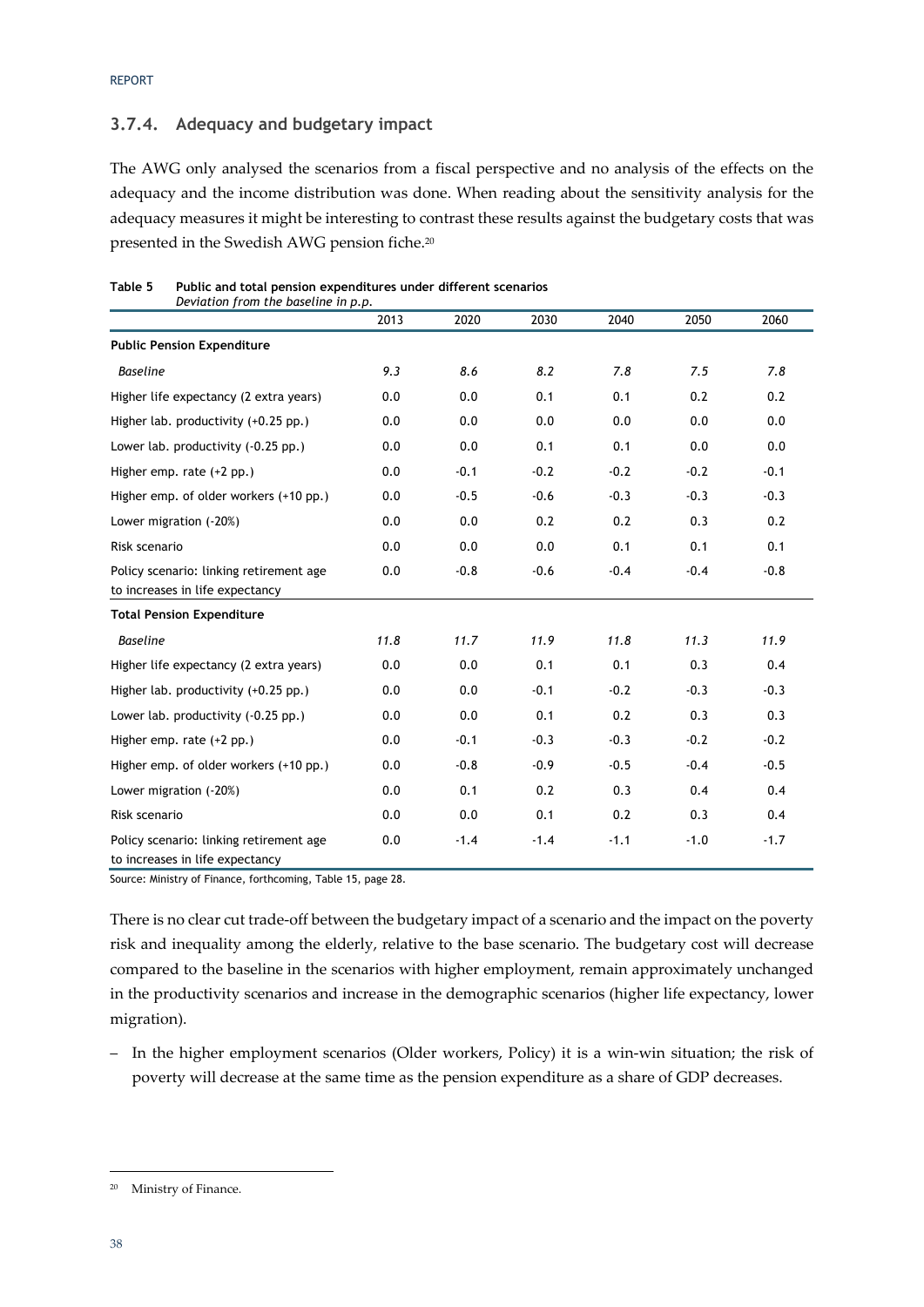### 3.7.4. Adequacy and budgetary impact

The AWG only analysed the scenarios from a fiscal perspective and no analysis of the effects on the adequacy and the income distribution was done. When reading about the sensitivity analysis for the adequacy measures it might be interesting to contrast these results against the budgetary costs that was presented in the Swedish AWG pension fiche.[20]

**Table 5 Public and total pension expenditures under different scenarios**
*Deviation from the baseline in p.p.*

| | 2013 | 2020 | 2030 | 2040 | 2050 | 2060 |
|---|---|---|---|---|---|---|
| **Public Pension Expenditure** | | | | | | |
| *Baseline* | *9.3* | *8.6* | *8.2* | *7.8* | *7.5* | *7.8* |
| Higher life expectancy (2 extra years) | 0.0 | 0.0 | 0.1 | 0.1 | 0.2 | 0.2 |
| Higher lab. productivity (+0.25 pp.) | 0.0 | 0.0 | 0.0 | 0.0 | 0.0 | 0.0 |
| Lower lab. productivity (-0.25 pp.) | 0.0 | 0.0 | 0.1 | 0.1 | 0.0 | 0.0 |
| Higher emp. rate (+2 pp.) | 0.0 | -0.1 | -0.2 | -0.2 | -0.2 | -0.1 |
| Higher emp. of older workers (+10 pp.) | 0.0 | -0.5 | -0.6 | -0.3 | -0.3 | -0.3 |
| Lower migration (-20%) | 0.0 | 0.0 | 0.2 | 0.2 | 0.3 | 0.2 |
| Risk scenario | 0.0 | 0.0 | 0.0 | 0.1 | 0.1 | 0.1 |
| Policy scenario: linking retirement age to increases in life expectancy | 0.0 | -0.8 | -0.6 | -0.4 | -0.4 | -0.8 |
| **Total Pension Expenditure** | | | | | | |
| *Baseline* | *11.8* | *11.7* | *11.9* | *11.8* | *11.3* | *11.9* |
| Higher life expectancy (2 extra years) | 0.0 | 0.0 | 0.1 | 0.1 | 0.3 | 0.4 |
| Higher lab. productivity (+0.25 pp.) | 0.0 | 0.0 | -0.1 | -0.2 | -0.3 | -0.3 |
| Lower lab. productivity (-0.25 pp.) | 0.0 | 0.0 | 0.1 | 0.2 | 0.3 | 0.3 |
| Higher emp. rate (+2 pp.) | 0.0 | -0.1 | -0.3 | -0.3 | -0.2 | -0.2 |
| Higher emp. of older workers (+10 pp.) | 0.0 | -0.8 | -0.9 | -0.5 | -0.4 | -0.5 |
| Lower migration (-20%) | 0.0 | 0.1 | 0.2 | 0.3 | 0.4 | 0.4 |
| Risk scenario | 0.0 | 0.0 | 0.1 | 0.2 | 0.3 | 0.4 |
| Policy scenario: linking retirement age to increases in life expectancy | 0.0 | -1.4 | -1.4 | -1.1 | -1.0 | -1.7 |

Source: Ministry of Finance, forthcoming, Table 15, page 28.

There is no clear cut trade-off between the budgetary impact of a scenario and the impact on the poverty risk and inequality among the elderly, relative to the base scenario. The budgetary cost will decrease compared to the baseline in the scenarios with higher employment, remain approximately unchanged in the productivity scenarios and increase in the demographic scenarios (higher life expectancy, lower migration).

– In the higher employment scenarios (Older workers, Policy) it is a win-win situation; the risk of poverty will decrease at the same time as the pension expenditure as a share of GDP decreases.

[20] Ministry of Finance.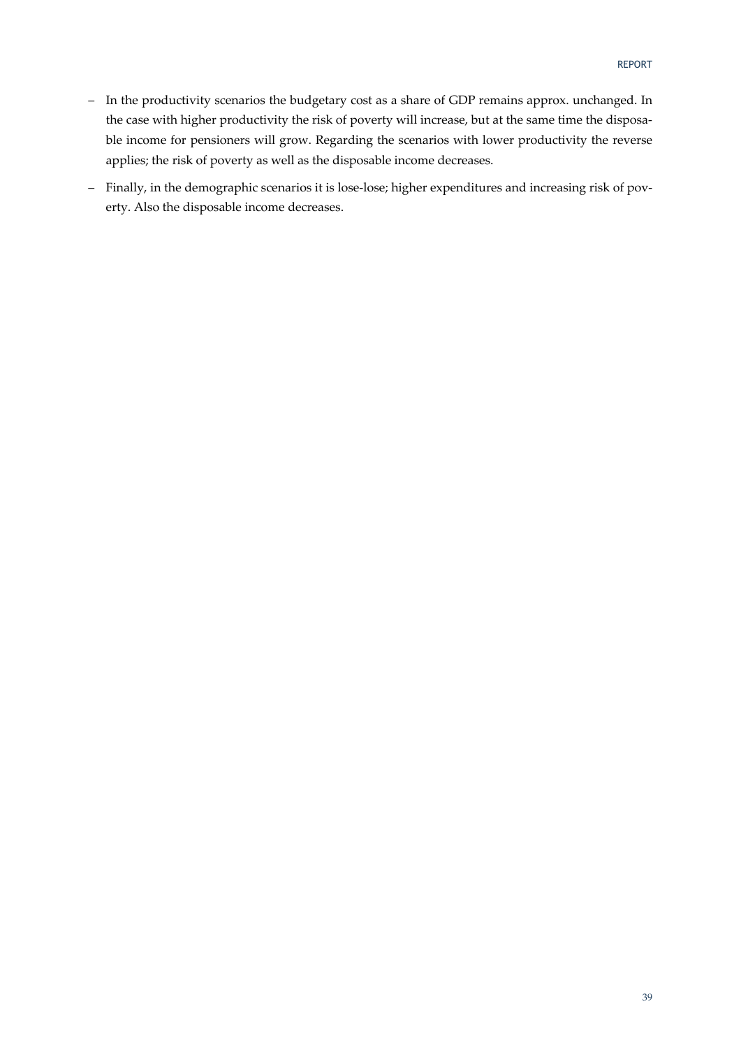- In the productivity scenarios the budgetary cost as a share of GDP remains approx. unchanged. In the case with higher productivity the risk of poverty will increase, but at the same time the disposable income for pensioners will grow. Regarding the scenarios with lower productivity the reverse applies; the risk of poverty as well as the disposable income decreases.
- Finally, in the demographic scenarios it is lose-lose; higher expenditures and increasing risk of poverty. Also the disposable income decreases.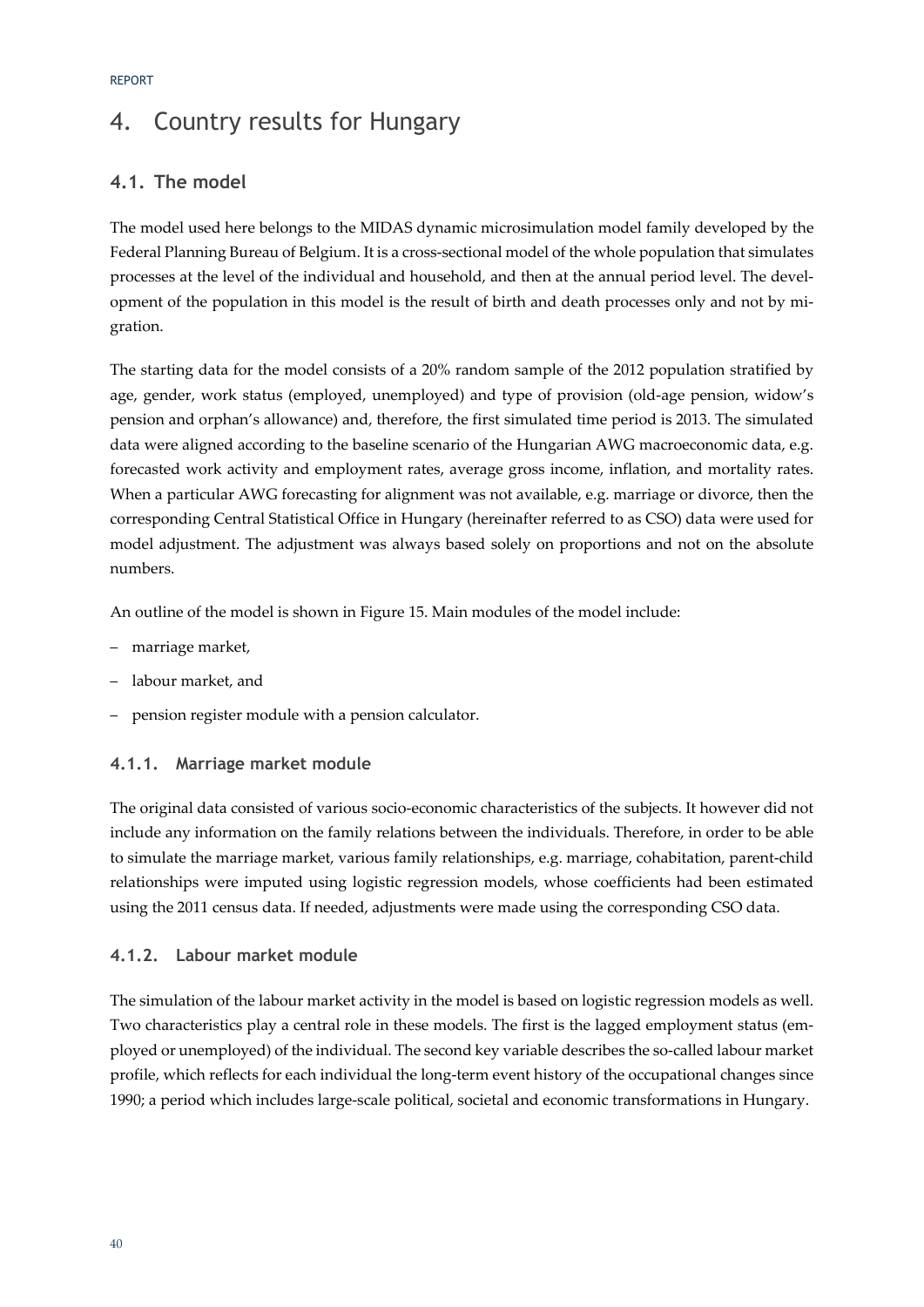# 4. Country results for Hungary

## 4.1. The model

The model used here belongs to the MIDAS dynamic microsimulation model family developed by the Federal Planning Bureau of Belgium. It is a cross-sectional model of the whole population that simulates processes at the level of the individual and household, and then at the annual period level. The development of the population in this model is the result of birth and death processes only and not by migration.

The starting data for the model consists of a 20% random sample of the 2012 population stratified by age, gender, work status (employed, unemployed) and type of provision (old-age pension, widow's pension and orphan's allowance) and, therefore, the first simulated time period is 2013. The simulated data were aligned according to the baseline scenario of the Hungarian AWG macroeconomic data, e.g. forecasted work activity and employment rates, average gross income, inflation, and mortality rates. When a particular AWG forecasting for alignment was not available, e.g. marriage or divorce, then the corresponding Central Statistical Office in Hungary (hereinafter referred to as CSO) data were used for model adjustment. The adjustment was always based solely on proportions and not on the absolute numbers.

An outline of the model is shown in Figure 15. Main modules of the model include:

- marriage market,
- labour market, and
- pension register module with a pension calculator.

### 4.1.1. Marriage market module

The original data consisted of various socio-economic characteristics of the subjects. It however did not include any information on the family relations between the individuals. Therefore, in order to be able to simulate the marriage market, various family relationships, e.g. marriage, cohabitation, parent-child relationships were imputed using logistic regression models, whose coefficients had been estimated using the 2011 census data. If needed, adjustments were made using the corresponding CSO data.

### 4.1.2. Labour market module

The simulation of the labour market activity in the model is based on logistic regression models as well. Two characteristics play a central role in these models. The first is the lagged employment status (employed or unemployed) of the individual. The second key variable describes the so-called labour market profile, which reflects for each individual the long-term event history of the occupational changes since 1990; a period which includes large-scale political, societal and economic transformations in Hungary.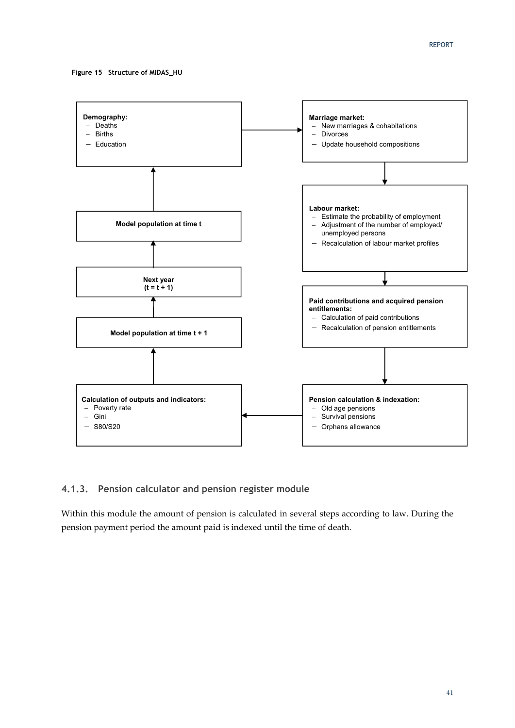**Figure 15 Structure of MIDAS_HU**

**Demography:**
- Deaths
- Births
- Education

**Marriage market:**
- New marriages & cohabitations
- Divorces
- Update household compositions

**Labour market:**
- Estimate the probability of employment
- Adjustment of the number of employed/ unemployed persons
- Recalculation of labour market profiles

**Paid contributions and acquired pension entitlements:**
- Calculation of paid contributions
- Recalculation of pension entitlements

**Pension calculation & indexation:**
- Old age pensions
- Survival pensions
- Orphans allowance

**Calculation of outputs and indicators:**
- Poverty rate
- Gini
- S80/S20

**Model population at time t + 1**

**Next year (t = t + 1)**

**Model population at time t**

### 4.1.3. Pension calculator and pension register module

Within this module the amount of pension is calculated in several steps according to law. During the pension payment period the amount paid is indexed until the time of death.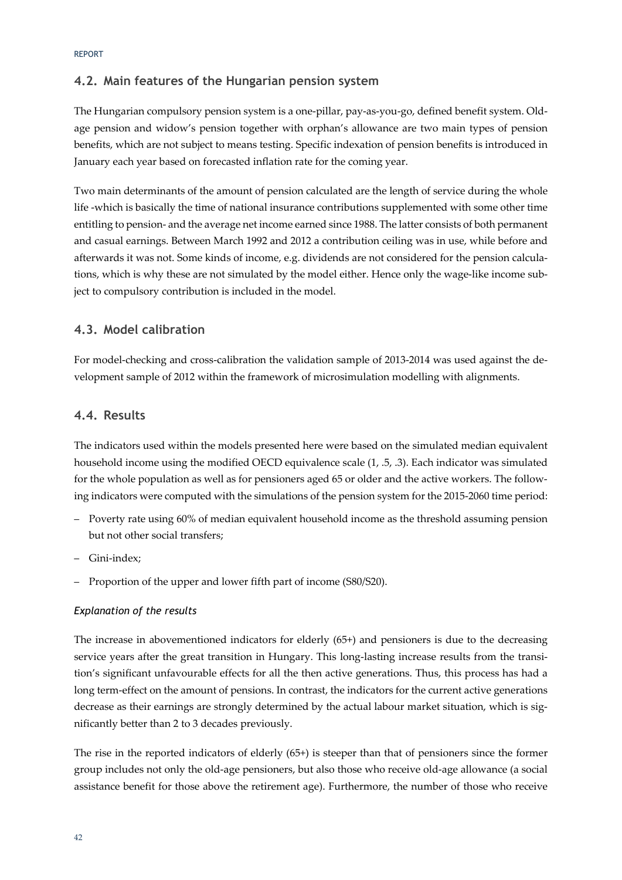## 4.2. Main features of the Hungarian pension system

The Hungarian compulsory pension system is a one-pillar, pay-as-you-go, defined benefit system. Old-age pension and widow's pension together with orphan's allowance are two main types of pension benefits, which are not subject to means testing. Specific indexation of pension benefits is introduced in January each year based on forecasted inflation rate for the coming year.

Two main determinants of the amount of pension calculated are the length of service during the whole life -which is basically the time of national insurance contributions supplemented with some other time entitling to pension- and the average net income earned since 1988. The latter consists of both permanent and casual earnings. Between March 1992 and 2012 a contribution ceiling was in use, while before and afterwards it was not. Some kinds of income, e.g. dividends are not considered for the pension calculations, which is why these are not simulated by the model either. Hence only the wage-like income subject to compulsory contribution is included in the model.

## 4.3. Model calibration

For model-checking and cross-calibration the validation sample of 2013-2014 was used against the development sample of 2012 within the framework of microsimulation modelling with alignments.

## 4.4. Results

The indicators used within the models presented here were based on the simulated median equivalent household income using the modified OECD equivalence scale (1, .5, .3). Each indicator was simulated for the whole population as well as for pensioners aged 65 or older and the active workers. The following indicators were computed with the simulations of the pension system for the 2015-2060 time period:

- Poverty rate using 60% of median equivalent household income as the threshold assuming pension but not other social transfers;
- Gini-index;
- Proportion of the upper and lower fifth part of income (S80/S20).

### *Explanation of the results*

The increase in abovementioned indicators for elderly (65+) and pensioners is due to the decreasing service years after the great transition in Hungary. This long-lasting increase results from the transition's significant unfavourable effects for all the then active generations. Thus, this process has had a long term-effect on the amount of pensions. In contrast, the indicators for the current active generations decrease as their earnings are strongly determined by the actual labour market situation, which is significantly better than 2 to 3 decades previously.

The rise in the reported indicators of elderly (65+) is steeper than that of pensioners since the former group includes not only the old-age pensioners, but also those who receive old-age allowance (a social assistance benefit for those above the retirement age). Furthermore, the number of those who receive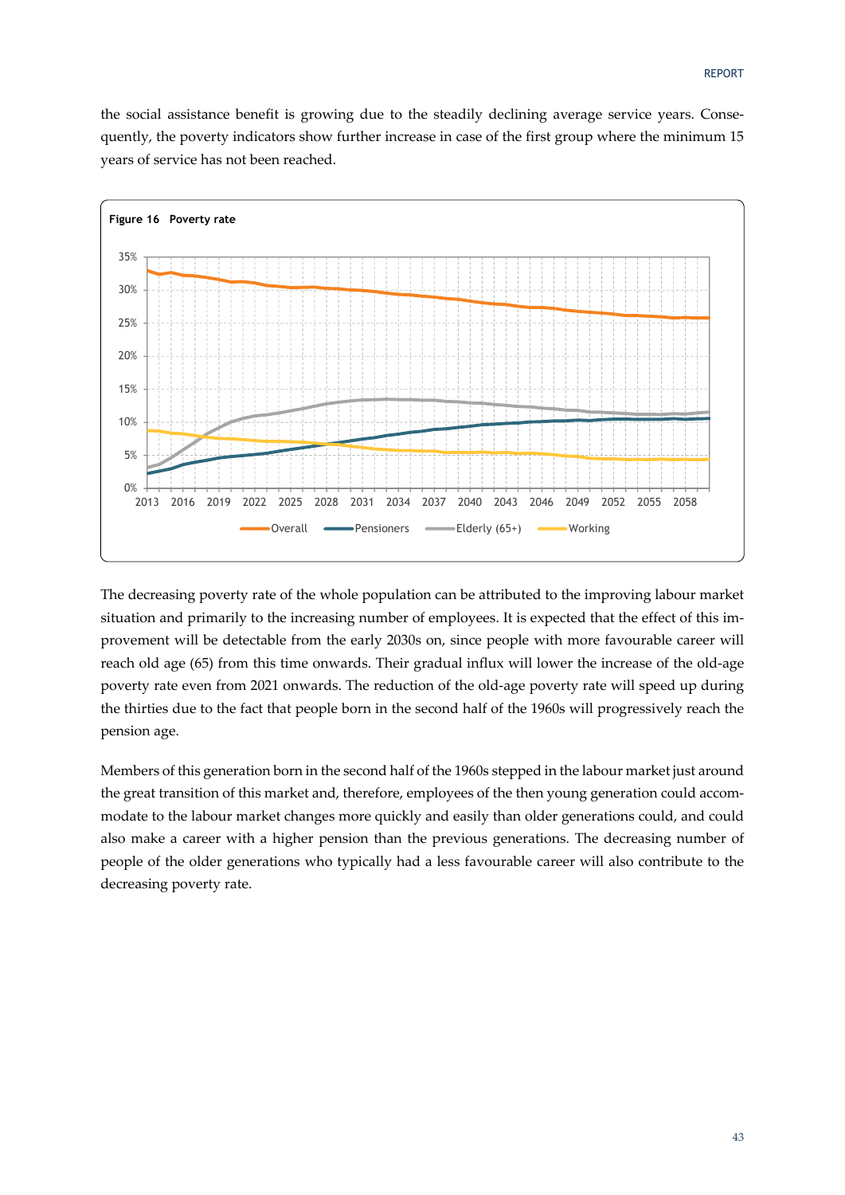the social assistance benefit is growing due to the steadily declining average service years. Consequently, the poverty indicators show further increase in case of the first group where the minimum 15 years of service has not been reached.

**Figure 16 Poverty rate**

The decreasing poverty rate of the whole population can be attributed to the improving labour market situation and primarily to the increasing number of employees. It is expected that the effect of this improvement will be detectable from the early 2030s on, since people with more favourable career will reach old age (65) from this time onwards. Their gradual influx will lower the increase of the old-age poverty rate even from 2021 onwards. The reduction of the old-age poverty rate will speed up during the thirties due to the fact that people born in the second half of the 1960s will progressively reach the pension age.

Members of this generation born in the second half of the 1960s stepped in the labour market just around the great transition of this market and, therefore, employees of the then young generation could accommodate to the labour market changes more quickly and easily than older generations could, and could also make a career with a higher pension than the previous generations. The decreasing number of people of the older generations who typically had a less favourable career will also contribute to the decreasing poverty rate.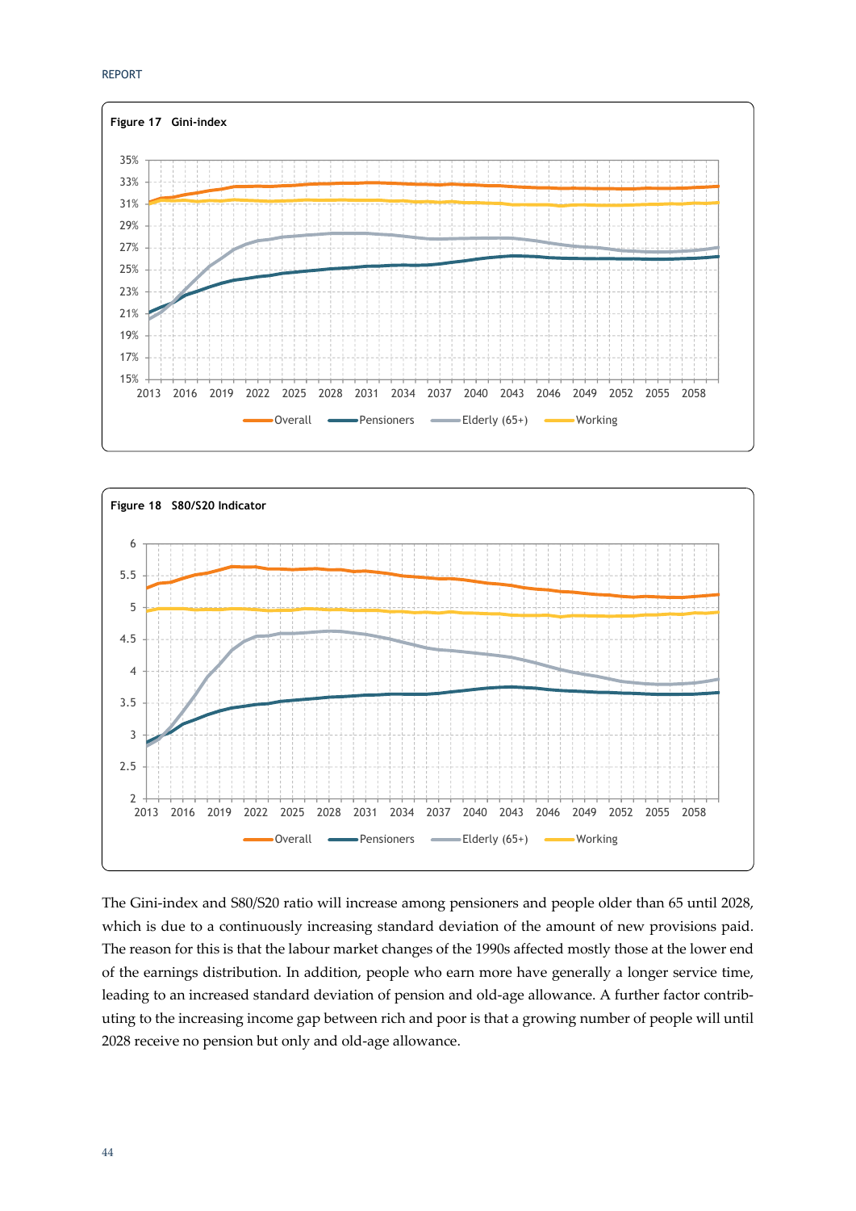**Figure 17 Gini-index**

**Figure 18 S80/S20 Indicator**

The Gini-index and S80/S20 ratio will increase among pensioners and people older than 65 until 2028, which is due to a continuously increasing standard deviation of the amount of new provisions paid. The reason for this is that the labour market changes of the 1990s affected mostly those at the lower end of the earnings distribution. In addition, people who earn more have generally a longer service time, leading to an increased standard deviation of pension and old-age allowance. A further factor contributing to the increasing income gap between rich and poor is that a growing number of people will until 2028 receive no pension but only and old-age allowance.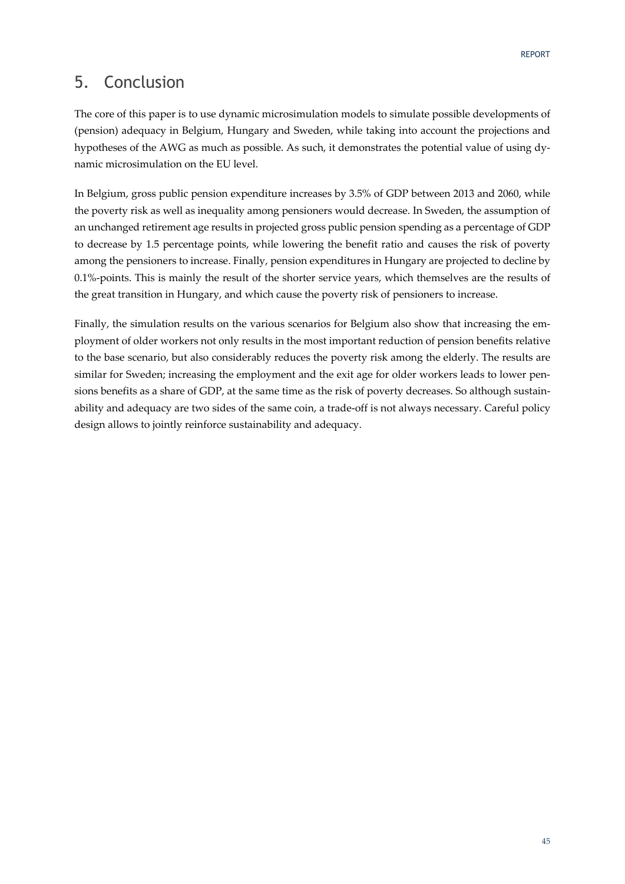## 5. Conclusion

The core of this paper is to use dynamic microsimulation models to simulate possible developments of (pension) adequacy in Belgium, Hungary and Sweden, while taking into account the projections and hypotheses of the AWG as much as possible. As such, it demonstrates the potential value of using dynamic microsimulation on the EU level.

In Belgium, gross public pension expenditure increases by 3.5% of GDP between 2013 and 2060, while the poverty risk as well as inequality among pensioners would decrease. In Sweden, the assumption of an unchanged retirement age results in projected gross public pension spending as a percentage of GDP to decrease by 1.5 percentage points, while lowering the benefit ratio and causes the risk of poverty among the pensioners to increase. Finally, pension expenditures in Hungary are projected to decline by 0.1%-points. This is mainly the result of the shorter service years, which themselves are the results of the great transition in Hungary, and which cause the poverty risk of pensioners to increase.

Finally, the simulation results on the various scenarios for Belgium also show that increasing the employment of older workers not only results in the most important reduction of pension benefits relative to the base scenario, but also considerably reduces the poverty risk among the elderly. The results are similar for Sweden; increasing the employment and the exit age for older workers leads to lower pensions benefits as a share of GDP, at the same time as the risk of poverty decreases. So although sustainability and adequacy are two sides of the same coin, a trade-off is not always necessary. Careful policy design allows to jointly reinforce sustainability and adequacy.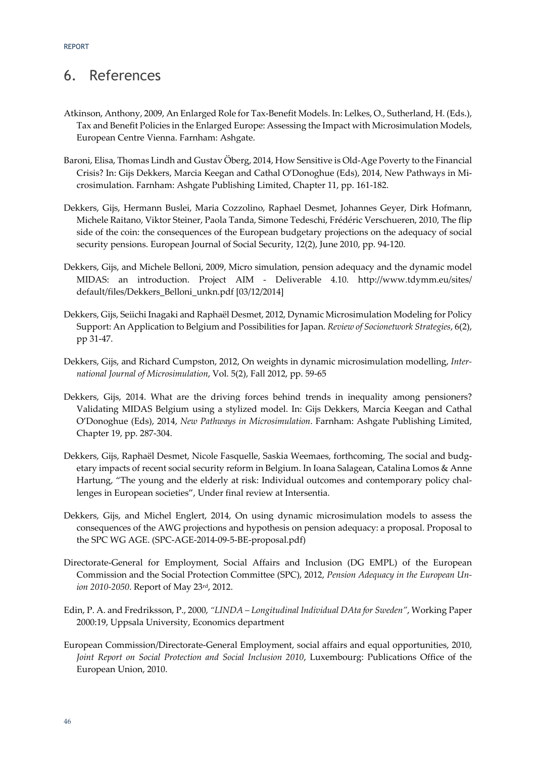# 6. References

Atkinson, Anthony, 2009, An Enlarged Role for Tax-Benefit Models. In: Lelkes, O., Sutherland, H. (Eds.), Tax and Benefit Policies in the Enlarged Europe: Assessing the Impact with Microsimulation Models, European Centre Vienna. Farnham: Ashgate.

Baroni, Elisa, Thomas Lindh and Gustav Öberg, 2014, How Sensitive is Old-Age Poverty to the Financial Crisis? In: Gijs Dekkers, Marcia Keegan and Cathal O'Donoghue (Eds), 2014, New Pathways in Microsimulation. Farnham: Ashgate Publishing Limited, Chapter 11, pp. 161-182.

Dekkers, Gijs, Hermann Buslei, Maria Cozzolino, Raphael Desmet, Johannes Geyer, Dirk Hofmann, Michele Raitano, Viktor Steiner, Paola Tanda, Simone Tedeschi, Frédéric Verschueren, 2010, The flip side of the coin: the consequences of the European budgetary projections on the adequacy of social security pensions. European Journal of Social Security, 12(2), June 2010, pp. 94-120.

Dekkers, Gijs, and Michele Belloni, 2009, Micro simulation, pension adequacy and the dynamic model MIDAS: an introduction. Project AIM - Deliverable 4.10. http://www.tdymm.eu/sites/default/files/Dekkers_Belloni_unkn.pdf [03/12/2014]

Dekkers, Gijs, Seiichi Inagaki and Raphaël Desmet, 2012, Dynamic Microsimulation Modeling for Policy Support: An Application to Belgium and Possibilities for Japan. *Review of Socionetwork Strategies*, 6(2), pp 31-47.

Dekkers, Gijs, and Richard Cumpston, 2012, On weights in dynamic microsimulation modelling, *International Journal of Microsimulation*, Vol. 5(2), Fall 2012, pp. 59-65

Dekkers, Gijs, 2014. What are the driving forces behind trends in inequality among pensioners? Validating MIDAS Belgium using a stylized model. In: Gijs Dekkers, Marcia Keegan and Cathal O'Donoghue (Eds), 2014, *New Pathways in Microsimulation*. Farnham: Ashgate Publishing Limited, Chapter 19, pp. 287-304.

Dekkers, Gijs, Raphaël Desmet, Nicole Fasquelle, Saskia Weemaes, forthcoming, The social and budgetary impacts of recent social security reform in Belgium. In Ioana Salagean, Catalina Lomos & Anne Hartung, "The young and the elderly at risk: Individual outcomes and contemporary policy challenges in European societies", Under final review at Intersentia.

Dekkers, Gijs, and Michel Englert, 2014, On using dynamic microsimulation models to assess the consequences of the AWG projections and hypothesis on pension adequacy: a proposal. Proposal to the SPC WG AGE. (SPC-AGE-2014-09-5-BE-proposal.pdf)

Directorate-General for Employment, Social Affairs and Inclusion (DG EMPL) of the European Commission and the Social Protection Committee (SPC), 2012, *Pension Adequacy in the European Union 2010-2050*. Report of May 23rd, 2012.

Edin, P. A. and Fredriksson, P., 2000, *"LINDA – Longitudinal Individual DAta for Sweden"*, Working Paper 2000:19, Uppsala University, Economics department

European Commission/Directorate-General Employment, social affairs and equal opportunities, 2010, *Joint Report on Social Protection and Social Inclusion 2010*, Luxembourg: Publications Office of the European Union, 2010.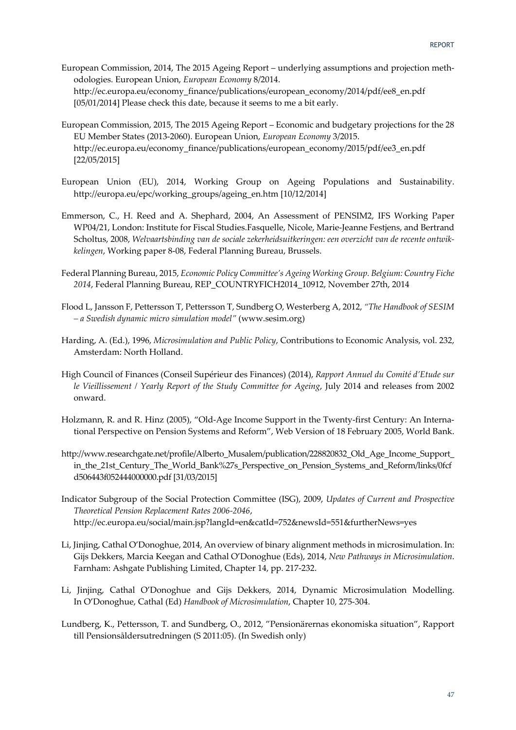European Commission, 2014, The 2015 Ageing Report – underlying assumptions and projection methodologies. European Union, *European Economy* 8/2014. http://ec.europa.eu/economy_finance/publications/european_economy/2014/pdf/ee8_en.pdf [05/01/2014] Please check this date, because it seems to me a bit early.

European Commission, 2015, The 2015 Ageing Report – Economic and budgetary projections for the 28 EU Member States (2013-2060). European Union, *European Economy* 3/2015. http://ec.europa.eu/economy_finance/publications/european_economy/2015/pdf/ee3_en.pdf [22/05/2015]

European Union (EU), 2014, Working Group on Ageing Populations and Sustainability. http://europa.eu/epc/working_groups/ageing_en.htm [10/12/2014]

Emmerson, C., H. Reed and A. Shephard, 2004, An Assessment of PENSIM2, IFS Working Paper WP04/21, London: Institute for Fiscal Studies.Fasquelle, Nicole, Marie-Jeanne Festjens, and Bertrand Scholtus, 2008, *Welvaartsbinding van de sociale zekerheidsuitkeringen: een overzicht van de recente ontwikkelingen*, Working paper 8-08, Federal Planning Bureau, Brussels.

Federal Planning Bureau, 2015, *Economic Policy Committee's Ageing Working Group. Belgium: Country Fiche 2014*, Federal Planning Bureau, REP_COUNTRYFICH2014_10912, November 27th, 2014

Flood L, Jansson F, Pettersson T, Pettersson T, Sundberg O, Westerberg A, 2012, *"The Handbook of SESIM – a Swedish dynamic micro simulation model"* (www.sesim.org)

Harding, A. (Ed.), 1996, *Microsimulation and Public Policy*, Contributions to Economic Analysis, vol. 232, Amsterdam: North Holland.

High Council of Finances (Conseil Supérieur des Finances) (2014), *Rapport Annuel du Comité d'Etude sur le Vieillissement / Yearly Report of the Study Committee for Ageing*, July 2014 and releases from 2002 onward.

Holzmann, R. and R. Hinz (2005), "Old-Age Income Support in the Twenty-first Century: An International Perspective on Pension Systems and Reform", Web Version of 18 February 2005, World Bank.

http://www.researchgate.net/profile/Alberto_Musalem/publication/228820832_Old_Age_Income_Support_in_the_21st_Century_The_World_Bank%27s_Perspective_on_Pension_Systems_and_Reform/links/0fcfd506443f052444000000.pdf [31/03/2015]

Indicator Subgroup of the Social Protection Committee (ISG), 2009, *Updates of Current and Prospective Theoretical Pension Replacement Rates 2006-2046*, http://ec.europa.eu/social/main.jsp?langId=en&catId=752&newsId=551&furtherNews=yes

Li, Jinjing, Cathal O'Donoghue, 2014, An overview of binary alignment methods in microsimulation. In: Gijs Dekkers, Marcia Keegan and Cathal O'Donoghue (Eds), 2014, *New Pathways in Microsimulation*. Farnham: Ashgate Publishing Limited, Chapter 14, pp. 217-232.

Li, Jinjing, Cathal O'Donoghue and Gijs Dekkers, 2014, Dynamic Microsimulation Modelling. In O'Donoghue, Cathal (Ed) *Handbook of Microsimulation*, Chapter 10, 275-304.

Lundberg, K., Pettersson, T. and Sundberg, O., 2012, "Pensionärernas ekonomiska situation", Rapport till Pensionsåldersutredningen (S 2011:05). (In Swedish only)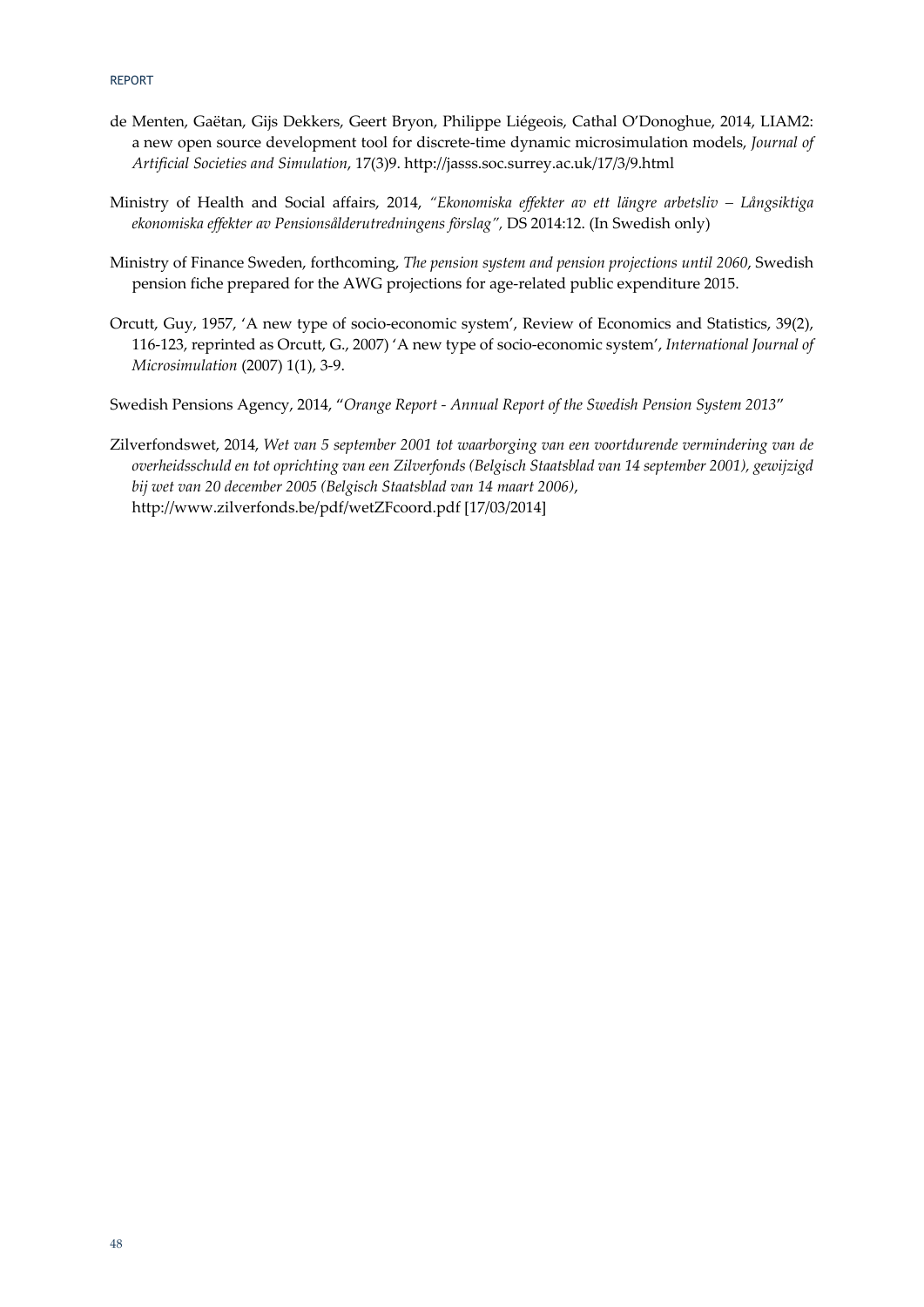de Menten, Gaëtan, Gijs Dekkers, Geert Bryon, Philippe Liégeois, Cathal O'Donoghue, 2014, LIAM2: a new open source development tool for discrete-time dynamic microsimulation models, *Journal of Artificial Societies and Simulation*, 17(3)9. http://jasss.soc.surrey.ac.uk/17/3/9.html

Ministry of Health and Social affairs, 2014, *"Ekonomiska effekter av ett längre arbetsliv – Långsiktiga ekonomiska effekter av Pensionsålderutredningens förslag"*, DS 2014:12. (In Swedish only)

Ministry of Finance Sweden, forthcoming, *The pension system and pension projections until 2060*, Swedish pension fiche prepared for the AWG projections for age-related public expenditure 2015.

Orcutt, Guy, 1957, 'A new type of socio-economic system', Review of Economics and Statistics, 39(2), 116-123, reprinted as Orcutt, G., 2007) 'A new type of socio-economic system', *International Journal of Microsimulation* (2007) 1(1), 3-9.

Swedish Pensions Agency, 2014, "*Orange Report - Annual Report of the Swedish Pension System 2013*"

Zilverfondswet, 2014, *Wet van 5 september 2001 tot waarborging van een voortdurende vermindering van de overheidsschuld en tot oprichting van een Zilverfonds (Belgisch Staatsblad van 14 september 2001), gewijzigd bij wet van 20 december 2005 (Belgisch Staatsblad van 14 maart 2006)*, http://www.zilverfonds.be/pdf/wetZFcoord.pdf [17/03/2014]